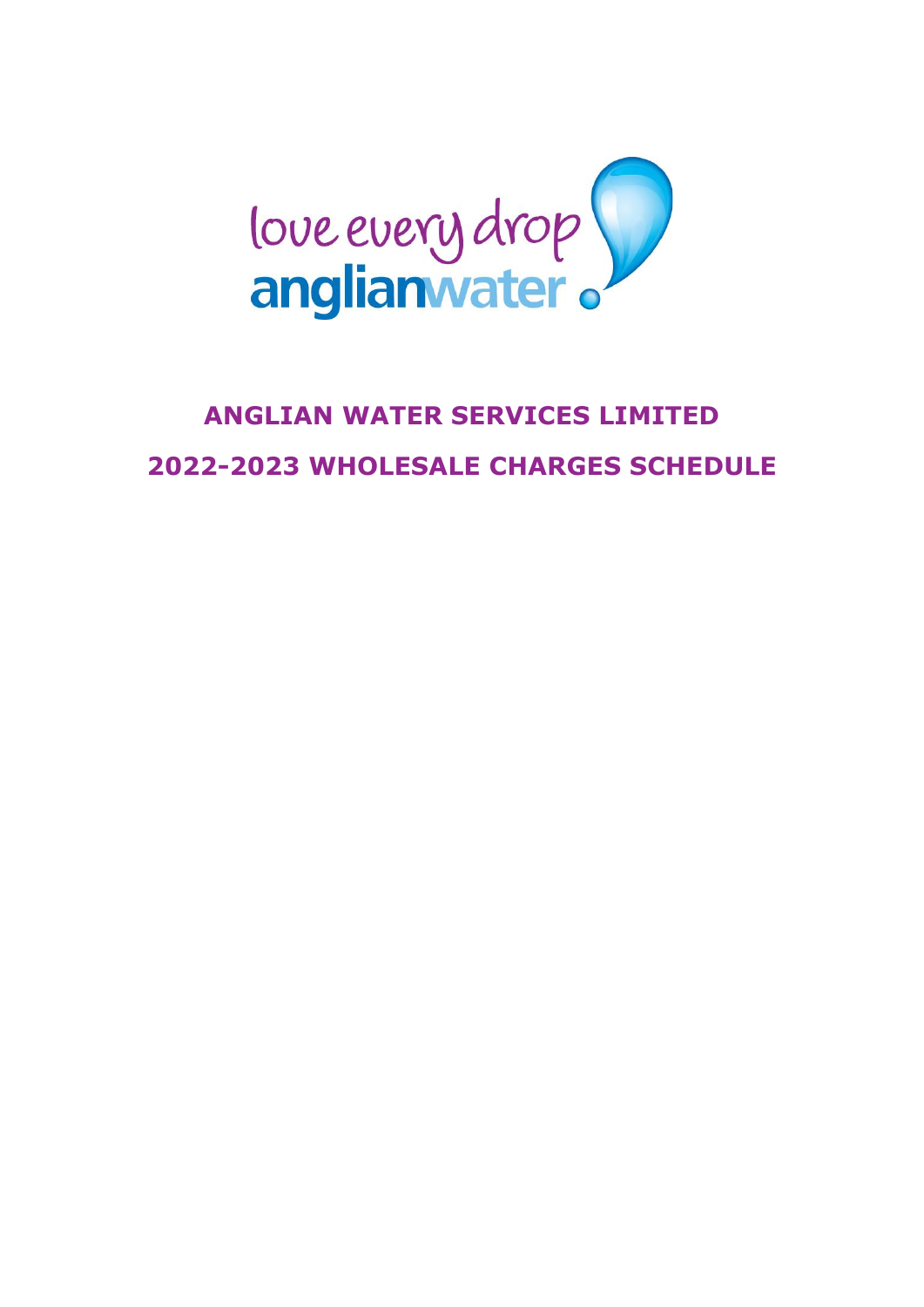love every drop
anglianwater

# ANGLIAN WATER SERVICES LIMITED

# 2022-2023 WHOLESALE CHARGES SCHEDULE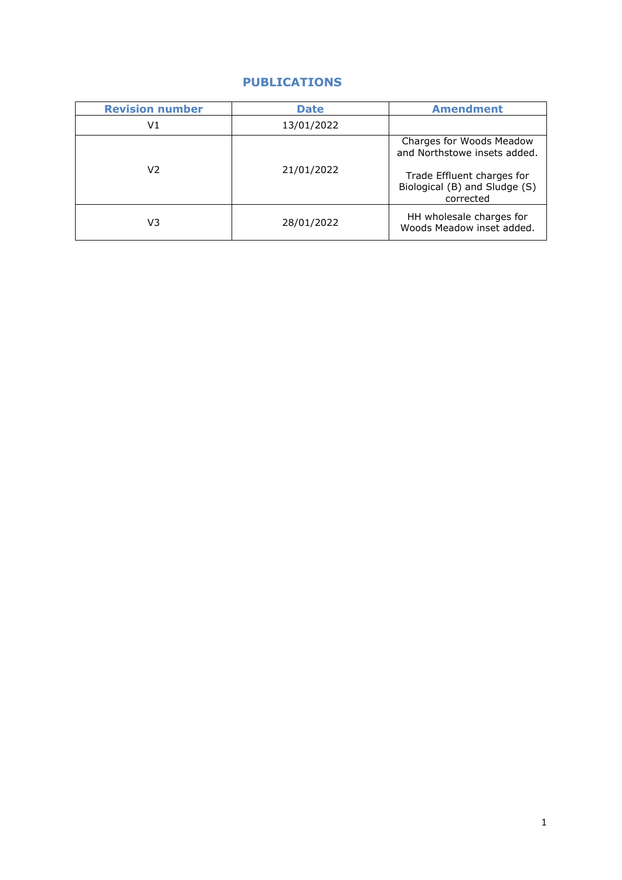## PUBLICATIONS

| Revision number | Date | Amendment |
|---|---|---|
| V1 | 13/01/2022 | |
| V2 | 21/01/2022 | Charges for Woods Meadow and Northstowe insets added.<br><br>Trade Effluent charges for Biological (B) and Sludge (S) corrected |
| V3 | 28/01/2022 | HH wholesale charges for Woods Meadow inset added. |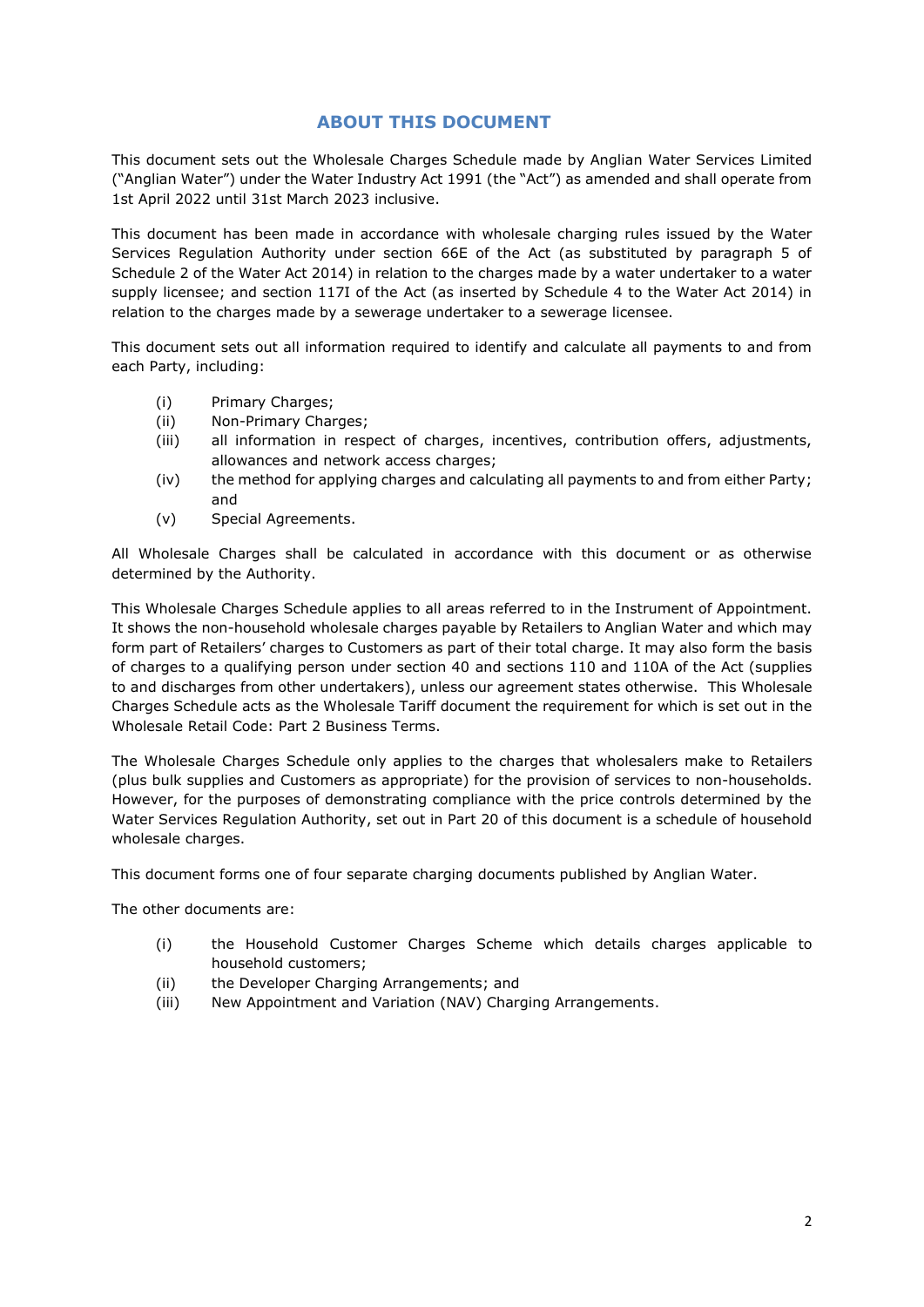## ABOUT THIS DOCUMENT

This document sets out the Wholesale Charges Schedule made by Anglian Water Services Limited ("Anglian Water") under the Water Industry Act 1991 (the "Act") as amended and shall operate from 1st April 2022 until 31st March 2023 inclusive.

This document has been made in accordance with wholesale charging rules issued by the Water Services Regulation Authority under section 66E of the Act (as substituted by paragraph 5 of Schedule 2 of the Water Act 2014) in relation to the charges made by a water undertaker to a water supply licensee; and section 117I of the Act (as inserted by Schedule 4 to the Water Act 2014) in relation to the charges made by a sewerage undertaker to a sewerage licensee.

This document sets out all information required to identify and calculate all payments to and from each Party, including:

- (i) Primary Charges;
- (ii) Non-Primary Charges;
- (iii) all information in respect of charges, incentives, contribution offers, adjustments, allowances and network access charges;
- (iv) the method for applying charges and calculating all payments to and from either Party; and
- (v) Special Agreements.

All Wholesale Charges shall be calculated in accordance with this document or as otherwise determined by the Authority.

This Wholesale Charges Schedule applies to all areas referred to in the Instrument of Appointment. It shows the non-household wholesale charges payable by Retailers to Anglian Water and which may form part of Retailers' charges to Customers as part of their total charge. It may also form the basis of charges to a qualifying person under section 40 and sections 110 and 110A of the Act (supplies to and discharges from other undertakers), unless our agreement states otherwise. This Wholesale Charges Schedule acts as the Wholesale Tariff document the requirement for which is set out in the Wholesale Retail Code: Part 2 Business Terms.

The Wholesale Charges Schedule only applies to the charges that wholesalers make to Retailers (plus bulk supplies and Customers as appropriate) for the provision of services to non-households. However, for the purposes of demonstrating compliance with the price controls determined by the Water Services Regulation Authority, set out in Part 20 of this document is a schedule of household wholesale charges.

This document forms one of four separate charging documents published by Anglian Water.

The other documents are:

- (i) the Household Customer Charges Scheme which details charges applicable to household customers;
- (ii) the Developer Charging Arrangements; and
- (iii) New Appointment and Variation (NAV) Charging Arrangements.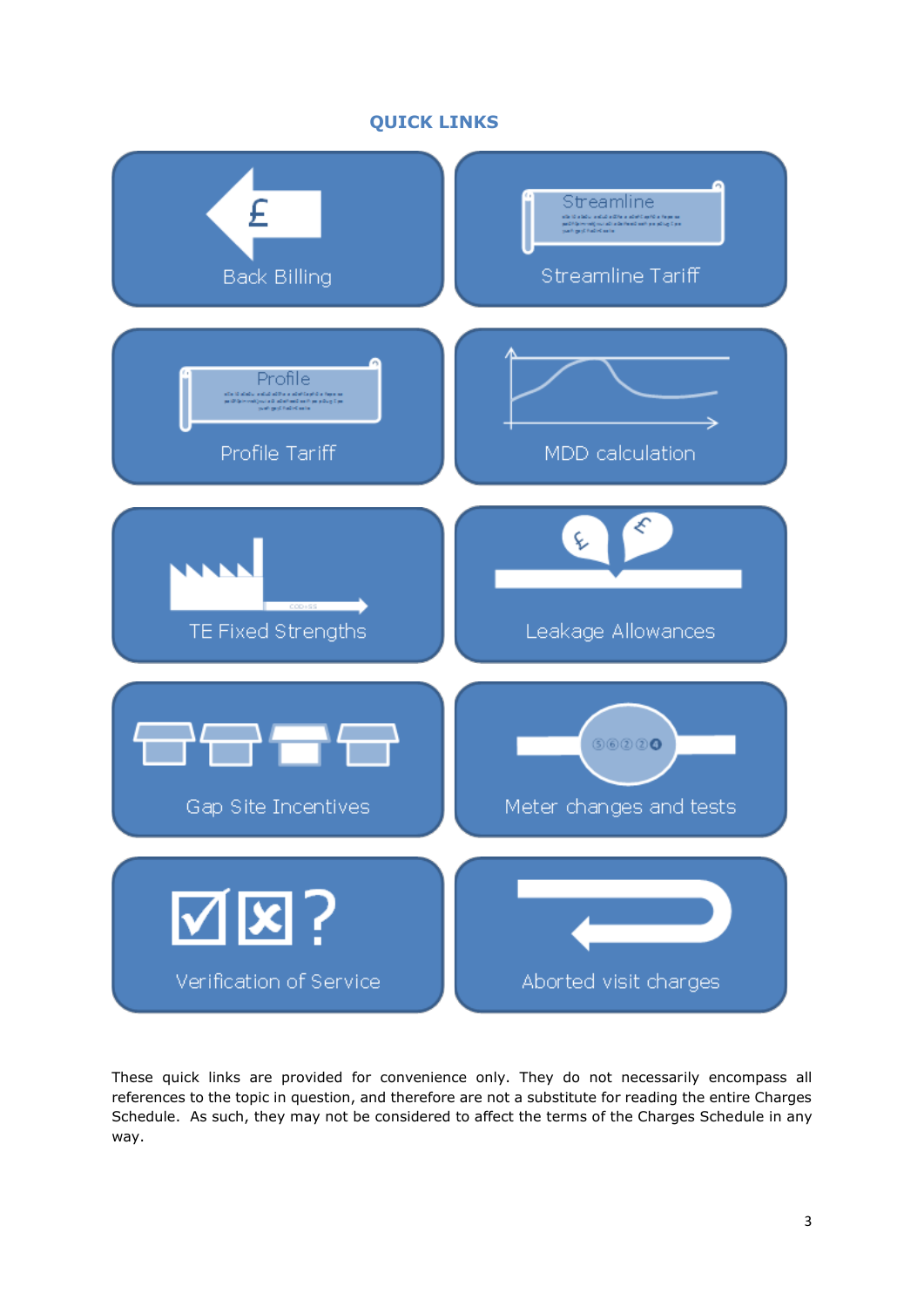## QUICK LINKS

- Back Billing
- Streamline Tariff
- Profile Tariff
- MDD calculation
- TE Fixed Strengths
- Leakage Allowances
- Gap Site Incentives
- Meter changes and tests
- Verification of Service
- Aborted visit charges

These quick links are provided for convenience only. They do not necessarily encompass all references to the topic in question, and therefore are not a substitute for reading the entire Charges Schedule. As such, they may not be considered to affect the terms of the Charges Schedule in any way.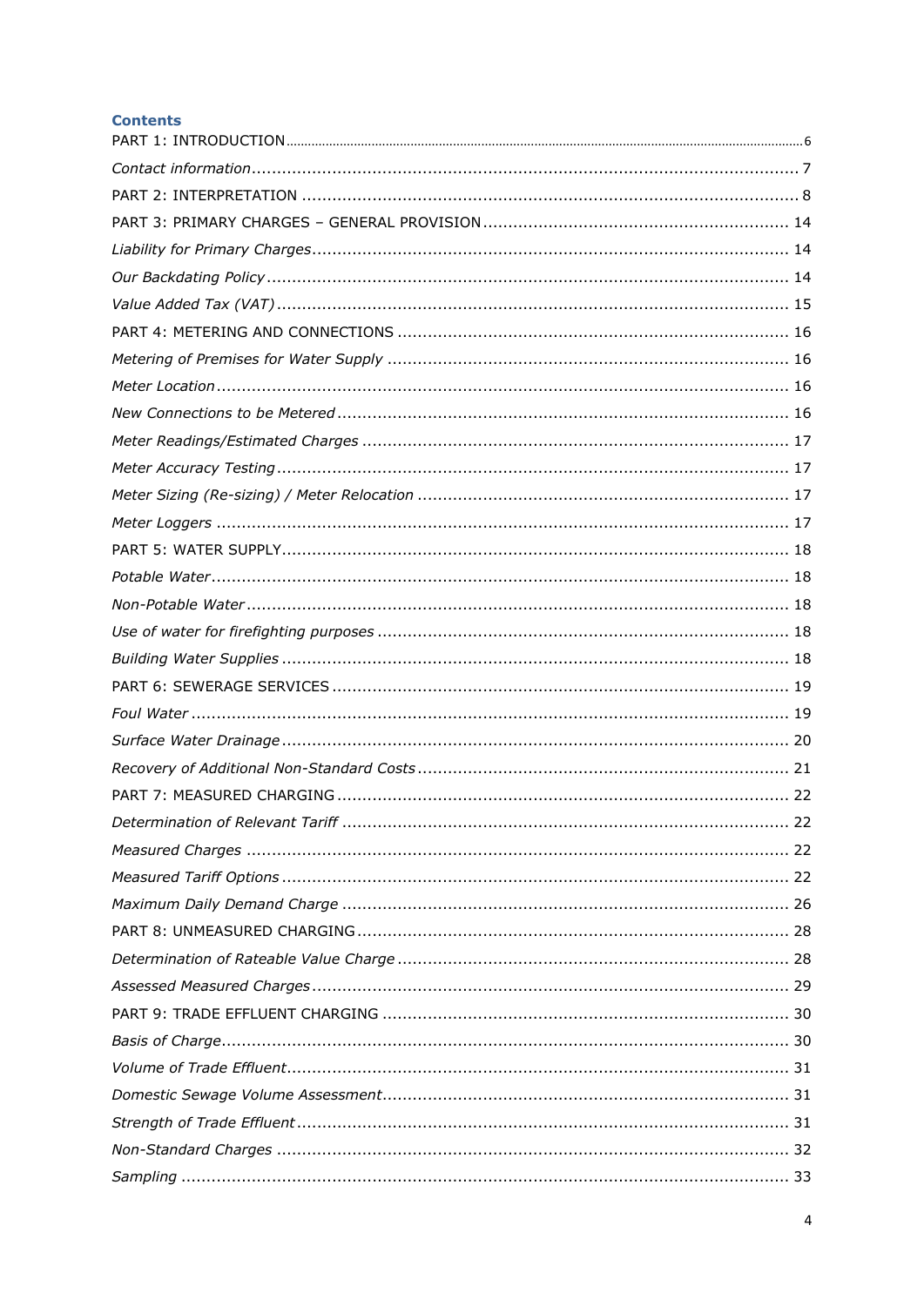**Contents**

PART 1: INTRODUCTION ........ 6

*Contact information* ........ 7

PART 2: INTERPRETATION ........ 8

PART 3: PRIMARY CHARGES – GENERAL PROVISION ........ 14

*Liability for Primary Charges* ........ 14

*Our Backdating Policy* ........ 14

*Value Added Tax (VAT)* ........ 15

PART 4: METERING AND CONNECTIONS ........ 16

*Metering of Premises for Water Supply* ........ 16

*Meter Location* ........ 16

*New Connections to be Metered* ........ 16

*Meter Readings/Estimated Charges* ........ 17

*Meter Accuracy Testing* ........ 17

*Meter Sizing (Re-sizing) / Meter Relocation* ........ 17

*Meter Loggers* ........ 17

PART 5: WATER SUPPLY ........ 18

*Potable Water* ........ 18

*Non-Potable Water* ........ 18

*Use of water for firefighting purposes* ........ 18

*Building Water Supplies* ........ 18

PART 6: SEWERAGE SERVICES ........ 19

*Foul Water* ........ 19

*Surface Water Drainage* ........ 20

*Recovery of Additional Non-Standard Costs* ........ 21

PART 7: MEASURED CHARGING ........ 22

*Determination of Relevant Tariff* ........ 22

*Measured Charges* ........ 22

*Measured Tariff Options* ........ 22

*Maximum Daily Demand Charge* ........ 26

PART 8: UNMEASURED CHARGING ........ 28

*Determination of Rateable Value Charge* ........ 28

*Assessed Measured Charges* ........ 29

PART 9: TRADE EFFLUENT CHARGING ........ 30

*Basis of Charge* ........ 30

*Volume of Trade Effluent* ........ 31

*Domestic Sewage Volume Assessment* ........ 31

*Strength of Trade Effluent* ........ 31

*Non-Standard Charges* ........ 32

*Sampling* ........ 33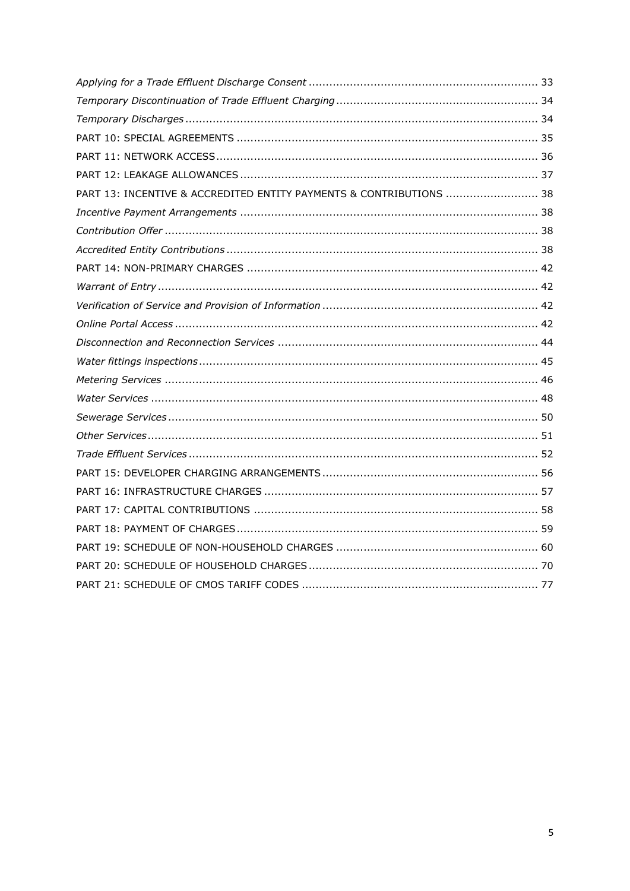*Applying for a Trade Effluent Discharge Consent* ..................................................................... 33

*Temporary Discontinuation of Trade Effluent Charging* ............................................................ 34

*Temporary Discharges* ......................................................................................................... 34

PART 10: SPECIAL AGREEMENTS ........................................................................................ 35

PART 11: NETWORK ACCESS .............................................................................................. 36

PART 12: LEAKAGE ALLOWANCES ....................................................................................... 37

PART 13: INCENTIVE & ACCREDITED ENTITY PAYMENTS & CONTRIBUTIONS ........................... 38

*Incentive Payment Arrangements* ....................................................................................... 38

*Contribution Offer* ............................................................................................................. 38

*Accredited Entity Contributions* ........................................................................................... 38

PART 14: NON-PRIMARY CHARGES ..................................................................................... 42

*Warrant of Entry* ............................................................................................................... 42

*Verification of Service and Provision of Information* ............................................................... 42

*Online Portal Access* .......................................................................................................... 42

*Disconnection and Reconnection Services* ............................................................................ 44

*Water fittings inspections* ................................................................................................... 45

*Metering Services* ............................................................................................................. 46

*Water Services* ................................................................................................................. 48

*Sewerage Services* ........................................................................................................... 50

*Other Services* .................................................................................................................. 51

*Trade Effluent Services* ...................................................................................................... 52

PART 15: DEVELOPER CHARGING ARRANGEMENTS ............................................................... 56

PART 16: INFRASTRUCTURE CHARGES ................................................................................ 57

PART 17: CAPITAL CONTRIBUTIONS ................................................................................... 58

PART 18: PAYMENT OF CHARGES ........................................................................................ 59

PART 19: SCHEDULE OF NON-HOUSEHOLD CHARGES ........................................................... 60

PART 20: SCHEDULE OF HOUSEHOLD CHARGES ................................................................... 70

PART 21: SCHEDULE OF CMOS TARIFF CODES ..................................................................... 77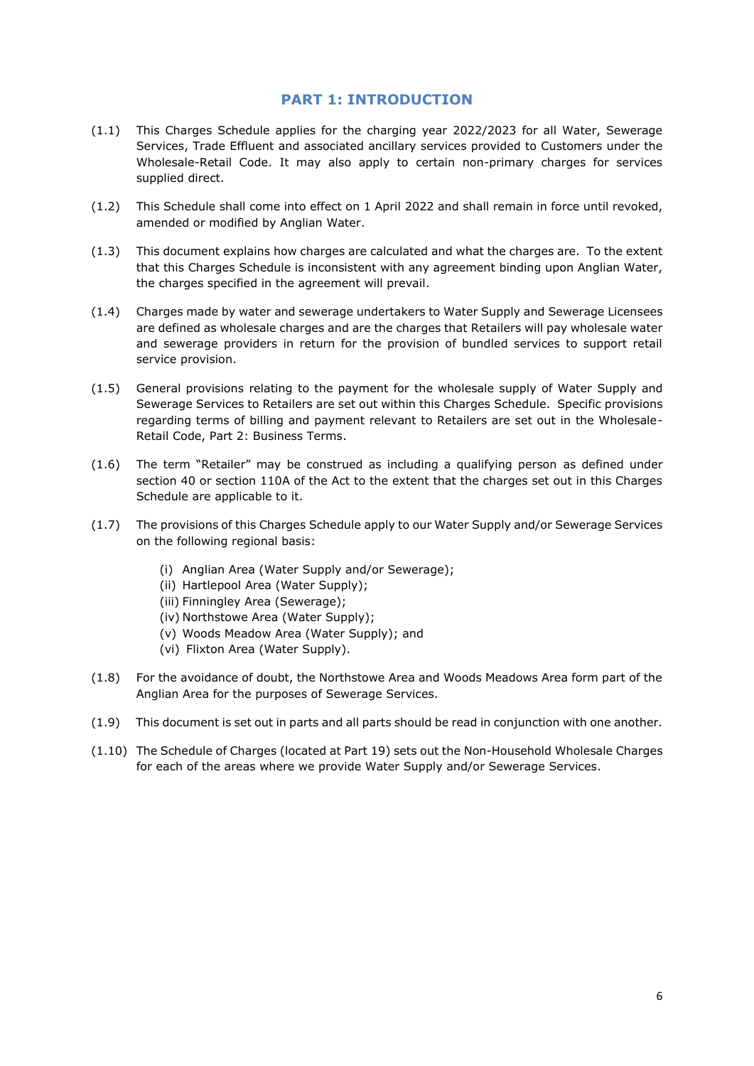## PART 1: INTRODUCTION

(1.1) This Charges Schedule applies for the charging year 2022/2023 for all Water, Sewerage Services, Trade Effluent and associated ancillary services provided to Customers under the Wholesale-Retail Code. It may also apply to certain non-primary charges for services supplied direct.

(1.2) This Schedule shall come into effect on 1 April 2022 and shall remain in force until revoked, amended or modified by Anglian Water.

(1.3) This document explains how charges are calculated and what the charges are. To the extent that this Charges Schedule is inconsistent with any agreement binding upon Anglian Water, the charges specified in the agreement will prevail.

(1.4) Charges made by water and sewerage undertakers to Water Supply and Sewerage Licensees are defined as wholesale charges and are the charges that Retailers will pay wholesale water and sewerage providers in return for the provision of bundled services to support retail service provision.

(1.5) General provisions relating to the payment for the wholesale supply of Water Supply and Sewerage Services to Retailers are set out within this Charges Schedule. Specific provisions regarding terms of billing and payment relevant to Retailers are set out in the Wholesale-Retail Code, Part 2: Business Terms.

(1.6) The term "Retailer" may be construed as including a qualifying person as defined under section 40 or section 110A of the Act to the extent that the charges set out in this Charges Schedule are applicable to it.

(1.7) The provisions of this Charges Schedule apply to our Water Supply and/or Sewerage Services on the following regional basis:

- (i) Anglian Area (Water Supply and/or Sewerage);
- (ii) Hartlepool Area (Water Supply);
- (iii) Finningley Area (Sewerage);
- (iv) Northstowe Area (Water Supply);
- (v) Woods Meadow Area (Water Supply); and
- (vi) Flixton Area (Water Supply).

(1.8) For the avoidance of doubt, the Northstowe Area and Woods Meadows Area form part of the Anglian Area for the purposes of Sewerage Services.

(1.9) This document is set out in parts and all parts should be read in conjunction with one another.

(1.10) The Schedule of Charges (located at Part 19) sets out the Non-Household Wholesale Charges for each of the areas where we provide Water Supply and/or Sewerage Services.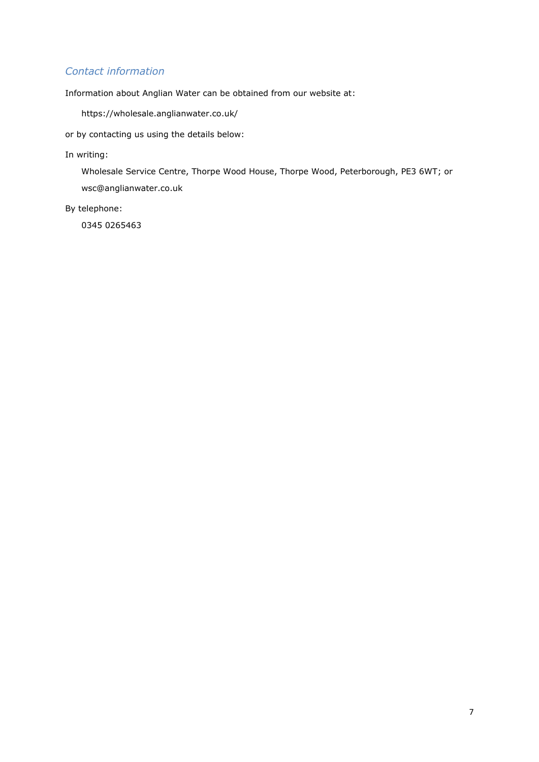### *Contact information*

Information about Anglian Water can be obtained from our website at:

https://wholesale.anglianwater.co.uk/

or by contacting us using the details below:

In writing:

Wholesale Service Centre, Thorpe Wood House, Thorpe Wood, Peterborough, PE3 6WT; or

wsc@anglianwater.co.uk

By telephone:

0345 0265463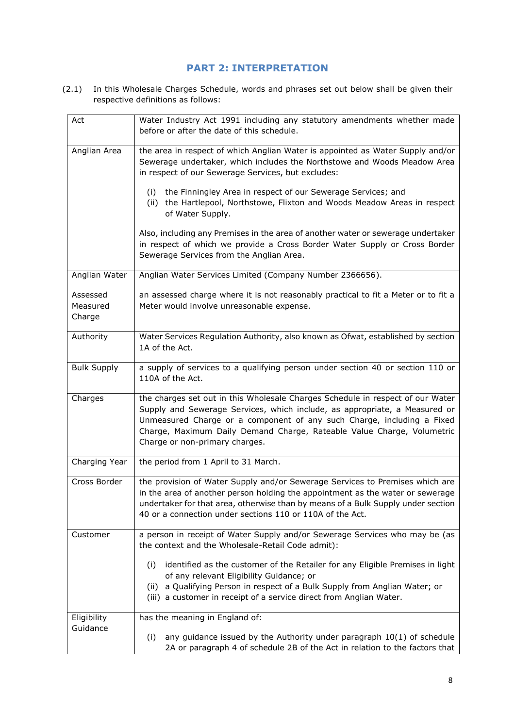## PART 2: INTERPRETATION

(2.1) In this Wholesale Charges Schedule, words and phrases set out below shall be given their respective definitions as follows:

| | |
|---|---|
| Act | Water Industry Act 1991 including any statutory amendments whether made before or after the date of this schedule. |
| Anglian Area | the area in respect of which Anglian Water is appointed as Water Supply and/or Sewerage undertaker, which includes the Northstowe and Woods Meadow Area in respect of our Sewerage Services, but excludes:<br><br>(i) the Finningley Area in respect of our Sewerage Services; and<br>(ii) the Hartlepool, Northstowe, Flixton and Woods Meadow Areas in respect of Water Supply.<br><br>Also, including any Premises in the area of another water or sewerage undertaker in respect of which we provide a Cross Border Water Supply or Cross Border Sewerage Services from the Anglian Area. |
| Anglian Water | Anglian Water Services Limited (Company Number 2366656). |
| Assessed Measured Charge | an assessed charge where it is not reasonably practical to fit a Meter or to fit a Meter would involve unreasonable expense. |
| Authority | Water Services Regulation Authority, also known as Ofwat, established by section 1A of the Act. |
| Bulk Supply | a supply of services to a qualifying person under section 40 or section 110 or 110A of the Act. |
| Charges | the charges set out in this Wholesale Charges Schedule in respect of our Water Supply and Sewerage Services, which include, as appropriate, a Measured or Unmeasured Charge or a component of any such Charge, including a Fixed Charge, Maximum Daily Demand Charge, Rateable Value Charge, Volumetric Charge or non-primary charges. |
| Charging Year | the period from 1 April to 31 March. |
| Cross Border | the provision of Water Supply and/or Sewerage Services to Premises which are in the area of another person holding the appointment as the water or sewerage undertaker for that area, otherwise than by means of a Bulk Supply under section 40 or a connection under sections 110 or 110A of the Act. |
| Customer | a person in receipt of Water Supply and/or Sewerage Services who may be (as the context and the Wholesale-Retail Code admit):<br><br>(i) identified as the customer of the Retailer for any Eligible Premises in light of any relevant Eligibility Guidance; or<br>(ii) a Qualifying Person in respect of a Bulk Supply from Anglian Water; or<br>(iii) a customer in receipt of a service direct from Anglian Water. |
| Eligibility Guidance | has the meaning in England of:<br><br>(i) any guidance issued by the Authority under paragraph 10(1) of schedule 2A or paragraph 4 of schedule 2B of the Act in relation to the factors that |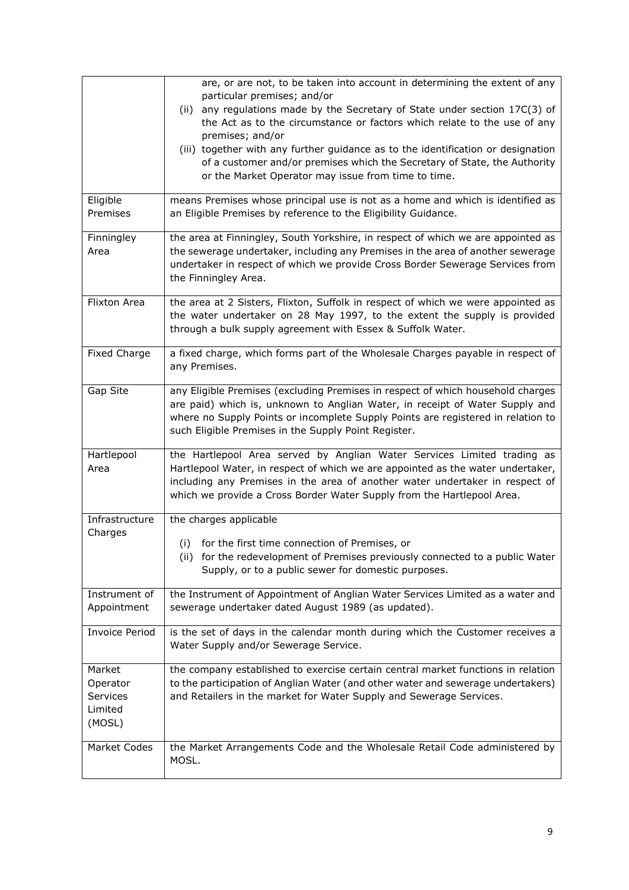| | |
|---|---|
| | are, or are not, to be taken into account in determining the extent of any particular premises; and/or<br>(ii) any regulations made by the Secretary of State under section 17C(3) of the Act as to the circumstance or factors which relate to the use of any premises; and/or<br>(iii) together with any further guidance as to the identification or designation of a customer and/or premises which the Secretary of State, the Authority or the Market Operator may issue from time to time. |
| Eligible Premises | means Premises whose principal use is not as a home and which is identified as an Eligible Premises by reference to the Eligibility Guidance. |
| Finningley Area | the area at Finningley, South Yorkshire, in respect of which we are appointed as the sewerage undertaker, including any Premises in the area of another sewerage undertaker in respect of which we provide Cross Border Sewerage Services from the Finningley Area. |
| Flixton Area | the area at 2 Sisters, Flixton, Suffolk in respect of which we were appointed as the water undertaker on 28 May 1997, to the extent the supply is provided through a bulk supply agreement with Essex & Suffolk Water. |
| Fixed Charge | a fixed charge, which forms part of the Wholesale Charges payable in respect of any Premises. |
| Gap Site | any Eligible Premises (excluding Premises in respect of which household charges are paid) which is, unknown to Anglian Water, in receipt of Water Supply and where no Supply Points or incomplete Supply Points are registered in relation to such Eligible Premises in the Supply Point Register. |
| Hartlepool Area | the Hartlepool Area served by Anglian Water Services Limited trading as Hartlepool Water, in respect of which we are appointed as the water undertaker, including any Premises in the area of another water undertaker in respect of which we provide a Cross Border Water Supply from the Hartlepool Area. |
| Infrastructure Charges | the charges applicable<br>(i) for the first time connection of Premises, or<br>(ii) for the redevelopment of Premises previously connected to a public Water Supply, or to a public sewer for domestic purposes. |
| Instrument of Appointment | the Instrument of Appointment of Anglian Water Services Limited as a water and sewerage undertaker dated August 1989 (as updated). |
| Invoice Period | is the set of days in the calendar month during which the Customer receives a Water Supply and/or Sewerage Service. |
| Market Operator Services Limited (MOSL) | the company established to exercise certain central market functions in relation to the participation of Anglian Water (and other water and sewerage undertakers) and Retailers in the market for Water Supply and Sewerage Services. |
| Market Codes | the Market Arrangements Code and the Wholesale Retail Code administered by MOSL. |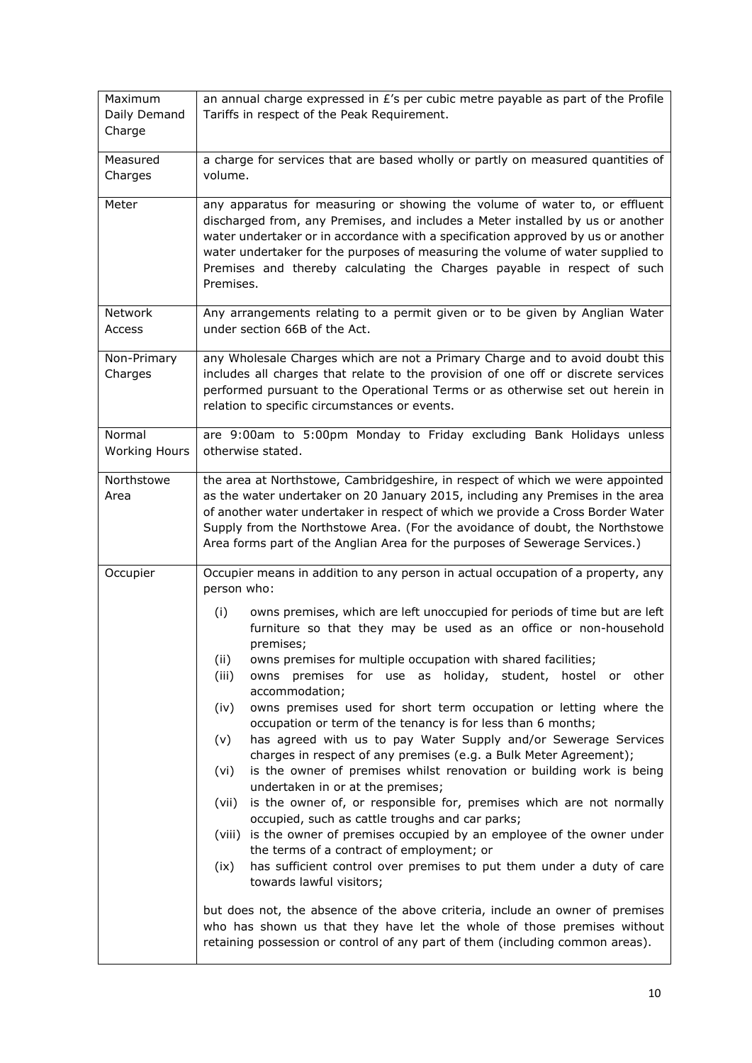| | |
|---|---|
| Maximum Daily Demand Charge | an annual charge expressed in £'s per cubic metre payable as part of the Profile Tariffs in respect of the Peak Requirement. |
| Measured Charges | a charge for services that are based wholly or partly on measured quantities of volume. |
| Meter | any apparatus for measuring or showing the volume of water to, or effluent discharged from, any Premises, and includes a Meter installed by us or another water undertaker or in accordance with a specification approved by us or another water undertaker for the purposes of measuring the volume of water supplied to Premises and thereby calculating the Charges payable in respect of such Premises. |
| Network Access | Any arrangements relating to a permit given or to be given by Anglian Water under section 66B of the Act. |
| Non-Primary Charges | any Wholesale Charges which are not a Primary Charge and to avoid doubt this includes all charges that relate to the provision of one off or discrete services performed pursuant to the Operational Terms or as otherwise set out herein in relation to specific circumstances or events. |
| Normal Working Hours | are 9:00am to 5:00pm Monday to Friday excluding Bank Holidays unless otherwise stated. |
| Northstowe Area | the area at Northstowe, Cambridgeshire, in respect of which we were appointed as the water undertaker on 20 January 2015, including any Premises in the area of another water undertaker in respect of which we provide a Cross Border Water Supply from the Northstowe Area. (For the avoidance of doubt, the Northstowe Area forms part of the Anglian Area for the purposes of Sewerage Services.) |
| Occupier | Occupier means in addition to any person in actual occupation of a property, any person who: <br> (i) owns premises, which are left unoccupied for periods of time but are left furniture so that they may be used as an office or non-household premises; <br> (ii) owns premises for multiple occupation with shared facilities; <br> (iii) owns premises for use as holiday, student, hostel or other accommodation; <br> (iv) owns premises used for short term occupation or letting where the occupation or term of the tenancy is for less than 6 months; <br> (v) has agreed with us to pay Water Supply and/or Sewerage Services charges in respect of any premises (e.g. a Bulk Meter Agreement); <br> (vi) is the owner of premises whilst renovation or building work is being undertaken in or at the premises; <br> (vii) is the owner of, or responsible for, premises which are not normally occupied, such as cattle troughs and car parks; <br> (viii) is the owner of premises occupied by an employee of the owner under the terms of a contract of employment; or <br> (ix) has sufficient control over premises to put them under a duty of care towards lawful visitors; <br><br> but does not, the absence of the above criteria, include an owner of premises who has shown us that they have let the whole of those premises without retaining possession or control of any part of them (including common areas). |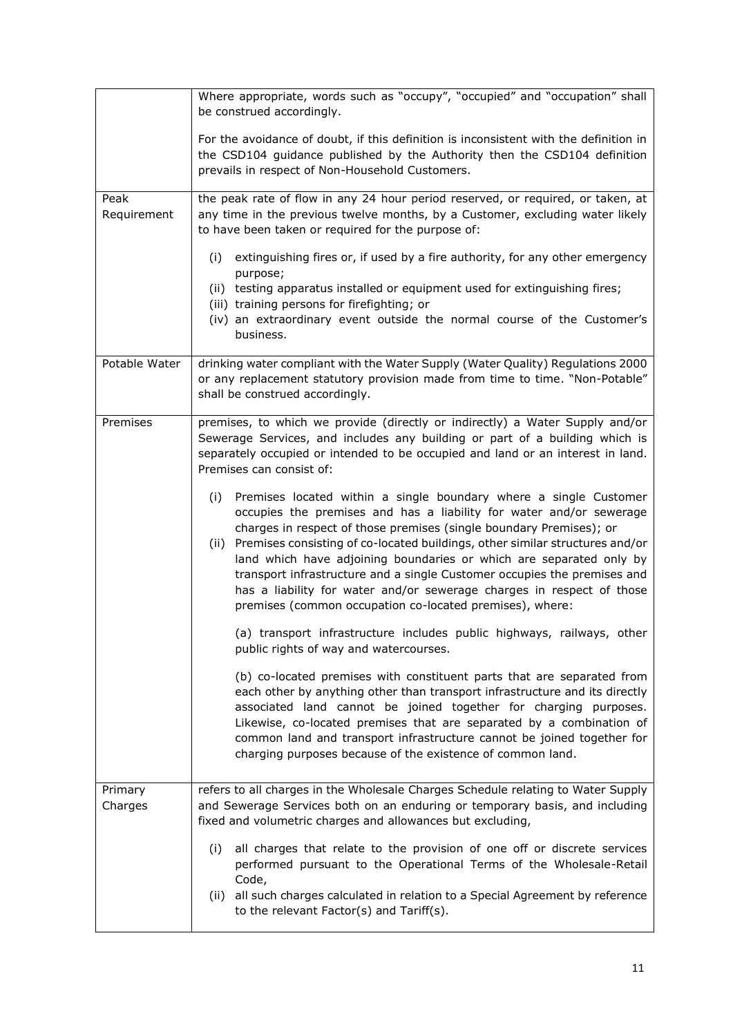| | |
|---|---|
| | Where appropriate, words such as "occupy", "occupied" and "occupation" shall be construed accordingly.<br><br>For the avoidance of doubt, if this definition is inconsistent with the definition in the CSD104 guidance published by the Authority then the CSD104 definition prevails in respect of Non-Household Customers. |
| Peak Requirement | the peak rate of flow in any 24 hour period reserved, or required, or taken, at any time in the previous twelve months, by a Customer, excluding water likely to have been taken or required for the purpose of:<br><br>(i) extinguishing fires or, if used by a fire authority, for any other emergency purpose;<br>(ii) testing apparatus installed or equipment used for extinguishing fires;<br>(iii) training persons for firefighting; or<br>(iv) an extraordinary event outside the normal course of the Customer's business. |
| Potable Water | drinking water compliant with the Water Supply (Water Quality) Regulations 2000 or any replacement statutory provision made from time to time. "Non-Potable" shall be construed accordingly. |
| Premises | premises, to which we provide (directly or indirectly) a Water Supply and/or Sewerage Services, and includes any building or part of a building which is separately occupied or intended to be occupied and land or an interest in land. Premises can consist of:<br><br>(i) Premises located within a single boundary where a single Customer occupies the premises and has a liability for water and/or sewerage charges in respect of those premises (single boundary Premises); or<br>(ii) Premises consisting of co-located buildings, other similar structures and/or land which have adjoining boundaries or which are separated only by transport infrastructure and a single Customer occupies the premises and has a liability for water and/or sewerage charges in respect of those premises (common occupation co-located premises), where:<br><br>(a) transport infrastructure includes public highways, railways, other public rights of way and watercourses.<br><br>(b) co-located premises with constituent parts that are separated from each other by anything other than transport infrastructure and its directly associated land cannot be joined together for charging purposes. Likewise, co-located premises that are separated by a combination of common land and transport infrastructure cannot be joined together for charging purposes because of the existence of common land. |
| Primary Charges | refers to all charges in the Wholesale Charges Schedule relating to Water Supply and Sewerage Services both on an enduring or temporary basis, and including fixed and volumetric charges and allowances but excluding,<br><br>(i) all charges that relate to the provision of one off or discrete services performed pursuant to the Operational Terms of the Wholesale-Retail Code,<br>(ii) all such charges calculated in relation to a Special Agreement by reference to the relevant Factor(s) and Tariff(s). |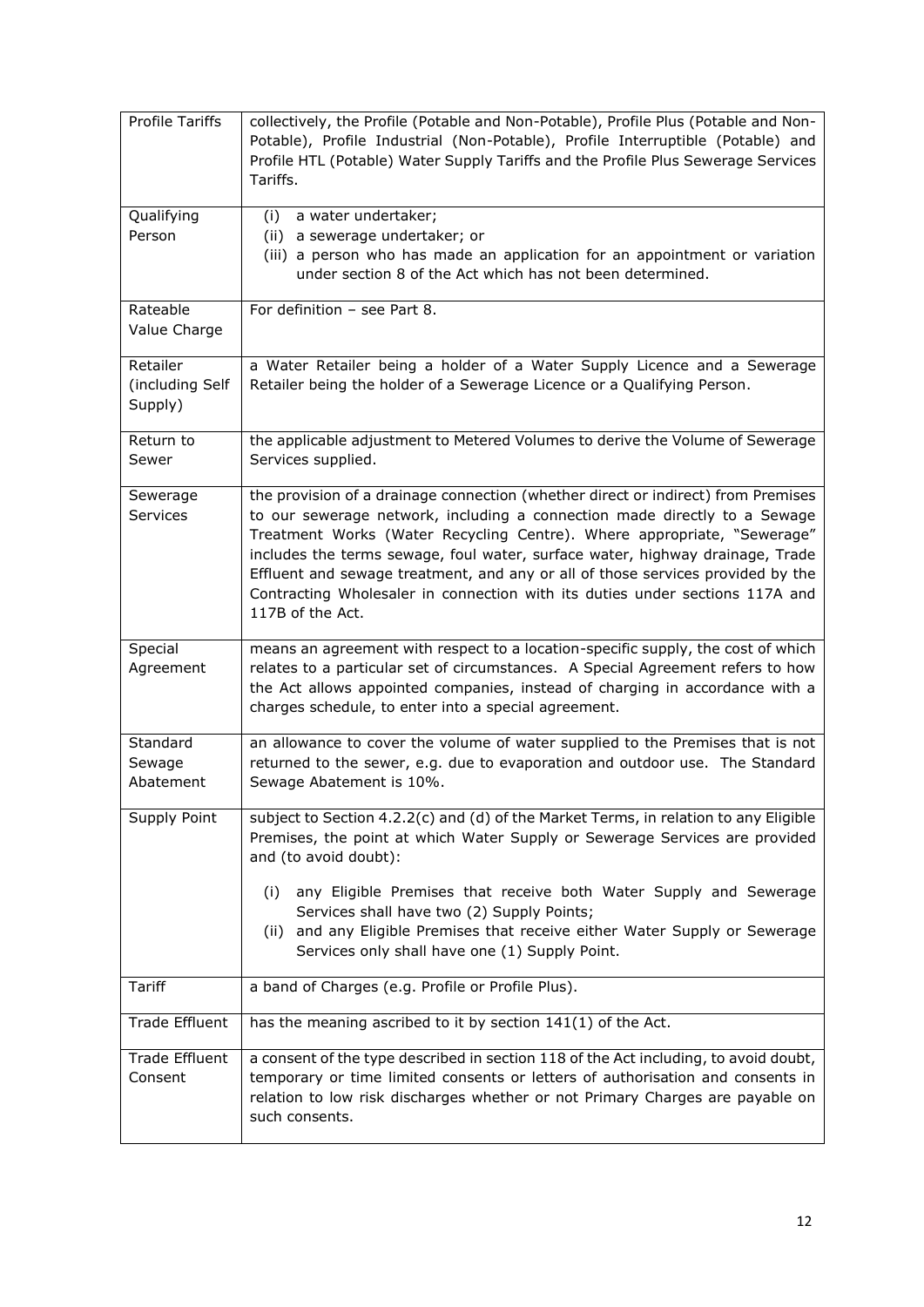| | |
|---|---|
| Profile Tariffs | collectively, the Profile (Potable and Non-Potable), Profile Plus (Potable and Non-Potable), Profile Industrial (Non-Potable), Profile Interruptible (Potable) and Profile HTL (Potable) Water Supply Tariffs and the Profile Plus Sewerage Services Tariffs. |
| Qualifying Person | (i) a water undertaker;<br>(ii) a sewerage undertaker; or<br>(iii) a person who has made an application for an appointment or variation under section 8 of the Act which has not been determined. |
| Rateable Value Charge | For definition – see Part 8. |
| Retailer (including Self Supply) | a Water Retailer being a holder of a Water Supply Licence and a Sewerage Retailer being the holder of a Sewerage Licence or a Qualifying Person. |
| Return to Sewer | the applicable adjustment to Metered Volumes to derive the Volume of Sewerage Services supplied. |
| Sewerage Services | the provision of a drainage connection (whether direct or indirect) from Premises to our sewerage network, including a connection made directly to a Sewage Treatment Works (Water Recycling Centre). Where appropriate, "Sewerage" includes the terms sewage, foul water, surface water, highway drainage, Trade Effluent and sewage treatment, and any or all of those services provided by the Contracting Wholesaler in connection with its duties under sections 117A and 117B of the Act. |
| Special Agreement | means an agreement with respect to a location-specific supply, the cost of which relates to a particular set of circumstances. A Special Agreement refers to how the Act allows appointed companies, instead of charging in accordance with a charges schedule, to enter into a special agreement. |
| Standard Sewage Abatement | an allowance to cover the volume of water supplied to the Premises that is not returned to the sewer, e.g. due to evaporation and outdoor use. The Standard Sewage Abatement is 10%. |
| Supply Point | subject to Section 4.2.2(c) and (d) of the Market Terms, in relation to any Eligible Premises, the point at which Water Supply or Sewerage Services are provided and (to avoid doubt):<br>(i) any Eligible Premises that receive both Water Supply and Sewerage Services shall have two (2) Supply Points;<br>(ii) and any Eligible Premises that receive either Water Supply or Sewerage Services only shall have one (1) Supply Point. |
| Tariff | a band of Charges (e.g. Profile or Profile Plus). |
| Trade Effluent | has the meaning ascribed to it by section 141(1) of the Act. |
| Trade Effluent Consent | a consent of the type described in section 118 of the Act including, to avoid doubt, temporary or time limited consents or letters of authorisation and consents in relation to low risk discharges whether or not Primary Charges are payable on such consents. |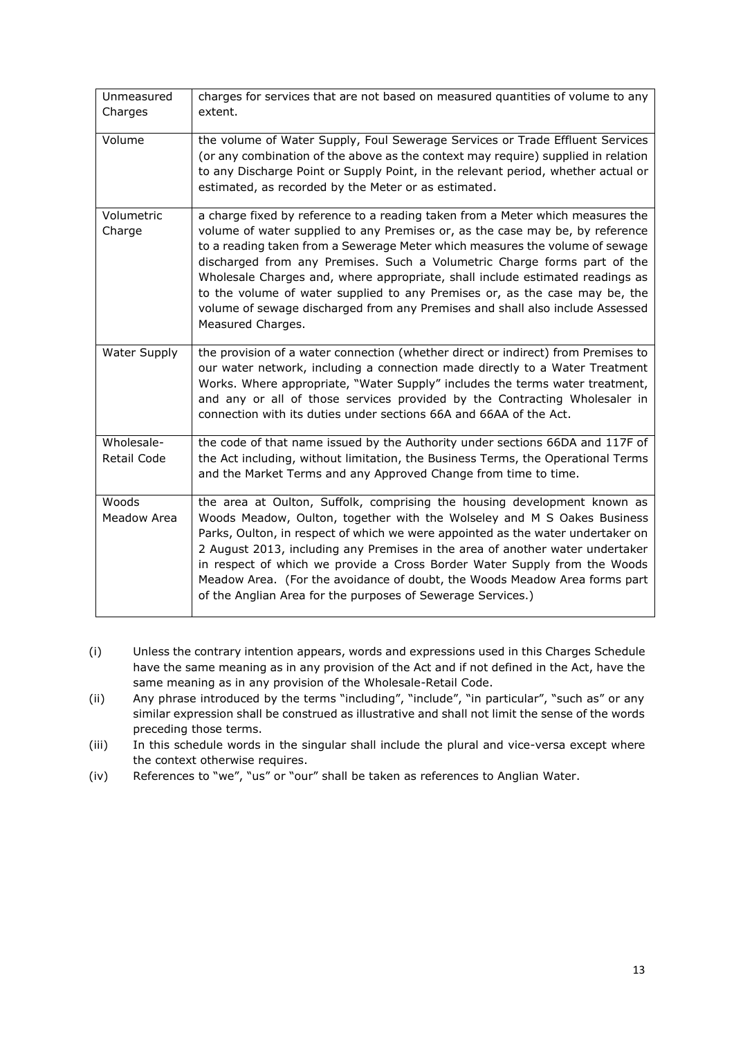| | |
|---|---|
| Unmeasured Charges | charges for services that are not based on measured quantities of volume to any extent. |
| Volume | the volume of Water Supply, Foul Sewerage Services or Trade Effluent Services (or any combination of the above as the context may require) supplied in relation to any Discharge Point or Supply Point, in the relevant period, whether actual or estimated, as recorded by the Meter or as estimated. |
| Volumetric Charge | a charge fixed by reference to a reading taken from a Meter which measures the volume of water supplied to any Premises or, as the case may be, by reference to a reading taken from a Sewerage Meter which measures the volume of sewage discharged from any Premises. Such a Volumetric Charge forms part of the Wholesale Charges and, where appropriate, shall include estimated readings as to the volume of water supplied to any Premises or, as the case may be, the volume of sewage discharged from any Premises and shall also include Assessed Measured Charges. |
| Water Supply | the provision of a water connection (whether direct or indirect) from Premises to our water network, including a connection made directly to a Water Treatment Works. Where appropriate, "Water Supply" includes the terms water treatment, and any or all of those services provided by the Contracting Wholesaler in connection with its duties under sections 66A and 66AA of the Act. |
| Wholesale-Retail Code | the code of that name issued by the Authority under sections 66DA and 117F of the Act including, without limitation, the Business Terms, the Operational Terms and the Market Terms and any Approved Change from time to time. |
| Woods Meadow Area | the area at Oulton, Suffolk, comprising the housing development known as Woods Meadow, Oulton, together with the Wolseley and M S Oakes Business Parks, Oulton, in respect of which we were appointed as the water undertaker on 2 August 2013, including any Premises in the area of another water undertaker in respect of which we provide a Cross Border Water Supply from the Woods Meadow Area. (For the avoidance of doubt, the Woods Meadow Area forms part of the Anglian Area for the purposes of Sewerage Services.) |

(i) Unless the contrary intention appears, words and expressions used in this Charges Schedule have the same meaning as in any provision of the Act and if not defined in the Act, have the same meaning as in any provision of the Wholesale-Retail Code.

(ii) Any phrase introduced by the terms "including", "include", "in particular", "such as" or any similar expression shall be construed as illustrative and shall not limit the sense of the words preceding those terms.

(iii) In this schedule words in the singular shall include the plural and vice-versa except where the context otherwise requires.

(iv) References to "we", "us" or "our" shall be taken as references to Anglian Water.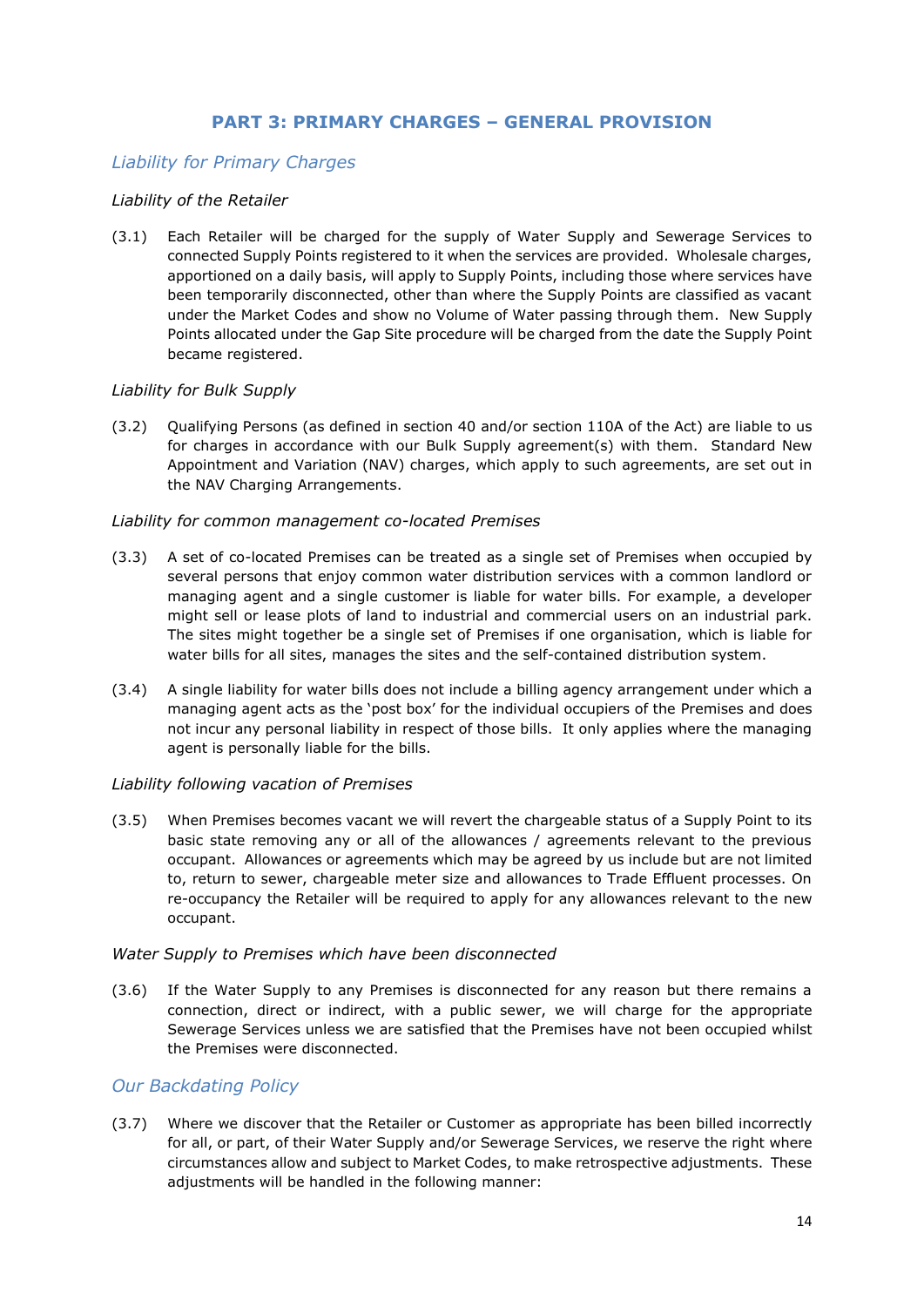## PART 3: PRIMARY CHARGES – GENERAL PROVISION

### Liability for Primary Charges

*Liability of the Retailer*

(3.1) Each Retailer will be charged for the supply of Water Supply and Sewerage Services to connected Supply Points registered to it when the services are provided. Wholesale charges, apportioned on a daily basis, will apply to Supply Points, including those where services have been temporarily disconnected, other than where the Supply Points are classified as vacant under the Market Codes and show no Volume of Water passing through them. New Supply Points allocated under the Gap Site procedure will be charged from the date the Supply Point became registered.

*Liability for Bulk Supply*

(3.2) Qualifying Persons (as defined in section 40 and/or section 110A of the Act) are liable to us for charges in accordance with our Bulk Supply agreement(s) with them. Standard New Appointment and Variation (NAV) charges, which apply to such agreements, are set out in the NAV Charging Arrangements.

*Liability for common management co-located Premises*

(3.3) A set of co-located Premises can be treated as a single set of Premises when occupied by several persons that enjoy common water distribution services with a common landlord or managing agent and a single customer is liable for water bills. For example, a developer might sell or lease plots of land to industrial and commercial users on an industrial park. The sites might together be a single set of Premises if one organisation, which is liable for water bills for all sites, manages the sites and the self-contained distribution system.

(3.4) A single liability for water bills does not include a billing agency arrangement under which a managing agent acts as the 'post box' for the individual occupiers of the Premises and does not incur any personal liability in respect of those bills. It only applies where the managing agent is personally liable for the bills.

*Liability following vacation of Premises*

(3.5) When Premises becomes vacant we will revert the chargeable status of a Supply Point to its basic state removing any or all of the allowances / agreements relevant to the previous occupant. Allowances or agreements which may be agreed by us include but are not limited to, return to sewer, chargeable meter size and allowances to Trade Effluent processes. On re-occupancy the Retailer will be required to apply for any allowances relevant to the new occupant.

*Water Supply to Premises which have been disconnected*

(3.6) If the Water Supply to any Premises is disconnected for any reason but there remains a connection, direct or indirect, with a public sewer, we will charge for the appropriate Sewerage Services unless we are satisfied that the Premises have not been occupied whilst the Premises were disconnected.

### Our Backdating Policy

(3.7) Where we discover that the Retailer or Customer as appropriate has been billed incorrectly for all, or part, of their Water Supply and/or Sewerage Services, we reserve the right where circumstances allow and subject to Market Codes, to make retrospective adjustments. These adjustments will be handled in the following manner: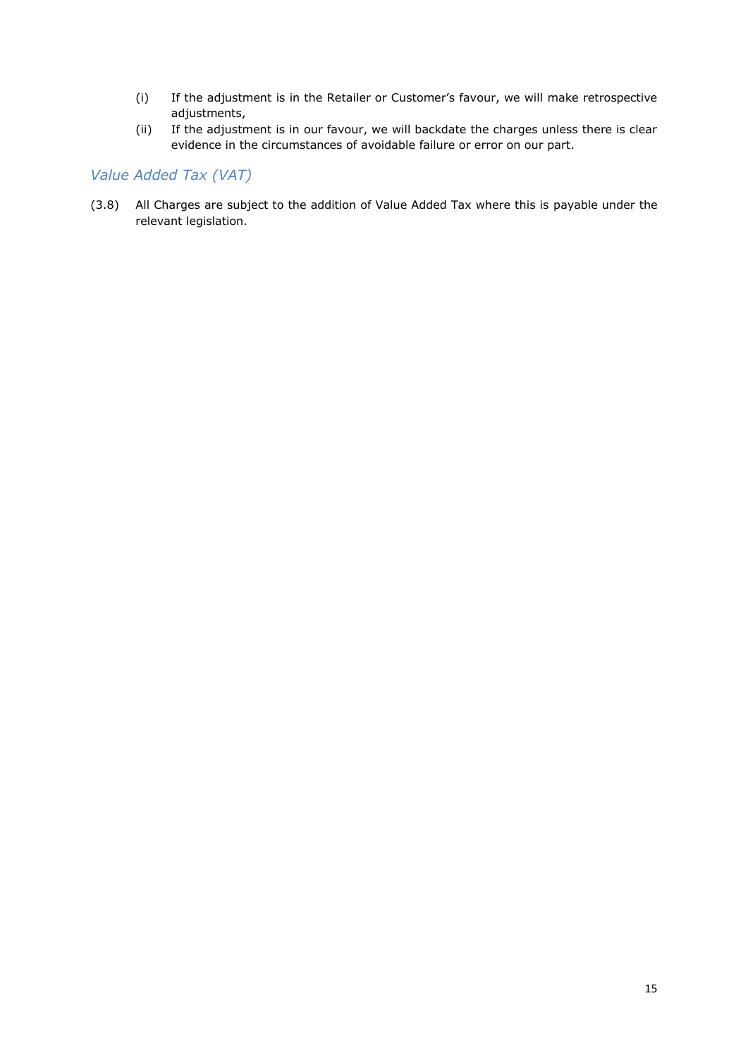(i) If the adjustment is in the Retailer or Customer's favour, we will make retrospective adjustments,

(ii) If the adjustment is in our favour, we will backdate the charges unless there is clear evidence in the circumstances of avoidable failure or error on our part.

### *Value Added Tax (VAT)*

(3.8) All Charges are subject to the addition of Value Added Tax where this is payable under the relevant legislation.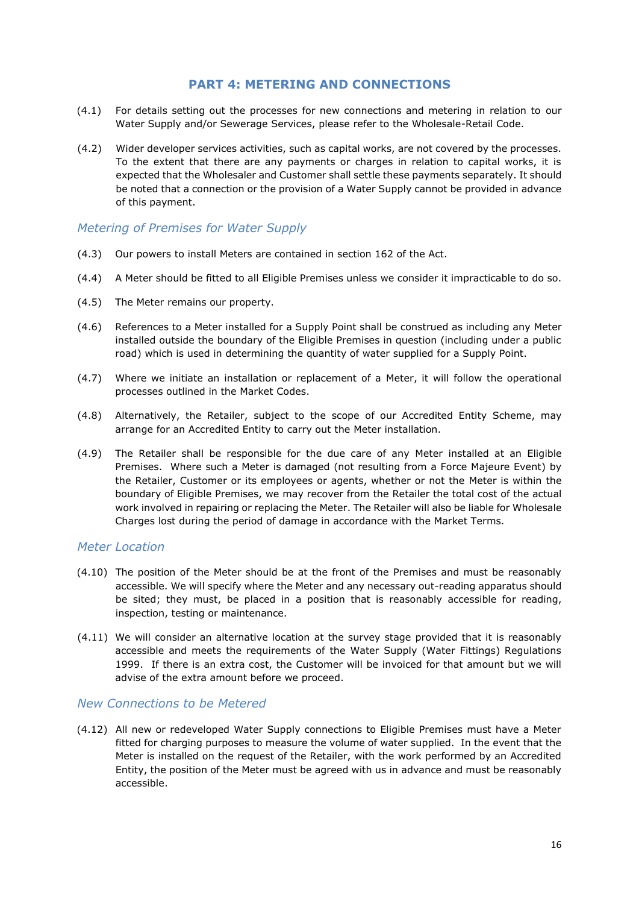## PART 4: METERING AND CONNECTIONS

(4.1) For details setting out the processes for new connections and metering in relation to our Water Supply and/or Sewerage Services, please refer to the Wholesale-Retail Code.

(4.2) Wider developer services activities, such as capital works, are not covered by the processes. To the extent that there are any payments or charges in relation to capital works, it is expected that the Wholesaler and Customer shall settle these payments separately. It should be noted that a connection or the provision of a Water Supply cannot be provided in advance of this payment.

### *Metering of Premises for Water Supply*

(4.3) Our powers to install Meters are contained in section 162 of the Act.

(4.4) A Meter should be fitted to all Eligible Premises unless we consider it impracticable to do so.

(4.5) The Meter remains our property.

(4.6) References to a Meter installed for a Supply Point shall be construed as including any Meter installed outside the boundary of the Eligible Premises in question (including under a public road) which is used in determining the quantity of water supplied for a Supply Point.

(4.7) Where we initiate an installation or replacement of a Meter, it will follow the operational processes outlined in the Market Codes.

(4.8) Alternatively, the Retailer, subject to the scope of our Accredited Entity Scheme, may arrange for an Accredited Entity to carry out the Meter installation.

(4.9) The Retailer shall be responsible for the due care of any Meter installed at an Eligible Premises. Where such a Meter is damaged (not resulting from a Force Majeure Event) by the Retailer, Customer or its employees or agents, whether or not the Meter is within the boundary of Eligible Premises, we may recover from the Retailer the total cost of the actual work involved in repairing or replacing the Meter. The Retailer will also be liable for Wholesale Charges lost during the period of damage in accordance with the Market Terms.

### *Meter Location*

(4.10) The position of the Meter should be at the front of the Premises and must be reasonably accessible. We will specify where the Meter and any necessary out-reading apparatus should be sited; they must, be placed in a position that is reasonably accessible for reading, inspection, testing or maintenance.

(4.11) We will consider an alternative location at the survey stage provided that it is reasonably accessible and meets the requirements of the Water Supply (Water Fittings) Regulations 1999. If there is an extra cost, the Customer will be invoiced for that amount but we will advise of the extra amount before we proceed.

### *New Connections to be Metered*

(4.12) All new or redeveloped Water Supply connections to Eligible Premises must have a Meter fitted for charging purposes to measure the volume of water supplied. In the event that the Meter is installed on the request of the Retailer, with the work performed by an Accredited Entity, the position of the Meter must be agreed with us in advance and must be reasonably accessible.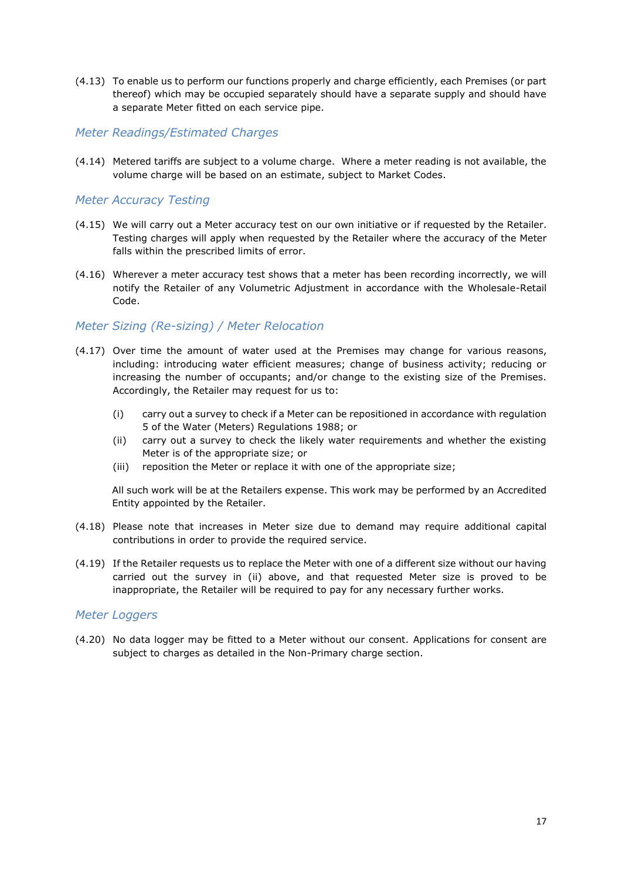(4.13) To enable us to perform our functions properly and charge efficiently, each Premises (or part thereof) which may be occupied separately should have a separate supply and should have a separate Meter fitted on each service pipe.

### *Meter Readings/Estimated Charges*

(4.14) Metered tariffs are subject to a volume charge. Where a meter reading is not available, the volume charge will be based on an estimate, subject to Market Codes.

### *Meter Accuracy Testing*

(4.15) We will carry out a Meter accuracy test on our own initiative or if requested by the Retailer. Testing charges will apply when requested by the Retailer where the accuracy of the Meter falls within the prescribed limits of error.

(4.16) Wherever a meter accuracy test shows that a meter has been recording incorrectly, we will notify the Retailer of any Volumetric Adjustment in accordance with the Wholesale-Retail Code.

### *Meter Sizing (Re-sizing) / Meter Relocation*

(4.17) Over time the amount of water used at the Premises may change for various reasons, including: introducing water efficient measures; change of business activity; reducing or increasing the number of occupants; and/or change to the existing size of the Premises. Accordingly, the Retailer may request for us to:

- (i) carry out a survey to check if a Meter can be repositioned in accordance with regulation 5 of the Water (Meters) Regulations 1988; or
- (ii) carry out a survey to check the likely water requirements and whether the existing Meter is of the appropriate size; or
- (iii) reposition the Meter or replace it with one of the appropriate size;

All such work will be at the Retailers expense. This work may be performed by an Accredited Entity appointed by the Retailer.

(4.18) Please note that increases in Meter size due to demand may require additional capital contributions in order to provide the required service.

(4.19) If the Retailer requests us to replace the Meter with one of a different size without our having carried out the survey in (ii) above, and that requested Meter size is proved to be inappropriate, the Retailer will be required to pay for any necessary further works.

### *Meter Loggers*

(4.20) No data logger may be fitted to a Meter without our consent. Applications for consent are subject to charges as detailed in the Non-Primary charge section.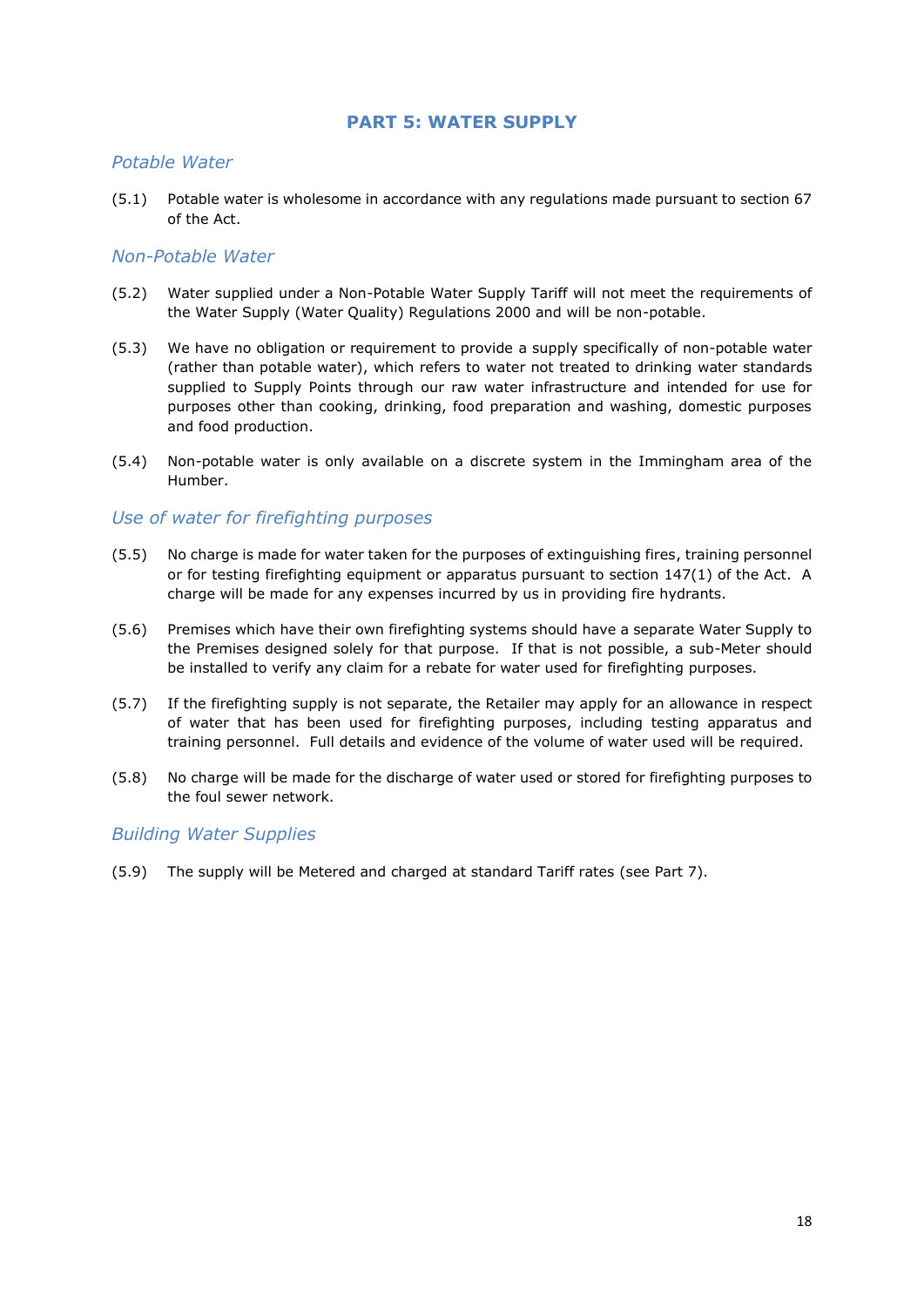## PART 5: WATER SUPPLY

### *Potable Water*

(5.1) Potable water is wholesome in accordance with any regulations made pursuant to section 67 of the Act.

### *Non-Potable Water*

(5.2) Water supplied under a Non-Potable Water Supply Tariff will not meet the requirements of the Water Supply (Water Quality) Regulations 2000 and will be non-potable.

(5.3) We have no obligation or requirement to provide a supply specifically of non-potable water (rather than potable water), which refers to water not treated to drinking water standards supplied to Supply Points through our raw water infrastructure and intended for use for purposes other than cooking, drinking, food preparation and washing, domestic purposes and food production.

(5.4) Non-potable water is only available on a discrete system in the Immingham area of the Humber.

### *Use of water for firefighting purposes*

(5.5) No charge is made for water taken for the purposes of extinguishing fires, training personnel or for testing firefighting equipment or apparatus pursuant to section 147(1) of the Act. A charge will be made for any expenses incurred by us in providing fire hydrants.

(5.6) Premises which have their own firefighting systems should have a separate Water Supply to the Premises designed solely for that purpose. If that is not possible, a sub-Meter should be installed to verify any claim for a rebate for water used for firefighting purposes.

(5.7) If the firefighting supply is not separate, the Retailer may apply for an allowance in respect of water that has been used for firefighting purposes, including testing apparatus and training personnel. Full details and evidence of the volume of water used will be required.

(5.8) No charge will be made for the discharge of water used or stored for firefighting purposes to the foul sewer network.

### *Building Water Supplies*

(5.9) The supply will be Metered and charged at standard Tariff rates (see Part 7).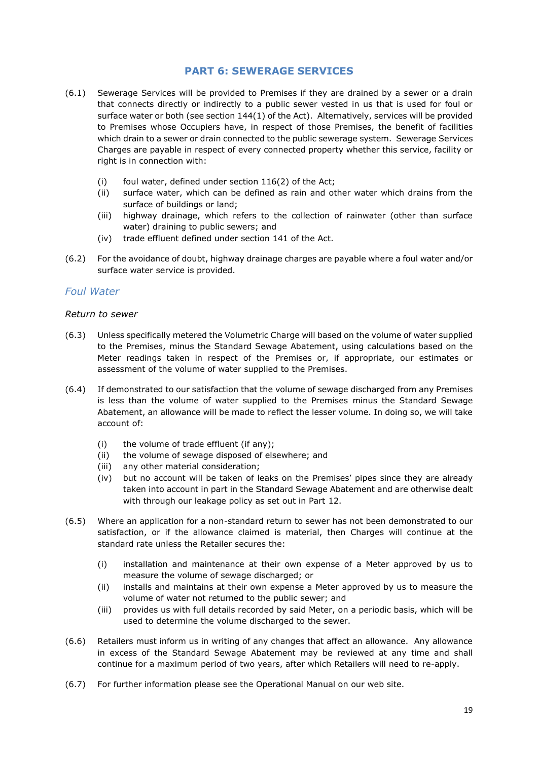## PART 6: SEWERAGE SERVICES

(6.1) Sewerage Services will be provided to Premises if they are drained by a sewer or a drain that connects directly or indirectly to a public sewer vested in us that is used for foul or surface water or both (see section 144(1) of the Act). Alternatively, services will be provided to Premises whose Occupiers have, in respect of those Premises, the benefit of facilities which drain to a sewer or drain connected to the public sewerage system. Sewerage Services Charges are payable in respect of every connected property whether this service, facility or right is in connection with:

- (i) foul water, defined under section 116(2) of the Act;
- (ii) surface water, which can be defined as rain and other water which drains from the surface of buildings or land;
- (iii) highway drainage, which refers to the collection of rainwater (other than surface water) draining to public sewers; and
- (iv) trade effluent defined under section 141 of the Act.

(6.2) For the avoidance of doubt, highway drainage charges are payable where a foul water and/or surface water service is provided.

### *Foul Water*

*Return to sewer*

(6.3) Unless specifically metered the Volumetric Charge will based on the volume of water supplied to the Premises, minus the Standard Sewage Abatement, using calculations based on the Meter readings taken in respect of the Premises or, if appropriate, our estimates or assessment of the volume of water supplied to the Premises.

(6.4) If demonstrated to our satisfaction that the volume of sewage discharged from any Premises is less than the volume of water supplied to the Premises minus the Standard Sewage Abatement, an allowance will be made to reflect the lesser volume. In doing so, we will take account of:

- (i) the volume of trade effluent (if any);
- (ii) the volume of sewage disposed of elsewhere; and
- (iii) any other material consideration;
- (iv) but no account will be taken of leaks on the Premises' pipes since they are already taken into account in part in the Standard Sewage Abatement and are otherwise dealt with through our leakage policy as set out in Part 12.

(6.5) Where an application for a non-standard return to sewer has not been demonstrated to our satisfaction, or if the allowance claimed is material, then Charges will continue at the standard rate unless the Retailer secures the:

- (i) installation and maintenance at their own expense of a Meter approved by us to measure the volume of sewage discharged; or
- (ii) installs and maintains at their own expense a Meter approved by us to measure the volume of water not returned to the public sewer; and
- (iii) provides us with full details recorded by said Meter, on a periodic basis, which will be used to determine the volume discharged to the sewer.

(6.6) Retailers must inform us in writing of any changes that affect an allowance. Any allowance in excess of the Standard Sewage Abatement may be reviewed at any time and shall continue for a maximum period of two years, after which Retailers will need to re-apply.

(6.7) For further information please see the Operational Manual on our web site.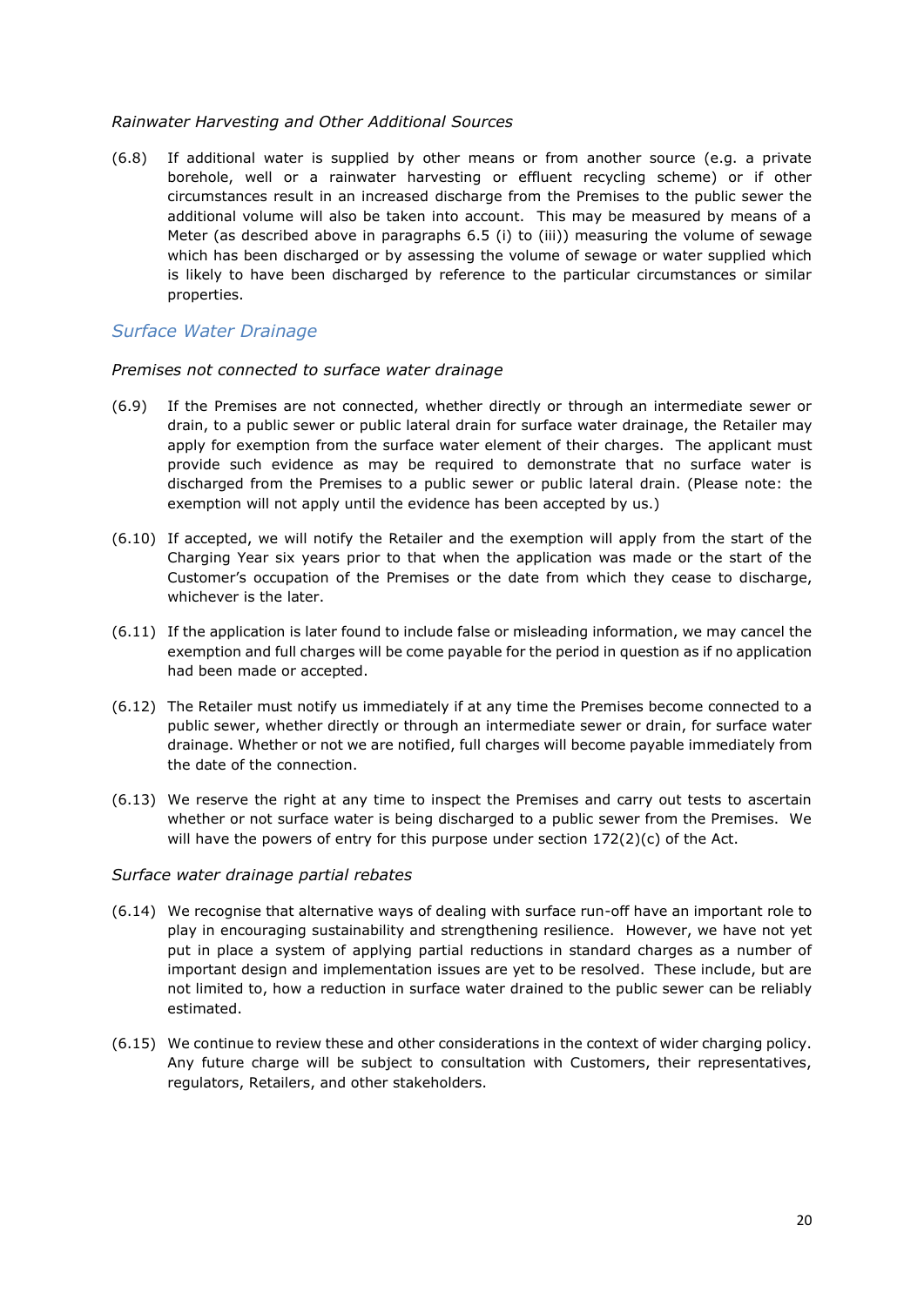*Rainwater Harvesting and Other Additional Sources*

(6.8) If additional water is supplied by other means or from another source (e.g. a private borehole, well or a rainwater harvesting or effluent recycling scheme) or if other circumstances result in an increased discharge from the Premises to the public sewer the additional volume will also be taken into account. This may be measured by means of a Meter (as described above in paragraphs 6.5 (i) to (iii)) measuring the volume of sewage which has been discharged or by assessing the volume of sewage or water supplied which is likely to have been discharged by reference to the particular circumstances or similar properties.

## *Surface Water Drainage*

*Premises not connected to surface water drainage*

(6.9) If the Premises are not connected, whether directly or through an intermediate sewer or drain, to a public sewer or public lateral drain for surface water drainage, the Retailer may apply for exemption from the surface water element of their charges. The applicant must provide such evidence as may be required to demonstrate that no surface water is discharged from the Premises to a public sewer or public lateral drain. (Please note: the exemption will not apply until the evidence has been accepted by us.)

(6.10) If accepted, we will notify the Retailer and the exemption will apply from the start of the Charging Year six years prior to that when the application was made or the start of the Customer's occupation of the Premises or the date from which they cease to discharge, whichever is the later.

(6.11) If the application is later found to include false or misleading information, we may cancel the exemption and full charges will be come payable for the period in question as if no application had been made or accepted.

(6.12) The Retailer must notify us immediately if at any time the Premises become connected to a public sewer, whether directly or through an intermediate sewer or drain, for surface water drainage. Whether or not we are notified, full charges will become payable immediately from the date of the connection.

(6.13) We reserve the right at any time to inspect the Premises and carry out tests to ascertain whether or not surface water is being discharged to a public sewer from the Premises. We will have the powers of entry for this purpose under section 172(2)(c) of the Act.

*Surface water drainage partial rebates*

(6.14) We recognise that alternative ways of dealing with surface run-off have an important role to play in encouraging sustainability and strengthening resilience. However, we have not yet put in place a system of applying partial reductions in standard charges as a number of important design and implementation issues are yet to be resolved. These include, but are not limited to, how a reduction in surface water drained to the public sewer can be reliably estimated.

(6.15) We continue to review these and other considerations in the context of wider charging policy. Any future charge will be subject to consultation with Customers, their representatives, regulators, Retailers, and other stakeholders.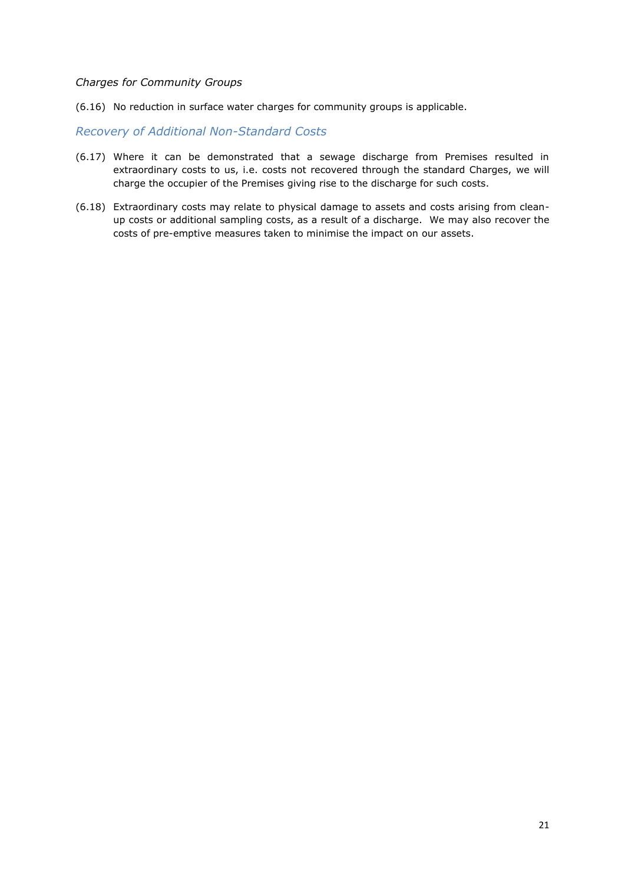*Charges for Community Groups*

(6.16) No reduction in surface water charges for community groups is applicable.

## *Recovery of Additional Non-Standard Costs*

(6.17) Where it can be demonstrated that a sewage discharge from Premises resulted in extraordinary costs to us, i.e. costs not recovered through the standard Charges, we will charge the occupier of the Premises giving rise to the discharge for such costs.

(6.18) Extraordinary costs may relate to physical damage to assets and costs arising from clean-up costs or additional sampling costs, as a result of a discharge. We may also recover the costs of pre-emptive measures taken to minimise the impact on our assets.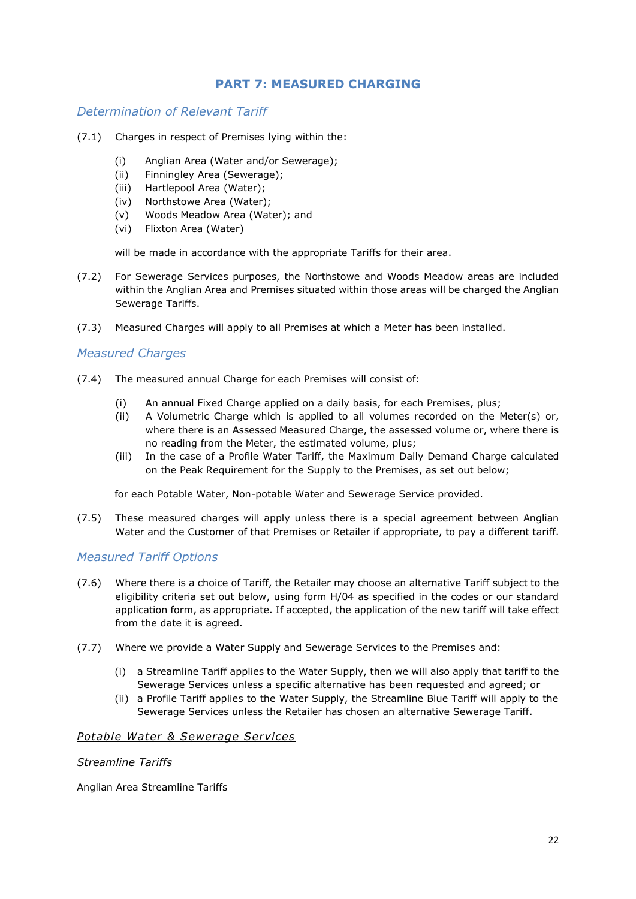## PART 7: MEASURED CHARGING

### *Determination of Relevant Tariff*

(7.1) Charges in respect of Premises lying within the:

- (i) Anglian Area (Water and/or Sewerage);
- (ii) Finningley Area (Sewerage);
- (iii) Hartlepool Area (Water);
- (iv) Northstowe Area (Water);
- (v) Woods Meadow Area (Water); and
- (vi) Flixton Area (Water)

will be made in accordance with the appropriate Tariffs for their area.

(7.2) For Sewerage Services purposes, the Northstowe and Woods Meadow areas are included within the Anglian Area and Premises situated within those areas will be charged the Anglian Sewerage Tariffs.

(7.3) Measured Charges will apply to all Premises at which a Meter has been installed.

### *Measured Charges*

(7.4) The measured annual Charge for each Premises will consist of:

- (i) An annual Fixed Charge applied on a daily basis, for each Premises, plus;
- (ii) A Volumetric Charge which is applied to all volumes recorded on the Meter(s) or, where there is an Assessed Measured Charge, the assessed volume or, where there is no reading from the Meter, the estimated volume, plus;
- (iii) In the case of a Profile Water Tariff, the Maximum Daily Demand Charge calculated on the Peak Requirement for the Supply to the Premises, as set out below;

for each Potable Water, Non-potable Water and Sewerage Service provided.

(7.5) These measured charges will apply unless there is a special agreement between Anglian Water and the Customer of that Premises or Retailer if appropriate, to pay a different tariff.

### *Measured Tariff Options*

(7.6) Where there is a choice of Tariff, the Retailer may choose an alternative Tariff subject to the eligibility criteria set out below, using form H/04 as specified in the codes or our standard application form, as appropriate. If accepted, the application of the new tariff will take effect from the date it is agreed.

(7.7) Where we provide a Water Supply and Sewerage Services to the Premises and:

- (i) a Streamline Tariff applies to the Water Supply, then we will also apply that tariff to the Sewerage Services unless a specific alternative has been requested and agreed; or
- (ii) a Profile Tariff applies to the Water Supply, the Streamline Blue Tariff will apply to the Sewerage Services unless the Retailer has chosen an alternative Sewerage Tariff.

#### *Potable Water & Sewerage Services*

*Streamline Tariffs*

Anglian Area Streamline Tariffs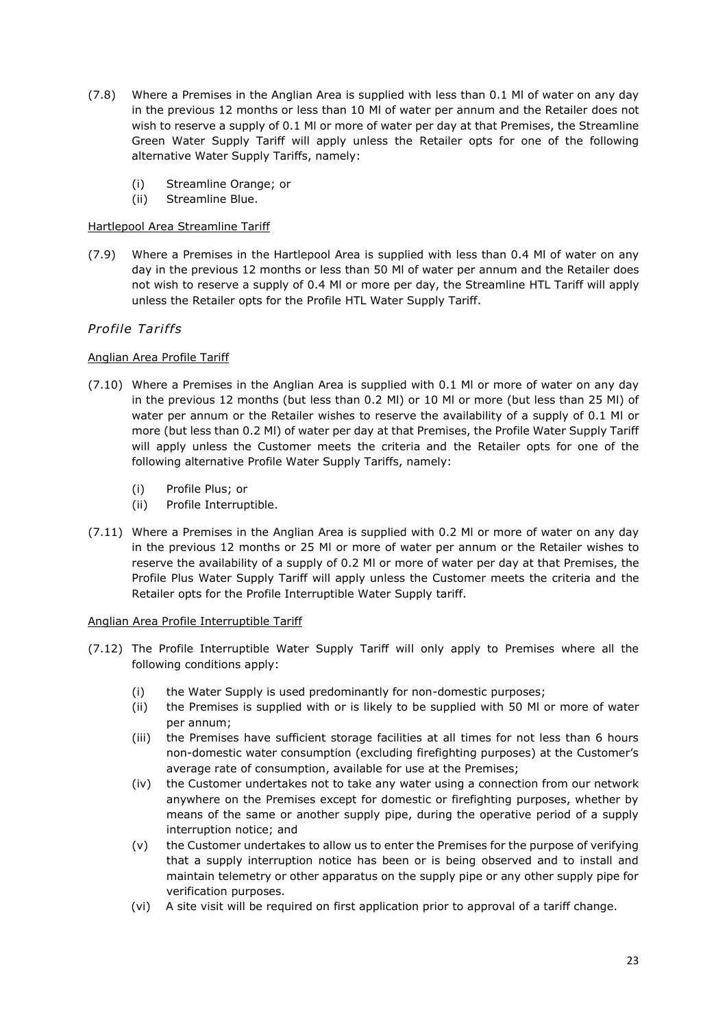(7.8) Where a Premises in the Anglian Area is supplied with less than 0.1 Ml of water on any day in the previous 12 months or less than 10 Ml of water per annum and the Retailer does not wish to reserve a supply of 0.1 Ml or more of water per day at that Premises, the Streamline Green Water Supply Tariff will apply unless the Retailer opts for one of the following alternative Water Supply Tariffs, namely:

- (i) Streamline Orange; or
- (ii) Streamline Blue.

Hartlepool Area Streamline Tariff

(7.9) Where a Premises in the Hartlepool Area is supplied with less than 0.4 Ml of water on any day in the previous 12 months or less than 50 Ml of water per annum and the Retailer does not wish to reserve a supply of 0.4 Ml or more per day, the Streamline HTL Tariff will apply unless the Retailer opts for the Profile HTL Water Supply Tariff.

### *Profile Tariffs*

Anglian Area Profile Tariff

(7.10) Where a Premises in the Anglian Area is supplied with 0.1 Ml or more of water on any day in the previous 12 months (but less than 0.2 Ml) or 10 Ml or more (but less than 25 Ml) of water per annum or the Retailer wishes to reserve the availability of a supply of 0.1 Ml or more (but less than 0.2 Ml) of water per day at that Premises, the Profile Water Supply Tariff will apply unless the Customer meets the criteria and the Retailer opts for one of the following alternative Profile Water Supply Tariffs, namely:

- (i) Profile Plus; or
- (ii) Profile Interruptible.

(7.11) Where a Premises in the Anglian Area is supplied with 0.2 Ml or more of water on any day in the previous 12 months or 25 Ml or more of water per annum or the Retailer wishes to reserve the availability of a supply of 0.2 Ml or more of water per day at that Premises, the Profile Plus Water Supply Tariff will apply unless the Customer meets the criteria and the Retailer opts for the Profile Interruptible Water Supply tariff.

Anglian Area Profile Interruptible Tariff

(7.12) The Profile Interruptible Water Supply Tariff will only apply to Premises where all the following conditions apply:

- (i) the Water Supply is used predominantly for non-domestic purposes;
- (ii) the Premises is supplied with or is likely to be supplied with 50 Ml or more of water per annum;
- (iii) the Premises have sufficient storage facilities at all times for not less than 6 hours non-domestic water consumption (excluding firefighting purposes) at the Customer's average rate of consumption, available for use at the Premises;
- (iv) the Customer undertakes not to take any water using a connection from our network anywhere on the Premises except for domestic or firefighting purposes, whether by means of the same or another supply pipe, during the operative period of a supply interruption notice; and
- (v) the Customer undertakes to allow us to enter the Premises for the purpose of verifying that a supply interruption notice has been or is being observed and to install and maintain telemetry or other apparatus on the supply pipe or any other supply pipe for verification purposes.
- (vi) A site visit will be required on first application prior to approval of a tariff change.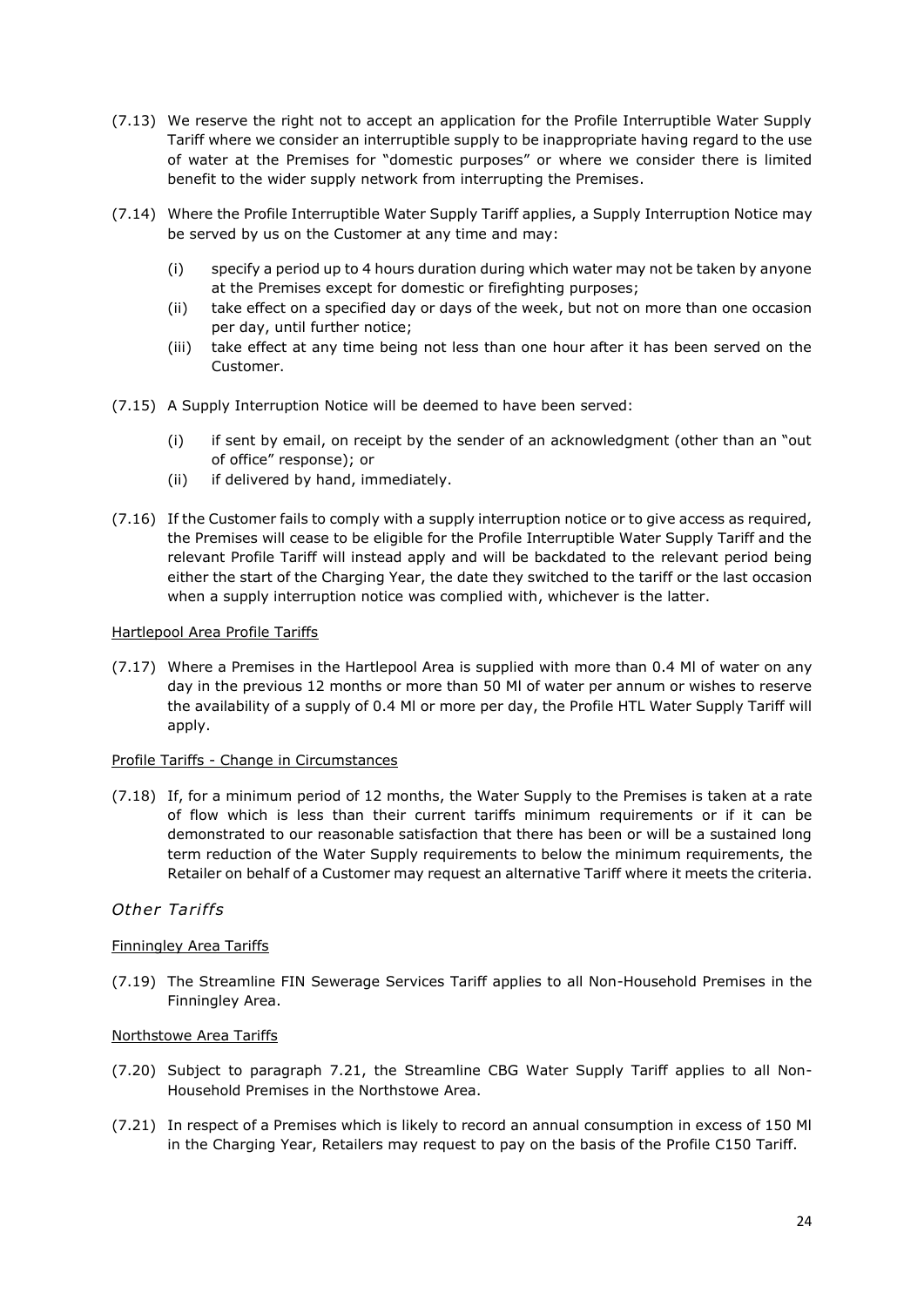(7.13) We reserve the right not to accept an application for the Profile Interruptible Water Supply Tariff where we consider an interruptible supply to be inappropriate having regard to the use of water at the Premises for "domestic purposes" or where we consider there is limited benefit to the wider supply network from interrupting the Premises.

(7.14) Where the Profile Interruptible Water Supply Tariff applies, a Supply Interruption Notice may be served by us on the Customer at any time and may:

- (i) specify a period up to 4 hours duration during which water may not be taken by anyone at the Premises except for domestic or firefighting purposes;
- (ii) take effect on a specified day or days of the week, but not on more than one occasion per day, until further notice;
- (iii) take effect at any time being not less than one hour after it has been served on the Customer.

(7.15) A Supply Interruption Notice will be deemed to have been served:

- (i) if sent by email, on receipt by the sender of an acknowledgment (other than an "out of office" response); or
- (ii) if delivered by hand, immediately.

(7.16) If the Customer fails to comply with a supply interruption notice or to give access as required, the Premises will cease to be eligible for the Profile Interruptible Water Supply Tariff and the relevant Profile Tariff will instead apply and will be backdated to the relevant period being either the start of the Charging Year, the date they switched to the tariff or the last occasion when a supply interruption notice was complied with, whichever is the latter.

Hartlepool Area Profile Tariffs

(7.17) Where a Premises in the Hartlepool Area is supplied with more than 0.4 Ml of water on any day in the previous 12 months or more than 50 Ml of water per annum or wishes to reserve the availability of a supply of 0.4 Ml or more per day, the Profile HTL Water Supply Tariff will apply.

Profile Tariffs - Change in Circumstances

(7.18) If, for a minimum period of 12 months, the Water Supply to the Premises is taken at a rate of flow which is less than their current tariffs minimum requirements or if it can be demonstrated to our reasonable satisfaction that there has been or will be a sustained long term reduction of the Water Supply requirements to below the minimum requirements, the Retailer on behalf of a Customer may request an alternative Tariff where it meets the criteria.

### *Other Tariffs*

Finningley Area Tariffs

(7.19) The Streamline FIN Sewerage Services Tariff applies to all Non-Household Premises in the Finningley Area.

Northstowe Area Tariffs

(7.20) Subject to paragraph 7.21, the Streamline CBG Water Supply Tariff applies to all Non-Household Premises in the Northstowe Area.

(7.21) In respect of a Premises which is likely to record an annual consumption in excess of 150 Ml in the Charging Year, Retailers may request to pay on the basis of the Profile C150 Tariff.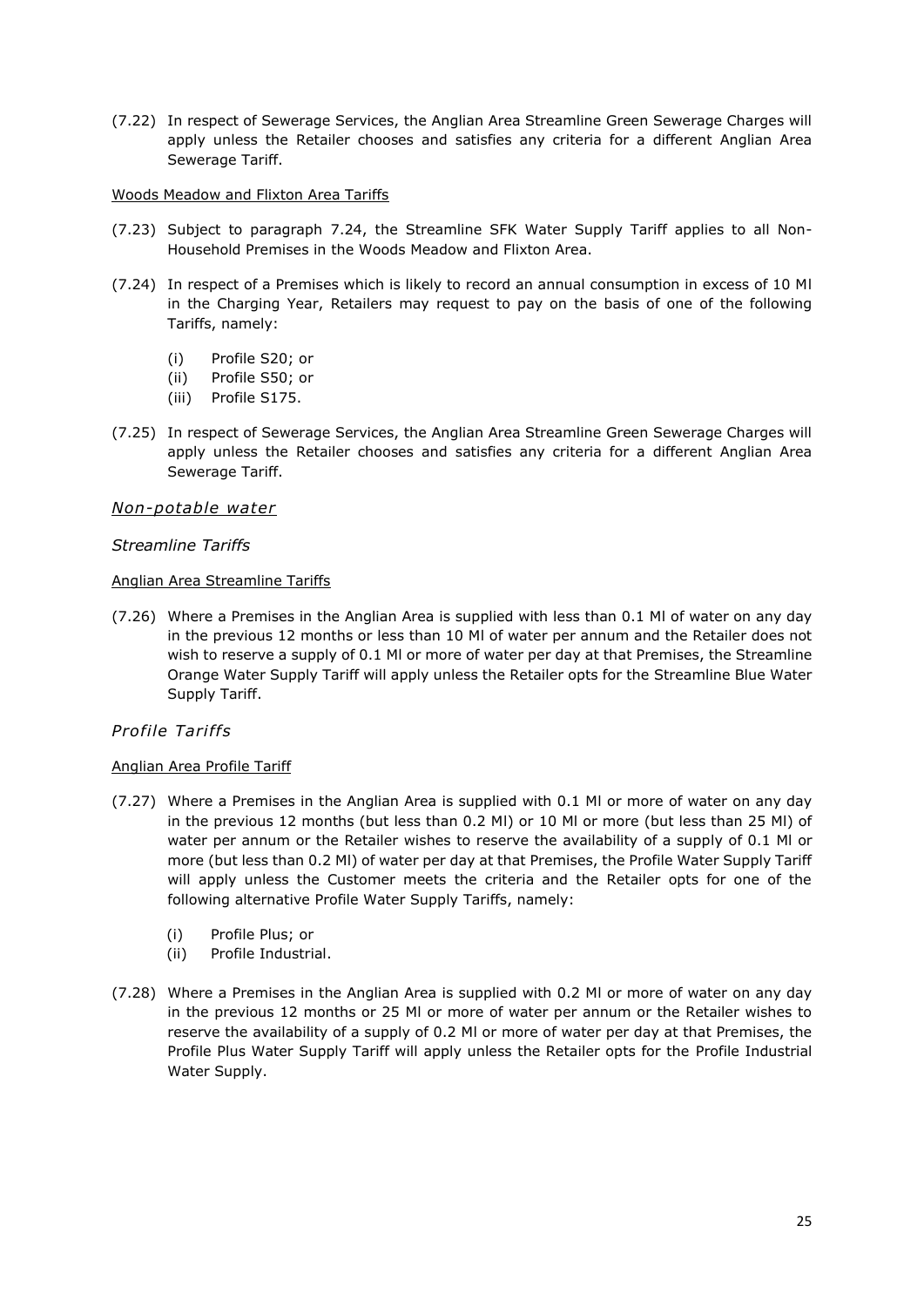(7.22) In respect of Sewerage Services, the Anglian Area Streamline Green Sewerage Charges will apply unless the Retailer chooses and satisfies any criteria for a different Anglian Area Sewerage Tariff.

Woods Meadow and Flixton Area Tariffs

(7.23) Subject to paragraph 7.24, the Streamline SFK Water Supply Tariff applies to all Non-Household Premises in the Woods Meadow and Flixton Area.

(7.24) In respect of a Premises which is likely to record an annual consumption in excess of 10 Ml in the Charging Year, Retailers may request to pay on the basis of one of the following Tariffs, namely:

- (i) Profile S20; or
- (ii) Profile S50; or
- (iii) Profile S175.

(7.25) In respect of Sewerage Services, the Anglian Area Streamline Green Sewerage Charges will apply unless the Retailer chooses and satisfies any criteria for a different Anglian Area Sewerage Tariff.

### *Non-potable water*

#### *Streamline Tariffs*

Anglian Area Streamline Tariffs

(7.26) Where a Premises in the Anglian Area is supplied with less than 0.1 Ml of water on any day in the previous 12 months or less than 10 Ml of water per annum and the Retailer does not wish to reserve a supply of 0.1 Ml or more of water per day at that Premises, the Streamline Orange Water Supply Tariff will apply unless the Retailer opts for the Streamline Blue Water Supply Tariff.

#### *Profile Tariffs*

Anglian Area Profile Tariff

(7.27) Where a Premises in the Anglian Area is supplied with 0.1 Ml or more of water on any day in the previous 12 months (but less than 0.2 Ml) or 10 Ml or more (but less than 25 Ml) of water per annum or the Retailer wishes to reserve the availability of a supply of 0.1 Ml or more (but less than 0.2 Ml) of water per day at that Premises, the Profile Water Supply Tariff will apply unless the Customer meets the criteria and the Retailer opts for one of the following alternative Profile Water Supply Tariffs, namely:

- (i) Profile Plus; or
- (ii) Profile Industrial.

(7.28) Where a Premises in the Anglian Area is supplied with 0.2 Ml or more of water on any day in the previous 12 months or 25 Ml or more of water per annum or the Retailer wishes to reserve the availability of a supply of 0.2 Ml or more of water per day at that Premises, the Profile Plus Water Supply Tariff will apply unless the Retailer opts for the Profile Industrial Water Supply.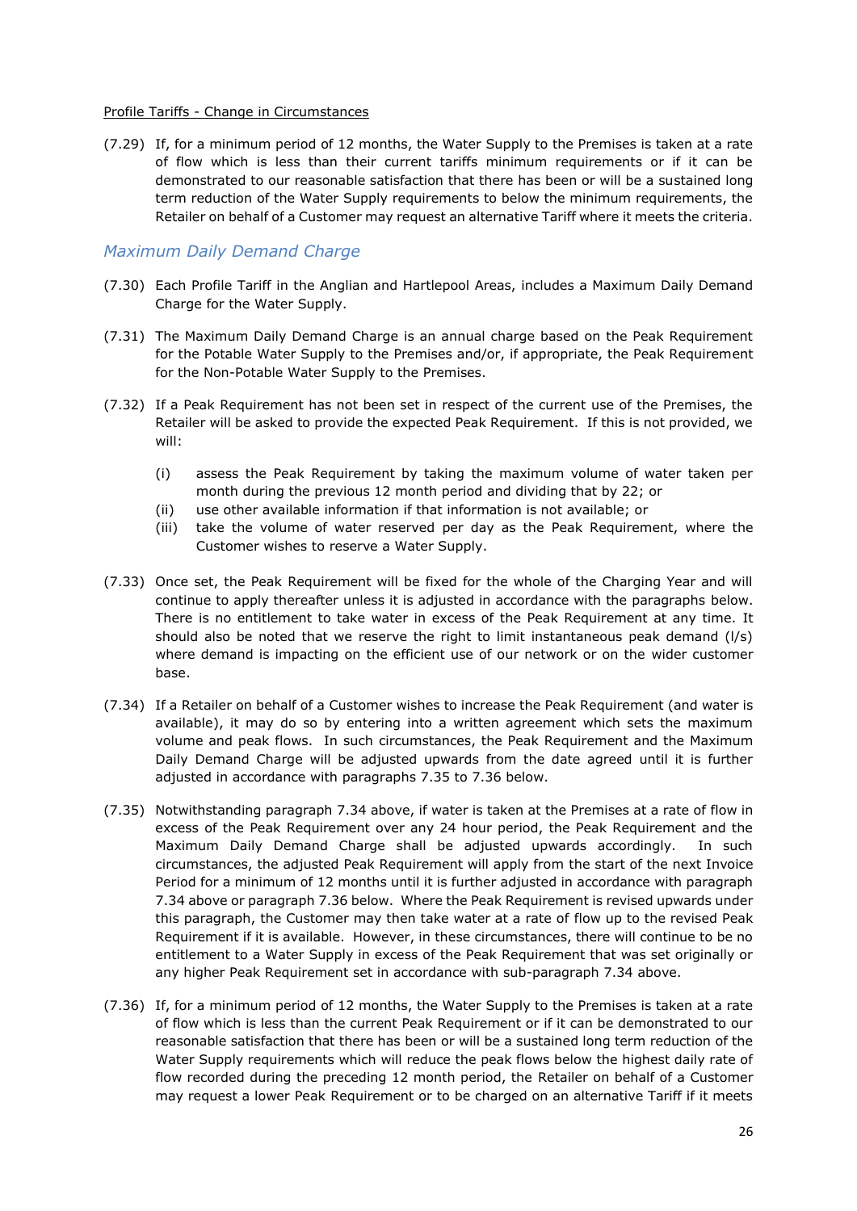Profile Tariffs - Change in Circumstances

(7.29) If, for a minimum period of 12 months, the Water Supply to the Premises is taken at a rate of flow which is less than their current tariffs minimum requirements or if it can be demonstrated to our reasonable satisfaction that there has been or will be a sustained long term reduction of the Water Supply requirements to below the minimum requirements, the Retailer on behalf of a Customer may request an alternative Tariff where it meets the criteria.

### *Maximum Daily Demand Charge*

(7.30) Each Profile Tariff in the Anglian and Hartlepool Areas, includes a Maximum Daily Demand Charge for the Water Supply.

(7.31) The Maximum Daily Demand Charge is an annual charge based on the Peak Requirement for the Potable Water Supply to the Premises and/or, if appropriate, the Peak Requirement for the Non-Potable Water Supply to the Premises.

(7.32) If a Peak Requirement has not been set in respect of the current use of the Premises, the Retailer will be asked to provide the expected Peak Requirement. If this is not provided, we will:

- (i) assess the Peak Requirement by taking the maximum volume of water taken per month during the previous 12 month period and dividing that by 22; or
- (ii) use other available information if that information is not available; or
- (iii) take the volume of water reserved per day as the Peak Requirement, where the Customer wishes to reserve a Water Supply.

(7.33) Once set, the Peak Requirement will be fixed for the whole of the Charging Year and will continue to apply thereafter unless it is adjusted in accordance with the paragraphs below. There is no entitlement to take water in excess of the Peak Requirement at any time. It should also be noted that we reserve the right to limit instantaneous peak demand (l/s) where demand is impacting on the efficient use of our network or on the wider customer base.

(7.34) If a Retailer on behalf of a Customer wishes to increase the Peak Requirement (and water is available), it may do so by entering into a written agreement which sets the maximum volume and peak flows. In such circumstances, the Peak Requirement and the Maximum Daily Demand Charge will be adjusted upwards from the date agreed until it is further adjusted in accordance with paragraphs 7.35 to 7.36 below.

(7.35) Notwithstanding paragraph 7.34 above, if water is taken at the Premises at a rate of flow in excess of the Peak Requirement over any 24 hour period, the Peak Requirement and the Maximum Daily Demand Charge shall be adjusted upwards accordingly. In such circumstances, the adjusted Peak Requirement will apply from the start of the next Invoice Period for a minimum of 12 months until it is further adjusted in accordance with paragraph 7.34 above or paragraph 7.36 below. Where the Peak Requirement is revised upwards under this paragraph, the Customer may then take water at a rate of flow up to the revised Peak Requirement if it is available. However, in these circumstances, there will continue to be no entitlement to a Water Supply in excess of the Peak Requirement that was set originally or any higher Peak Requirement set in accordance with sub-paragraph 7.34 above.

(7.36) If, for a minimum period of 12 months, the Water Supply to the Premises is taken at a rate of flow which is less than the current Peak Requirement or if it can be demonstrated to our reasonable satisfaction that there has been or will be a sustained long term reduction of the Water Supply requirements which will reduce the peak flows below the highest daily rate of flow recorded during the preceding 12 month period, the Retailer on behalf of a Customer may request a lower Peak Requirement or to be charged on an alternative Tariff if it meets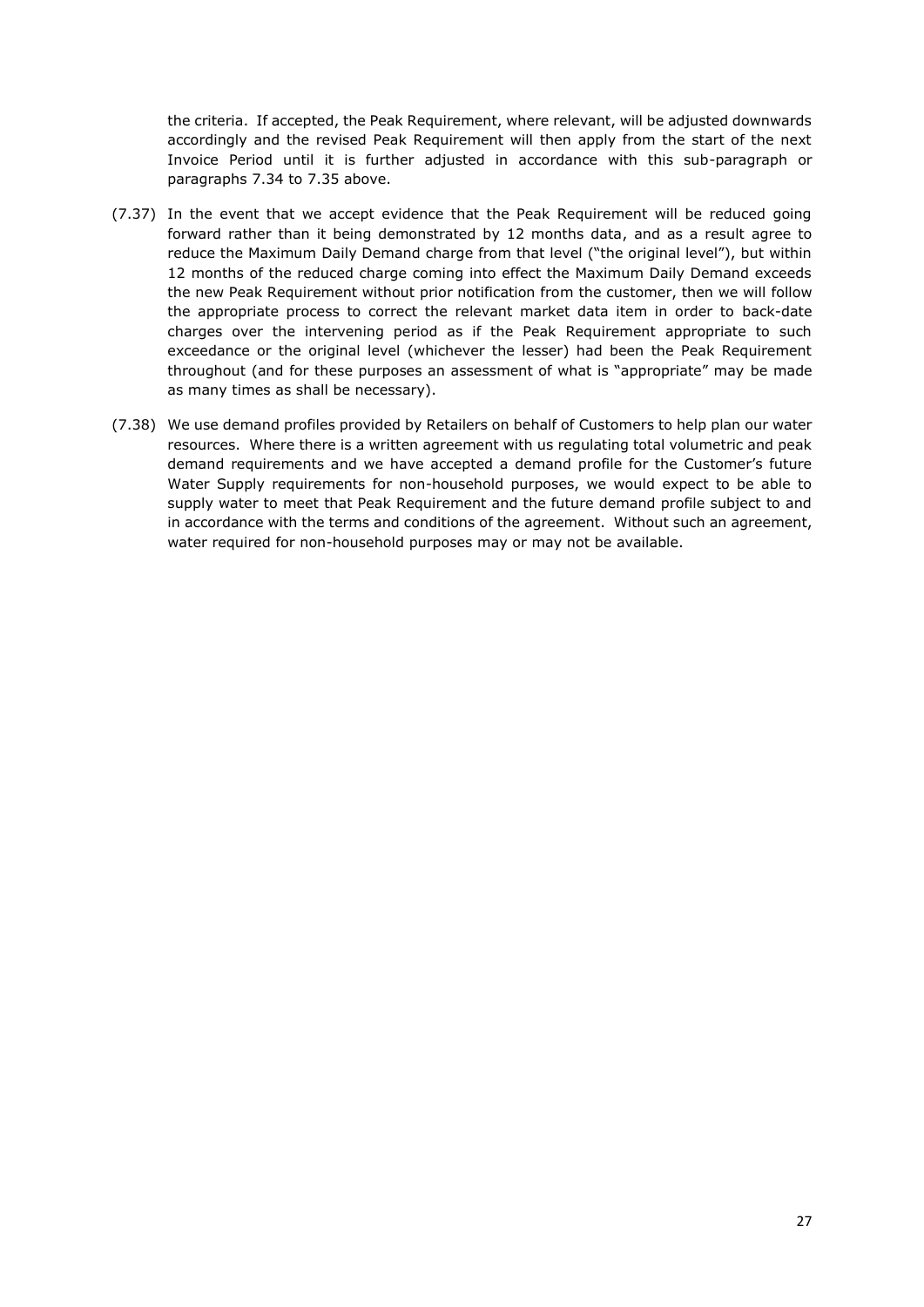the criteria. If accepted, the Peak Requirement, where relevant, will be adjusted downwards accordingly and the revised Peak Requirement will then apply from the start of the next Invoice Period until it is further adjusted in accordance with this sub-paragraph or paragraphs 7.34 to 7.35 above.

(7.37) In the event that we accept evidence that the Peak Requirement will be reduced going forward rather than it being demonstrated by 12 months data, and as a result agree to reduce the Maximum Daily Demand charge from that level ("the original level"), but within 12 months of the reduced charge coming into effect the Maximum Daily Demand exceeds the new Peak Requirement without prior notification from the customer, then we will follow the appropriate process to correct the relevant market data item in order to back-date charges over the intervening period as if the Peak Requirement appropriate to such exceedance or the original level (whichever the lesser) had been the Peak Requirement throughout (and for these purposes an assessment of what is "appropriate" may be made as many times as shall be necessary).

(7.38) We use demand profiles provided by Retailers on behalf of Customers to help plan our water resources. Where there is a written agreement with us regulating total volumetric and peak demand requirements and we have accepted a demand profile for the Customer's future Water Supply requirements for non-household purposes, we would expect to be able to supply water to meet that Peak Requirement and the future demand profile subject to and in accordance with the terms and conditions of the agreement. Without such an agreement, water required for non-household purposes may or may not be available.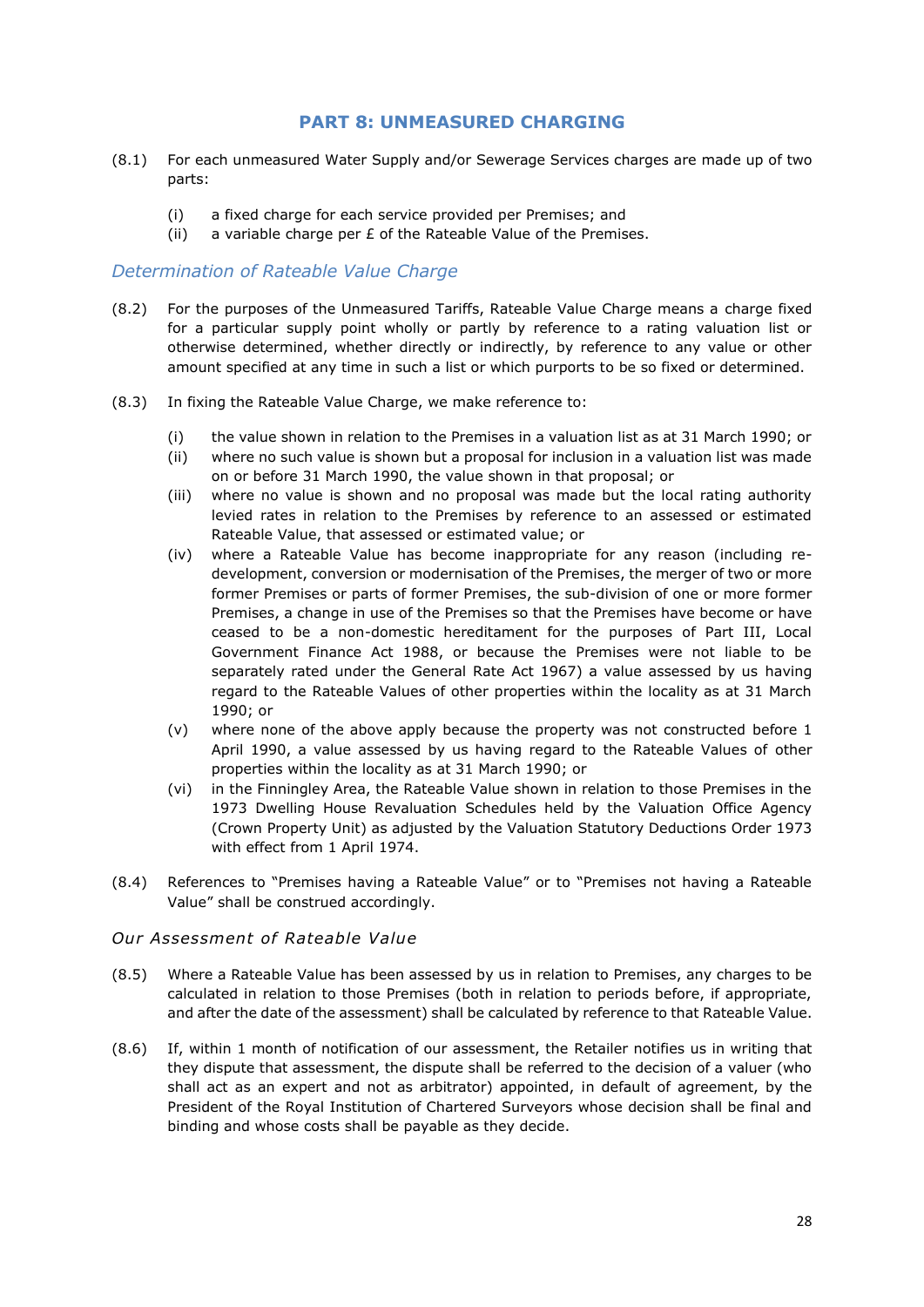## PART 8: UNMEASURED CHARGING

(8.1) For each unmeasured Water Supply and/or Sewerage Services charges are made up of two parts:

- (i) a fixed charge for each service provided per Premises; and
- (ii) a variable charge per £ of the Rateable Value of the Premises.

### *Determination of Rateable Value Charge*

(8.2) For the purposes of the Unmeasured Tariffs, Rateable Value Charge means a charge fixed for a particular supply point wholly or partly by reference to a rating valuation list or otherwise determined, whether directly or indirectly, by reference to any value or other amount specified at any time in such a list or which purports to be so fixed or determined.

(8.3) In fixing the Rateable Value Charge, we make reference to:

- (i) the value shown in relation to the Premises in a valuation list as at 31 March 1990; or
- (ii) where no such value is shown but a proposal for inclusion in a valuation list was made on or before 31 March 1990, the value shown in that proposal; or
- (iii) where no value is shown and no proposal was made but the local rating authority levied rates in relation to the Premises by reference to an assessed or estimated Rateable Value, that assessed or estimated value; or
- (iv) where a Rateable Value has become inappropriate for any reason (including re-development, conversion or modernisation of the Premises, the merger of two or more former Premises or parts of former Premises, the sub-division of one or more former Premises, a change in use of the Premises so that the Premises have become or have ceased to be a non-domestic hereditament for the purposes of Part III, Local Government Finance Act 1988, or because the Premises were not liable to be separately rated under the General Rate Act 1967) a value assessed by us having regard to the Rateable Values of other properties within the locality as at 31 March 1990; or
- (v) where none of the above apply because the property was not constructed before 1 April 1990, a value assessed by us having regard to the Rateable Values of other properties within the locality as at 31 March 1990; or
- (vi) in the Finningley Area, the Rateable Value shown in relation to those Premises in the 1973 Dwelling House Revaluation Schedules held by the Valuation Office Agency (Crown Property Unit) as adjusted by the Valuation Statutory Deductions Order 1973 with effect from 1 April 1974.

(8.4) References to "Premises having a Rateable Value" or to "Premises not having a Rateable Value" shall be construed accordingly.

### *Our Assessment of Rateable Value*

(8.5) Where a Rateable Value has been assessed by us in relation to Premises, any charges to be calculated in relation to those Premises (both in relation to periods before, if appropriate, and after the date of the assessment) shall be calculated by reference to that Rateable Value.

(8.6) If, within 1 month of notification of our assessment, the Retailer notifies us in writing that they dispute that assessment, the dispute shall be referred to the decision of a valuer (who shall act as an expert and not as arbitrator) appointed, in default of agreement, by the President of the Royal Institution of Chartered Surveyors whose decision shall be final and binding and whose costs shall be payable as they decide.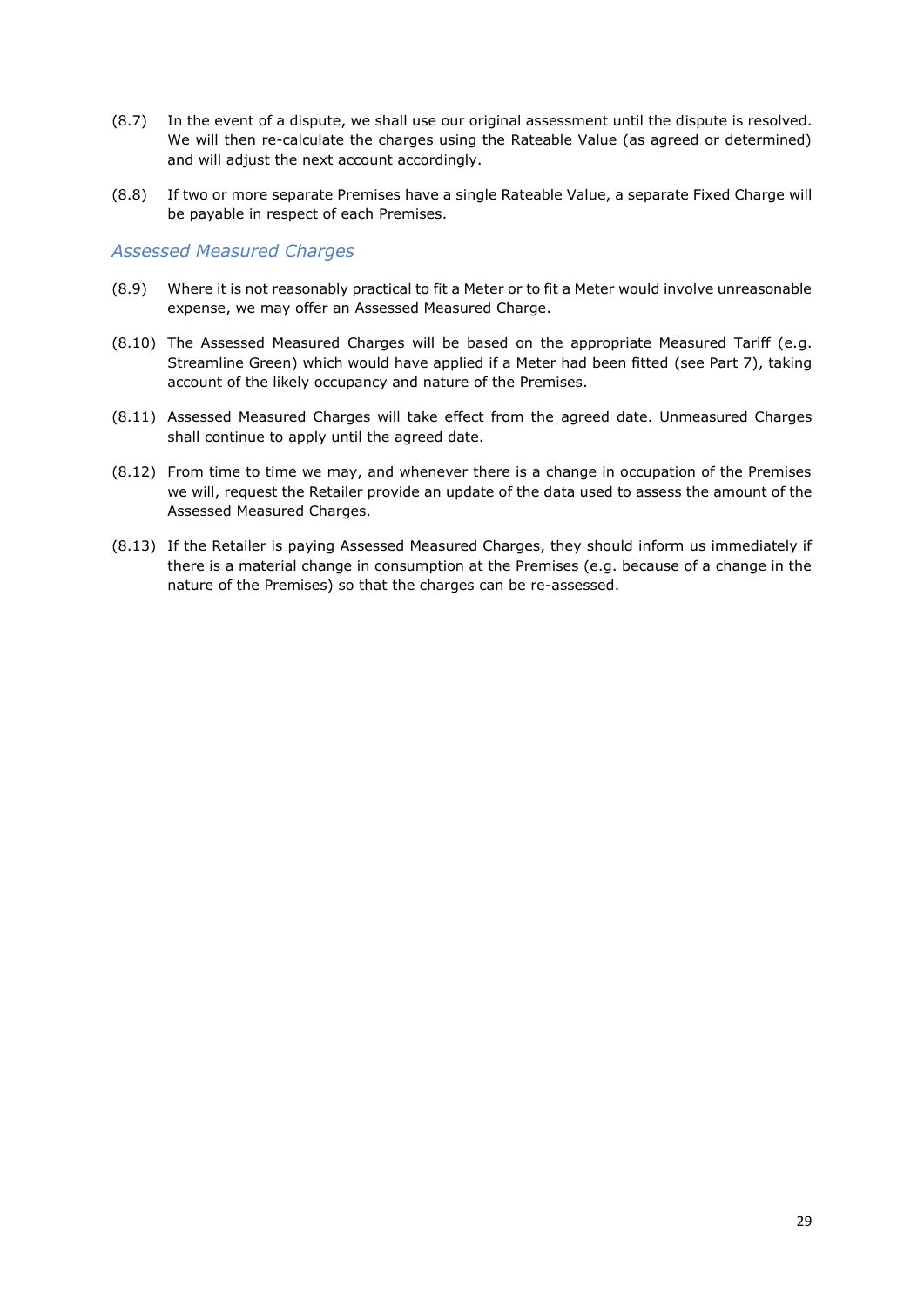(8.7) In the event of a dispute, we shall use our original assessment until the dispute is resolved. We will then re-calculate the charges using the Rateable Value (as agreed or determined) and will adjust the next account accordingly.

(8.8) If two or more separate Premises have a single Rateable Value, a separate Fixed Charge will be payable in respect of each Premises.

### *Assessed Measured Charges*

(8.9) Where it is not reasonably practical to fit a Meter or to fit a Meter would involve unreasonable expense, we may offer an Assessed Measured Charge.

(8.10) The Assessed Measured Charges will be based on the appropriate Measured Tariff (e.g. Streamline Green) which would have applied if a Meter had been fitted (see Part 7), taking account of the likely occupancy and nature of the Premises.

(8.11) Assessed Measured Charges will take effect from the agreed date. Unmeasured Charges shall continue to apply until the agreed date.

(8.12) From time to time we may, and whenever there is a change in occupation of the Premises we will, request the Retailer provide an update of the data used to assess the amount of the Assessed Measured Charges.

(8.13) If the Retailer is paying Assessed Measured Charges, they should inform us immediately if there is a material change in consumption at the Premises (e.g. because of a change in the nature of the Premises) so that the charges can be re-assessed.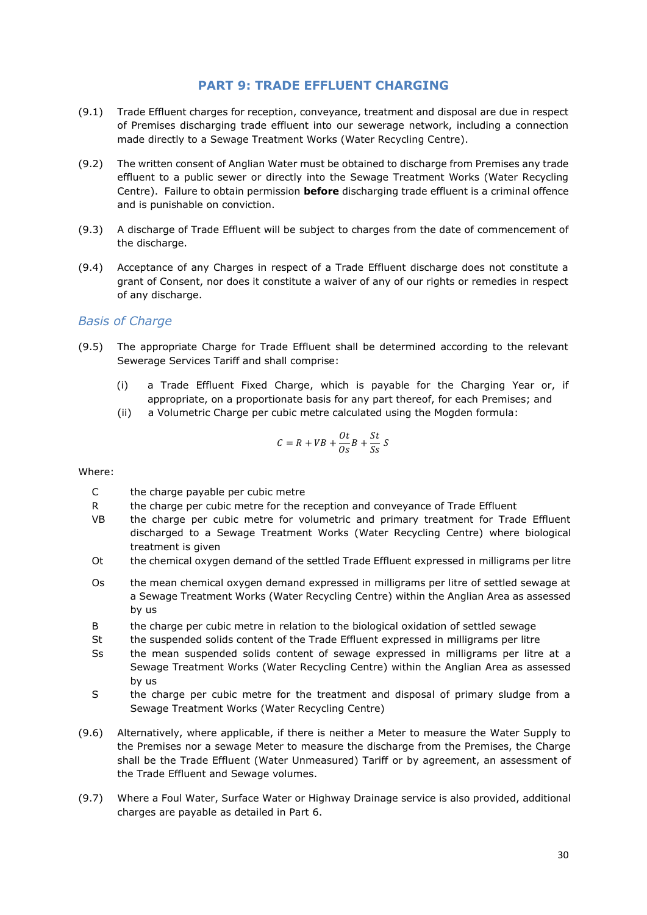## PART 9: TRADE EFFLUENT CHARGING

(9.1) Trade Effluent charges for reception, conveyance, treatment and disposal are due in respect of Premises discharging trade effluent into our sewerage network, including a connection made directly to a Sewage Treatment Works (Water Recycling Centre).

(9.2) The written consent of Anglian Water must be obtained to discharge from Premises any trade effluent to a public sewer or directly into the Sewage Treatment Works (Water Recycling Centre). Failure to obtain permission **before** discharging trade effluent is a criminal offence and is punishable on conviction.

(9.3) A discharge of Trade Effluent will be subject to charges from the date of commencement of the discharge.

(9.4) Acceptance of any Charges in respect of a Trade Effluent discharge does not constitute a grant of Consent, nor does it constitute a waiver of any of our rights or remedies in respect of any discharge.

### *Basis of Charge*

(9.5) The appropriate Charge for Trade Effluent shall be determined according to the relevant Sewerage Services Tariff and shall comprise:

(i) a Trade Effluent Fixed Charge, which is payable for the Charging Year or, if appropriate, on a proportionate basis for any part thereof, for each Premises; and

(ii) a Volumetric Charge per cubic metre calculated using the Mogden formula:

$$C = R + VB + \frac{Ot}{Os}B + \frac{St}{Ss}S$$

Where:

- C the charge payable per cubic metre
- R the charge per cubic metre for the reception and conveyance of Trade Effluent
- VB the charge per cubic metre for volumetric and primary treatment for Trade Effluent discharged to a Sewage Treatment Works (Water Recycling Centre) where biological treatment is given
- Ot the chemical oxygen demand of the settled Trade Effluent expressed in milligrams per litre
- Os the mean chemical oxygen demand expressed in milligrams per litre of settled sewage at a Sewage Treatment Works (Water Recycling Centre) within the Anglian Area as assessed by us
- B the charge per cubic metre in relation to the biological oxidation of settled sewage
- St the suspended solids content of the Trade Effluent expressed in milligrams per litre
- Ss the mean suspended solids content of sewage expressed in milligrams per litre at a Sewage Treatment Works (Water Recycling Centre) within the Anglian Area as assessed by us
- S the charge per cubic metre for the treatment and disposal of primary sludge from a Sewage Treatment Works (Water Recycling Centre)

(9.6) Alternatively, where applicable, if there is neither a Meter to measure the Water Supply to the Premises nor a sewage Meter to measure the discharge from the Premises, the Charge shall be the Trade Effluent (Water Unmeasured) Tariff or by agreement, an assessment of the Trade Effluent and Sewage volumes.

(9.7) Where a Foul Water, Surface Water or Highway Drainage service is also provided, additional charges are payable as detailed in Part 6.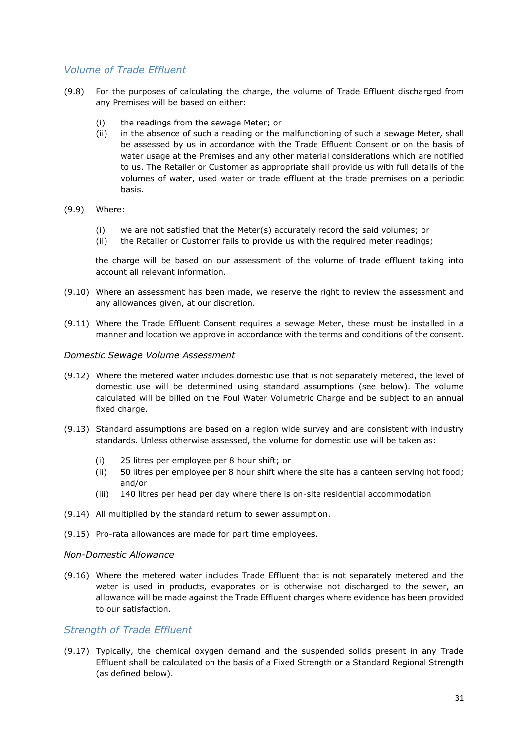### *Volume of Trade Effluent*

(9.8) For the purposes of calculating the charge, the volume of Trade Effluent discharged from any Premises will be based on either:

(i) the readings from the sewage Meter; or
(ii) in the absence of such a reading or the malfunctioning of such a sewage Meter, shall be assessed by us in accordance with the Trade Effluent Consent or on the basis of water usage at the Premises and any other material considerations which are notified to us. The Retailer or Customer as appropriate shall provide us with full details of the volumes of water, used water or trade effluent at the trade premises on a periodic basis.

(9.9) Where:

(i) we are not satisfied that the Meter(s) accurately record the said volumes; or
(ii) the Retailer or Customer fails to provide us with the required meter readings;

the charge will be based on our assessment of the volume of trade effluent taking into account all relevant information.

(9.10) Where an assessment has been made, we reserve the right to review the assessment and any allowances given, at our discretion.

(9.11) Where the Trade Effluent Consent requires a sewage Meter, these must be installed in a manner and location we approve in accordance with the terms and conditions of the consent.

*Domestic Sewage Volume Assessment*

(9.12) Where the metered water includes domestic use that is not separately metered, the level of domestic use will be determined using standard assumptions (see below). The volume calculated will be billed on the Foul Water Volumetric Charge and be subject to an annual fixed charge.

(9.13) Standard assumptions are based on a region wide survey and are consistent with industry standards. Unless otherwise assessed, the volume for domestic use will be taken as:

(i) 25 litres per employee per 8 hour shift; or
(ii) 50 litres per employee per 8 hour shift where the site has a canteen serving hot food; and/or
(iii) 140 litres per head per day where there is on-site residential accommodation

(9.14) All multiplied by the standard return to sewer assumption.

(9.15) Pro-rata allowances are made for part time employees.

*Non-Domestic Allowance*

(9.16) Where the metered water includes Trade Effluent that is not separately metered and the water is used in products, evaporates or is otherwise not discharged to the sewer, an allowance will be made against the Trade Effluent charges where evidence has been provided to our satisfaction.

### *Strength of Trade Effluent*

(9.17) Typically, the chemical oxygen demand and the suspended solids present in any Trade Effluent shall be calculated on the basis of a Fixed Strength or a Standard Regional Strength (as defined below).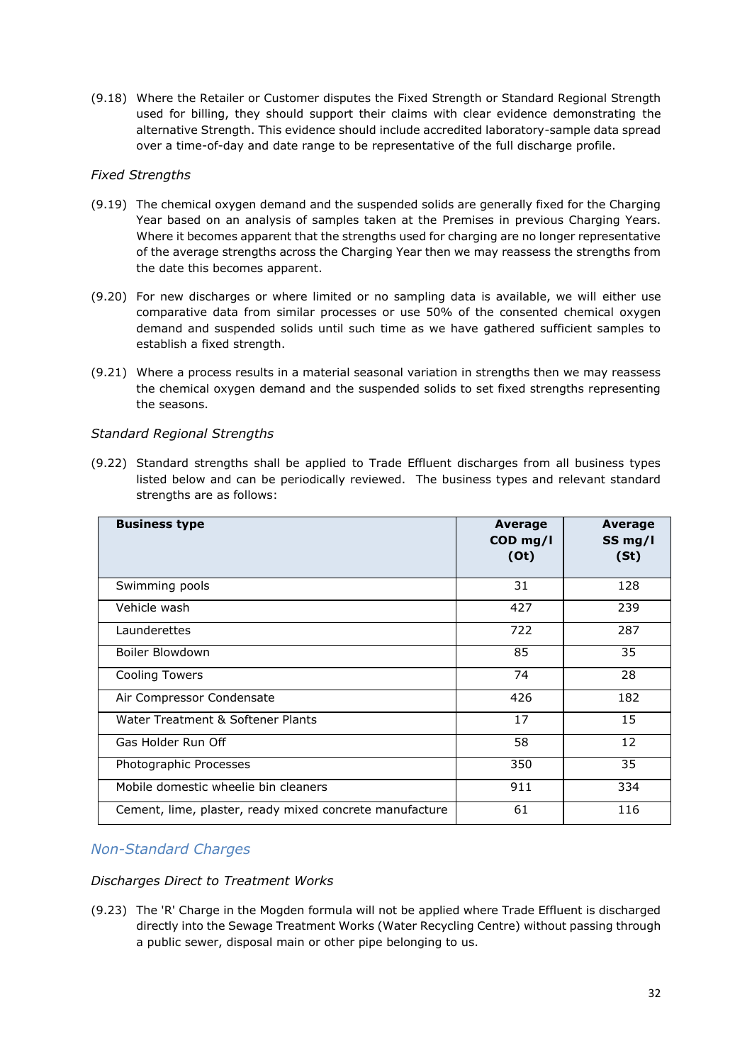(9.18) Where the Retailer or Customer disputes the Fixed Strength or Standard Regional Strength used for billing, they should support their claims with clear evidence demonstrating the alternative Strength. This evidence should include accredited laboratory-sample data spread over a time-of-day and date range to be representative of the full discharge profile.

### *Fixed Strengths*

(9.19) The chemical oxygen demand and the suspended solids are generally fixed for the Charging Year based on an analysis of samples taken at the Premises in previous Charging Years. Where it becomes apparent that the strengths used for charging are no longer representative of the average strengths across the Charging Year then we may reassess the strengths from the date this becomes apparent.

(9.20) For new discharges or where limited or no sampling data is available, we will either use comparative data from similar processes or use 50% of the consented chemical oxygen demand and suspended solids until such time as we have gathered sufficient samples to establish a fixed strength.

(9.21) Where a process results in a material seasonal variation in strengths then we may reassess the chemical oxygen demand and the suspended solids to set fixed strengths representing the seasons.

### *Standard Regional Strengths*

(9.22) Standard strengths shall be applied to Trade Effluent discharges from all business types listed below and can be periodically reviewed. The business types and relevant standard strengths are as follows:

| **Business type** | **Average COD mg/l (Ot)** | **Average SS mg/l (St)** |
|---|---|---|
| Swimming pools | 31 | 128 |
| Vehicle wash | 427 | 239 |
| Launderettes | 722 | 287 |
| Boiler Blowdown | 85 | 35 |
| Cooling Towers | 74 | 28 |
| Air Compressor Condensate | 426 | 182 |
| Water Treatment & Softener Plants | 17 | 15 |
| Gas Holder Run Off | 58 | 12 |
| Photographic Processes | 350 | 35 |
| Mobile domestic wheelie bin cleaners | 911 | 334 |
| Cement, lime, plaster, ready mixed concrete manufacture | 61 | 116 |

## *Non-Standard Charges*

### *Discharges Direct to Treatment Works*

(9.23) The 'R' Charge in the Mogden formula will not be applied where Trade Effluent is discharged directly into the Sewage Treatment Works (Water Recycling Centre) without passing through a public sewer, disposal main or other pipe belonging to us.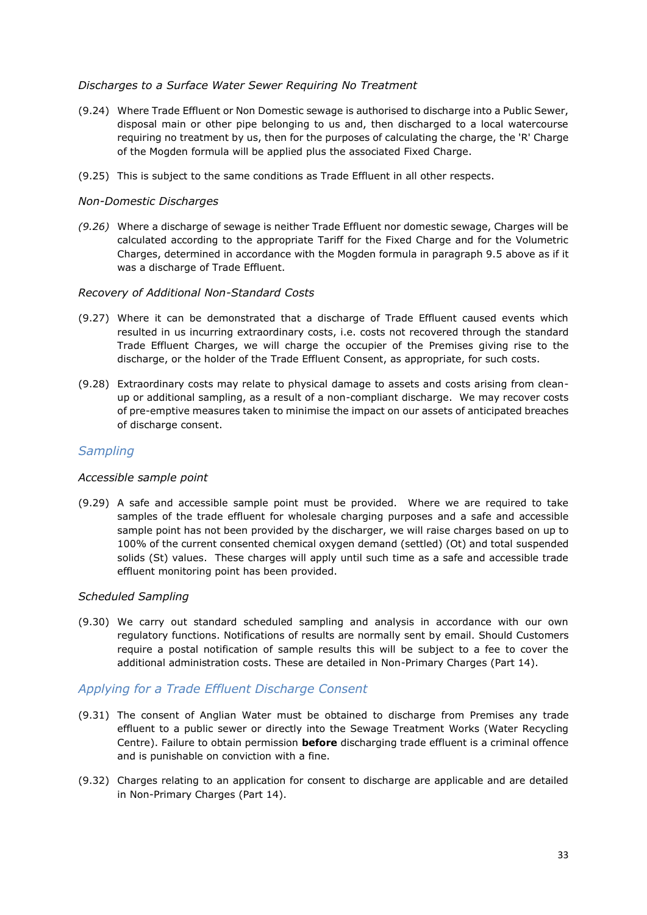*Discharges to a Surface Water Sewer Requiring No Treatment*

(9.24) Where Trade Effluent or Non Domestic sewage is authorised to discharge into a Public Sewer, disposal main or other pipe belonging to us and, then discharged to a local watercourse requiring no treatment by us, then for the purposes of calculating the charge, the 'R' Charge of the Mogden formula will be applied plus the associated Fixed Charge.

(9.25) This is subject to the same conditions as Trade Effluent in all other respects.

*Non-Domestic Discharges*

*(9.26)* Where a discharge of sewage is neither Trade Effluent nor domestic sewage, Charges will be calculated according to the appropriate Tariff for the Fixed Charge and for the Volumetric Charges, determined in accordance with the Mogden formula in paragraph 9.5 above as if it was a discharge of Trade Effluent.

*Recovery of Additional Non-Standard Costs*

(9.27) Where it can be demonstrated that a discharge of Trade Effluent caused events which resulted in us incurring extraordinary costs, i.e. costs not recovered through the standard Trade Effluent Charges, we will charge the occupier of the Premises giving rise to the discharge, or the holder of the Trade Effluent Consent, as appropriate, for such costs.

(9.28) Extraordinary costs may relate to physical damage to assets and costs arising from clean-up or additional sampling, as a result of a non-compliant discharge. We may recover costs of pre-emptive measures taken to minimise the impact on our assets of anticipated breaches of discharge consent.

## *Sampling*

*Accessible sample point*

(9.29) A safe and accessible sample point must be provided. Where we are required to take samples of the trade effluent for wholesale charging purposes and a safe and accessible sample point has not been provided by the discharger, we will raise charges based on up to 100% of the current consented chemical oxygen demand (settled) (Ot) and total suspended solids (St) values. These charges will apply until such time as a safe and accessible trade effluent monitoring point has been provided.

*Scheduled Sampling*

(9.30) We carry out standard scheduled sampling and analysis in accordance with our own regulatory functions. Notifications of results are normally sent by email. Should Customers require a postal notification of sample results this will be subject to a fee to cover the additional administration costs. These are detailed in Non-Primary Charges (Part 14).

## *Applying for a Trade Effluent Discharge Consent*

(9.31) The consent of Anglian Water must be obtained to discharge from Premises any trade effluent to a public sewer or directly into the Sewage Treatment Works (Water Recycling Centre). Failure to obtain permission **before** discharging trade effluent is a criminal offence and is punishable on conviction with a fine.

(9.32) Charges relating to an application for consent to discharge are applicable and are detailed in Non-Primary Charges (Part 14).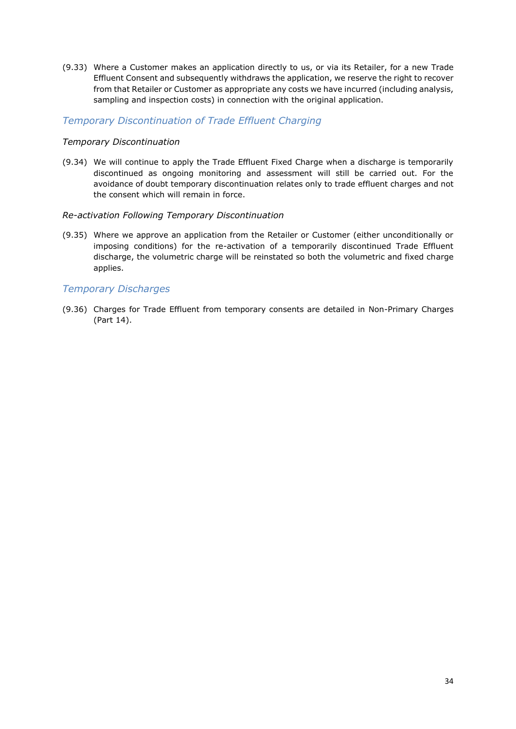(9.33) Where a Customer makes an application directly to us, or via its Retailer, for a new Trade Effluent Consent and subsequently withdraws the application, we reserve the right to recover from that Retailer or Customer as appropriate any costs we have incurred (including analysis, sampling and inspection costs) in connection with the original application.

## *Temporary Discontinuation of Trade Effluent Charging*

### *Temporary Discontinuation*

(9.34) We will continue to apply the Trade Effluent Fixed Charge when a discharge is temporarily discontinued as ongoing monitoring and assessment will still be carried out. For the avoidance of doubt temporary discontinuation relates only to trade effluent charges and not the consent which will remain in force.

### *Re-activation Following Temporary Discontinuation*

(9.35) Where we approve an application from the Retailer or Customer (either unconditionally or imposing conditions) for the re-activation of a temporarily discontinued Trade Effluent discharge, the volumetric charge will be reinstated so both the volumetric and fixed charge applies.

## *Temporary Discharges*

(9.36) Charges for Trade Effluent from temporary consents are detailed in Non-Primary Charges (Part 14).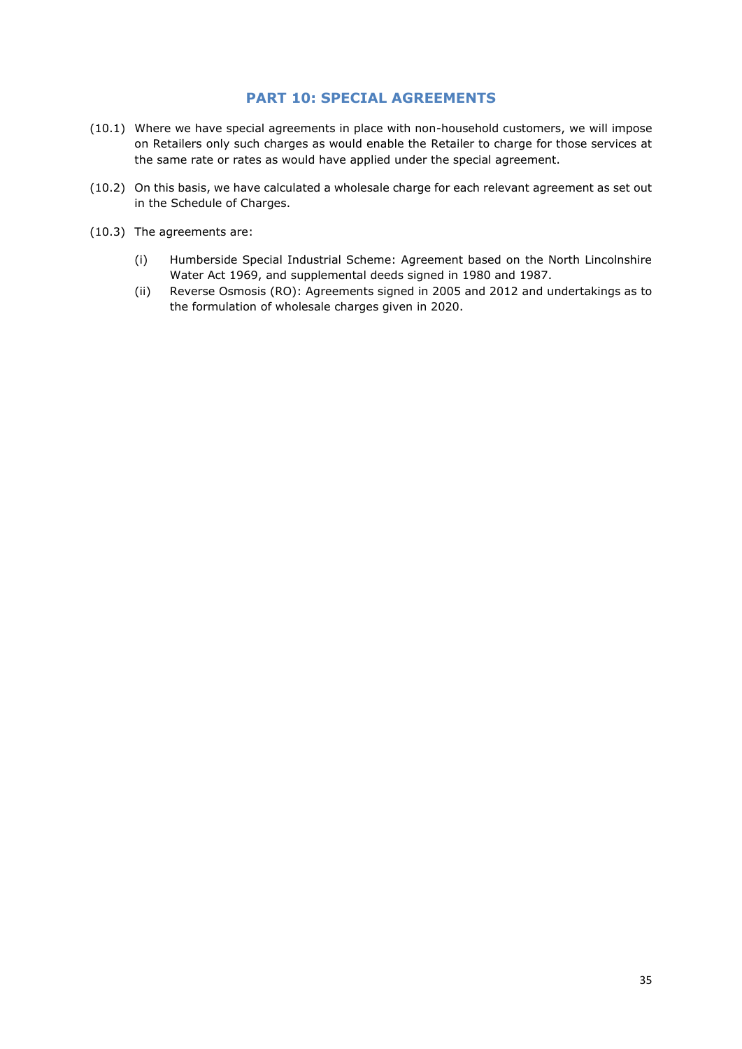## PART 10: SPECIAL AGREEMENTS

(10.1) Where we have special agreements in place with non-household customers, we will impose on Retailers only such charges as would enable the Retailer to charge for those services at the same rate or rates as would have applied under the special agreement.

(10.2) On this basis, we have calculated a wholesale charge for each relevant agreement as set out in the Schedule of Charges.

(10.3) The agreements are:

- (i) Humberside Special Industrial Scheme: Agreement based on the North Lincolnshire Water Act 1969, and supplemental deeds signed in 1980 and 1987.
- (ii) Reverse Osmosis (RO): Agreements signed in 2005 and 2012 and undertakings as to the formulation of wholesale charges given in 2020.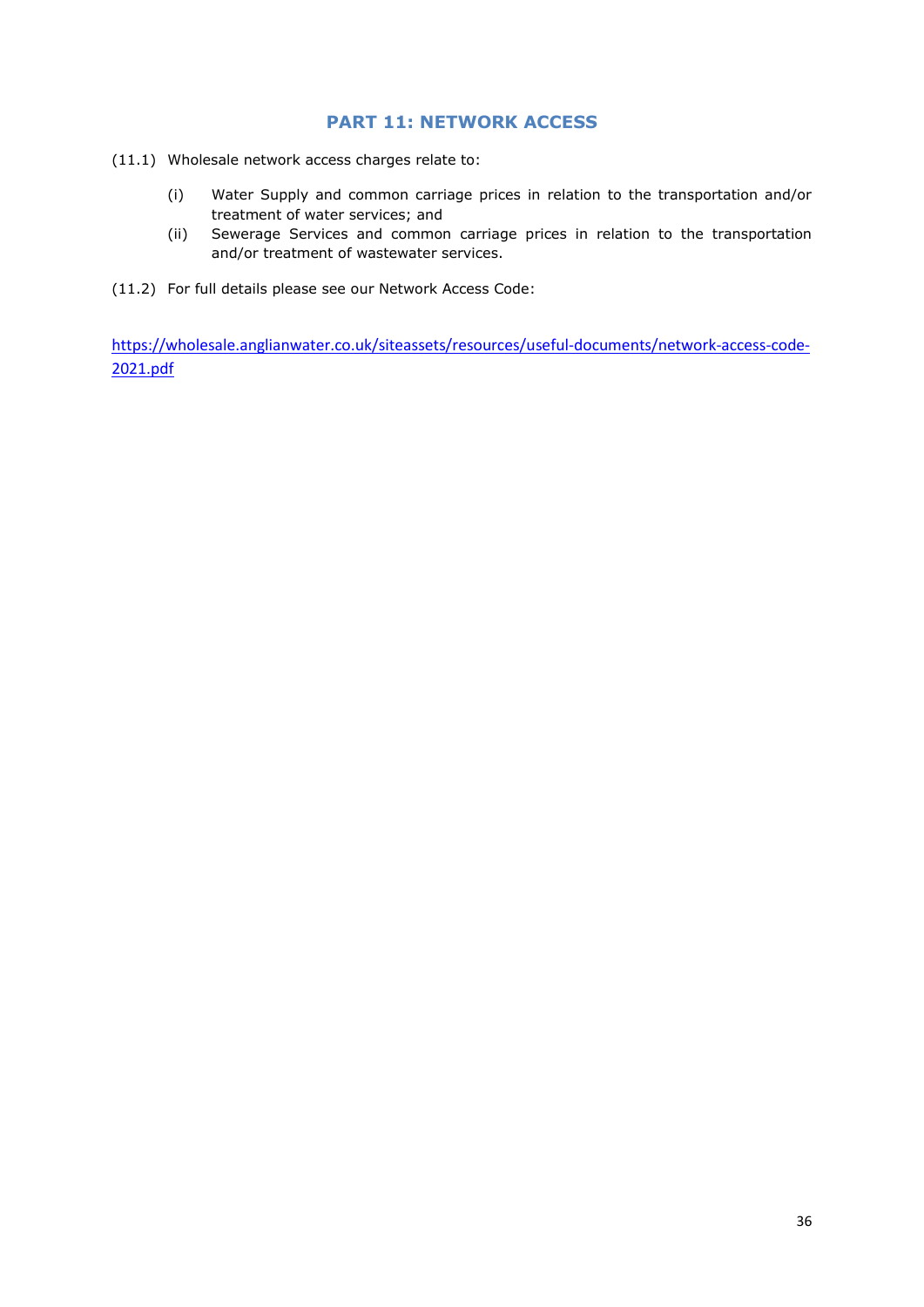## PART 11: NETWORK ACCESS

(11.1) Wholesale network access charges relate to:

- (i) Water Supply and common carriage prices in relation to the transportation and/or treatment of water services; and
- (ii) Sewerage Services and common carriage prices in relation to the transportation and/or treatment of wastewater services.

(11.2) For full details please see our Network Access Code:

https://wholesale.anglianwater.co.uk/siteassets/resources/useful-documents/network-access-code-2021.pdf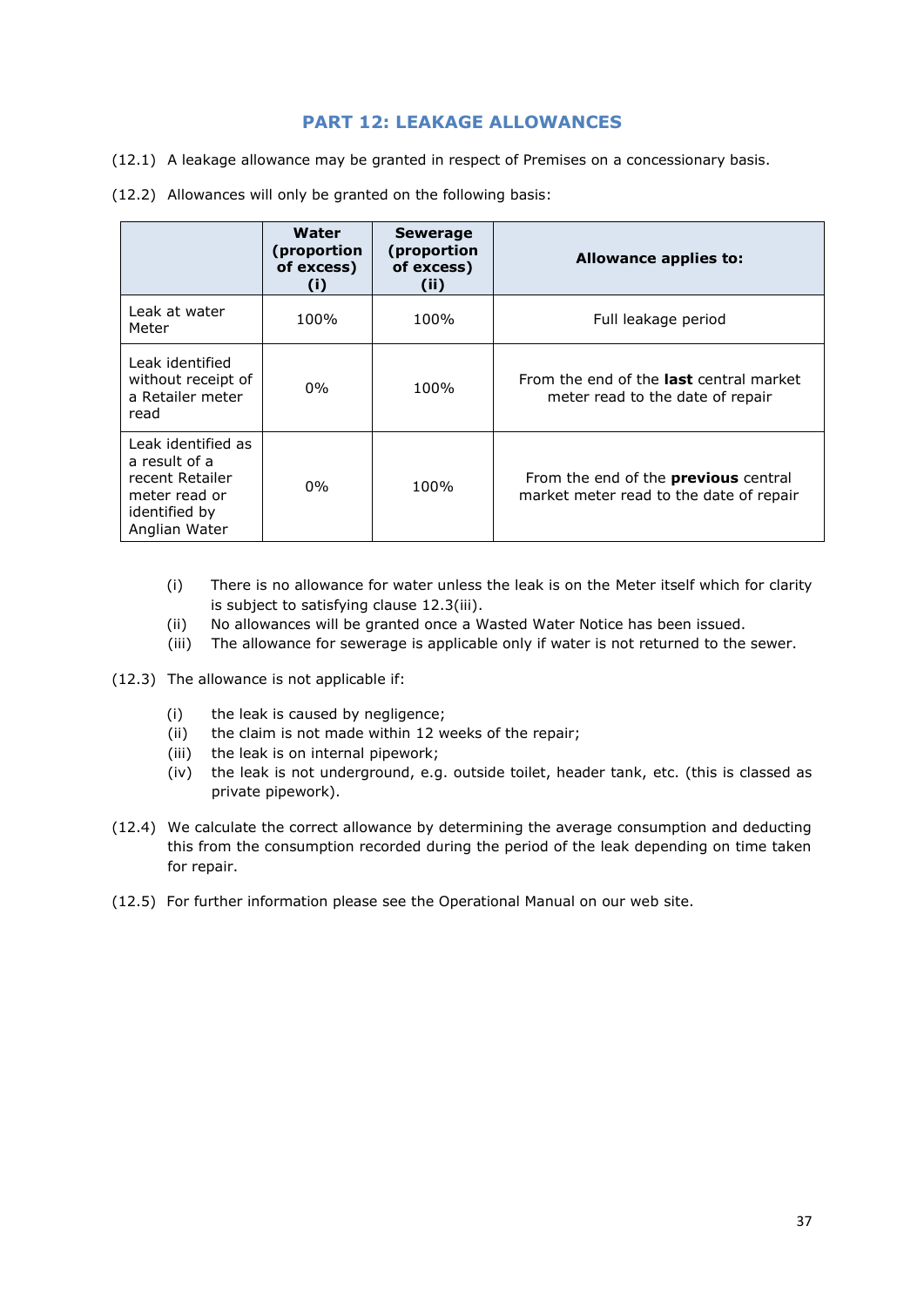## PART 12: LEAKAGE ALLOWANCES

(12.1) A leakage allowance may be granted in respect of Premises on a concessionary basis.

(12.2) Allowances will only be granted on the following basis:

| | Water (proportion of excess) (i) | Sewerage (proportion of excess) (ii) | Allowance applies to: |
|---|---|---|---|
| Leak at water Meter | 100% | 100% | Full leakage period |
| Leak identified without receipt of a Retailer meter read | 0% | 100% | From the end of the **last** central market meter read to the date of repair |
| Leak identified as a result of a recent Retailer meter read or identified by Anglian Water | 0% | 100% | From the end of the **previous** central market meter read to the date of repair |

- (i) There is no allowance for water unless the leak is on the Meter itself which for clarity is subject to satisfying clause 12.3(iii).
- (ii) No allowances will be granted once a Wasted Water Notice has been issued.
- (iii) The allowance for sewerage is applicable only if water is not returned to the sewer.

(12.3) The allowance is not applicable if:

- (i) the leak is caused by negligence;
- (ii) the claim is not made within 12 weeks of the repair;
- (iii) the leak is on internal pipework;
- (iv) the leak is not underground, e.g. outside toilet, header tank, etc. (this is classed as private pipework).

(12.4) We calculate the correct allowance by determining the average consumption and deducting this from the consumption recorded during the period of the leak depending on time taken for repair.

(12.5) For further information please see the Operational Manual on our web site.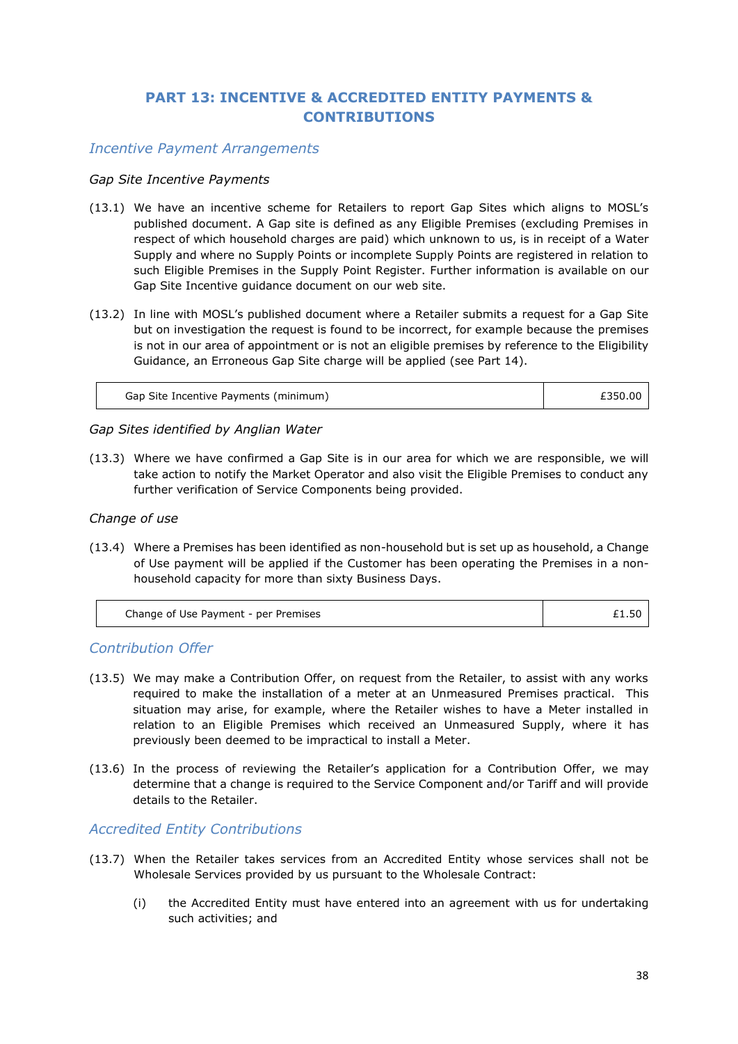## PART 13: INCENTIVE & ACCREDITED ENTITY PAYMENTS & CONTRIBUTIONS

### *Incentive Payment Arrangements*

*Gap Site Incentive Payments*

(13.1) We have an incentive scheme for Retailers to report Gap Sites which aligns to MOSL's published document. A Gap site is defined as any Eligible Premises (excluding Premises in respect of which household charges are paid) which unknown to us, is in receipt of a Water Supply and where no Supply Points or incomplete Supply Points are registered in relation to such Eligible Premises in the Supply Point Register. Further information is available on our Gap Site Incentive guidance document on our web site.

(13.2) In line with MOSL's published document where a Retailer submits a request for a Gap Site but on investigation the request is found to be incorrect, for example because the premises is not in our area of appointment or is not an eligible premises by reference to the Eligibility Guidance, an Erroneous Gap Site charge will be applied (see Part 14).

| Gap Site Incentive Payments (minimum) | £350.00 |
|---|---|

*Gap Sites identified by Anglian Water*

(13.3) Where we have confirmed a Gap Site is in our area for which we are responsible, we will take action to notify the Market Operator and also visit the Eligible Premises to conduct any further verification of Service Components being provided.

*Change of use*

(13.4) Where a Premises has been identified as non-household but is set up as household, a Change of Use payment will be applied if the Customer has been operating the Premises in a non-household capacity for more than sixty Business Days.

| Change of Use Payment - per Premises | £1.50 |
|---|---|

### *Contribution Offer*

(13.5) We may make a Contribution Offer, on request from the Retailer, to assist with any works required to make the installation of a meter at an Unmeasured Premises practical. This situation may arise, for example, where the Retailer wishes to have a Meter installed in relation to an Eligible Premises which received an Unmeasured Supply, where it has previously been deemed to be impractical to install a Meter.

(13.6) In the process of reviewing the Retailer's application for a Contribution Offer, we may determine that a change is required to the Service Component and/or Tariff and will provide details to the Retailer.

### *Accredited Entity Contributions*

(13.7) When the Retailer takes services from an Accredited Entity whose services shall not be Wholesale Services provided by us pursuant to the Wholesale Contract:

(i) the Accredited Entity must have entered into an agreement with us for undertaking such activities; and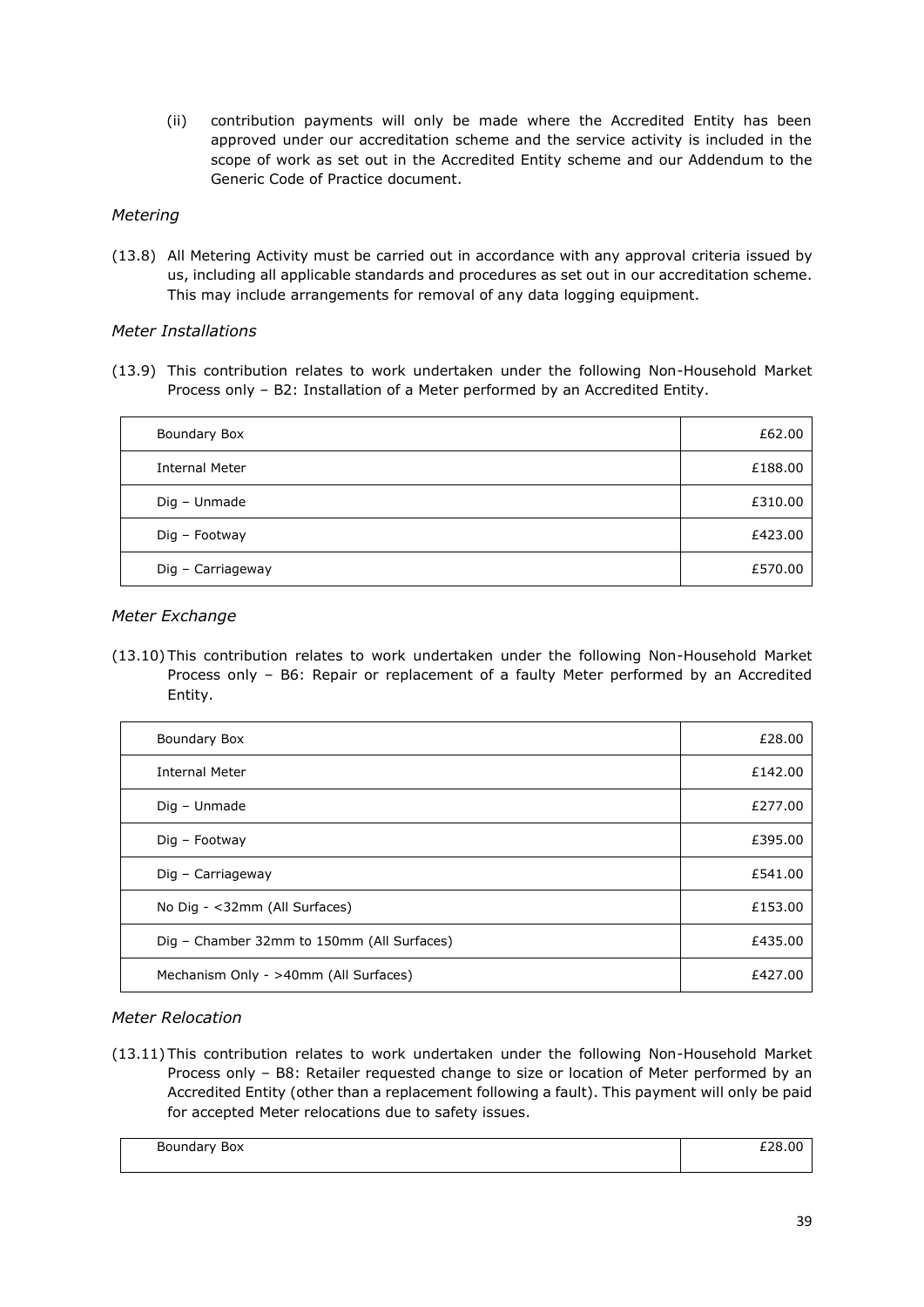(ii) contribution payments will only be made where the Accredited Entity has been approved under our accreditation scheme and the service activity is included in the scope of work as set out in the Accredited Entity scheme and our Addendum to the Generic Code of Practice document.

*Metering*

(13.8) All Metering Activity must be carried out in accordance with any approval criteria issued by us, including all applicable standards and procedures as set out in our accreditation scheme. This may include arrangements for removal of any data logging equipment.

*Meter Installations*

(13.9) This contribution relates to work undertaken under the following Non-Household Market Process only – B2: Installation of a Meter performed by an Accredited Entity.

| | |
|---|---|
| Boundary Box | £62.00 |
| Internal Meter | £188.00 |
| Dig – Unmade | £310.00 |
| Dig – Footway | £423.00 |
| Dig – Carriageway | £570.00 |

*Meter Exchange*

(13.10) This contribution relates to work undertaken under the following Non-Household Market Process only – B6: Repair or replacement of a faulty Meter performed by an Accredited Entity.

| | |
|---|---|
| Boundary Box | £28.00 |
| Internal Meter | £142.00 |
| Dig – Unmade | £277.00 |
| Dig – Footway | £395.00 |
| Dig – Carriageway | £541.00 |
| No Dig - <32mm (All Surfaces) | £153.00 |
| Dig – Chamber 32mm to 150mm (All Surfaces) | £435.00 |
| Mechanism Only - >40mm (All Surfaces) | £427.00 |

*Meter Relocation*

(13.11) This contribution relates to work undertaken under the following Non-Household Market Process only – B8: Retailer requested change to size or location of Meter performed by an Accredited Entity (other than a replacement following a fault). This payment will only be paid for accepted Meter relocations due to safety issues.

| | |
|---|---|
| Boundary Box | £28.00 |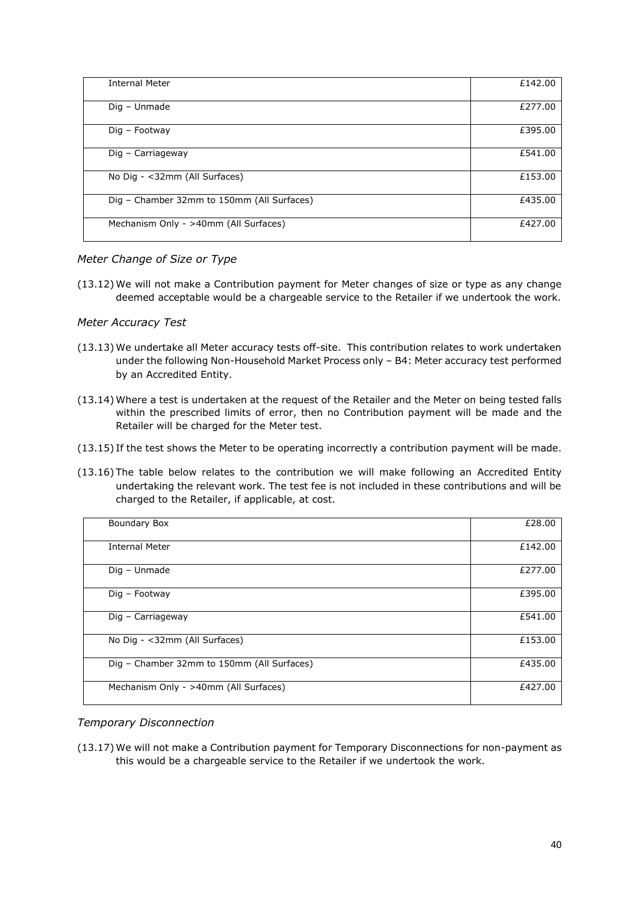| Internal Meter | £142.00 |
| --- | --- |
| Dig – Unmade | £277.00 |
| Dig – Footway | £395.00 |
| Dig – Carriageway | £541.00 |
| No Dig - <32mm (All Surfaces) | £153.00 |
| Dig – Chamber 32mm to 150mm (All Surfaces) | £435.00 |
| Mechanism Only - >40mm (All Surfaces) | £427.00 |

*Meter Change of Size or Type*

(13.12) We will not make a Contribution payment for Meter changes of size or type as any change deemed acceptable would be a chargeable service to the Retailer if we undertook the work.

*Meter Accuracy Test*

(13.13) We undertake all Meter accuracy tests off-site. This contribution relates to work undertaken under the following Non-Household Market Process only – B4: Meter accuracy test performed by an Accredited Entity.

(13.14) Where a test is undertaken at the request of the Retailer and the Meter on being tested falls within the prescribed limits of error, then no Contribution payment will be made and the Retailer will be charged for the Meter test.

(13.15) If the test shows the Meter to be operating incorrectly a contribution payment will be made.

(13.16) The table below relates to the contribution we will make following an Accredited Entity undertaking the relevant work. The test fee is not included in these contributions and will be charged to the Retailer, if applicable, at cost.

| Boundary Box | £28.00 |
| --- | --- |
| Internal Meter | £142.00 |
| Dig – Unmade | £277.00 |
| Dig – Footway | £395.00 |
| Dig – Carriageway | £541.00 |
| No Dig - <32mm (All Surfaces) | £153.00 |
| Dig – Chamber 32mm to 150mm (All Surfaces) | £435.00 |
| Mechanism Only - >40mm (All Surfaces) | £427.00 |

*Temporary Disconnection*

(13.17) We will not make a Contribution payment for Temporary Disconnections for non-payment as this would be a chargeable service to the Retailer if we undertook the work.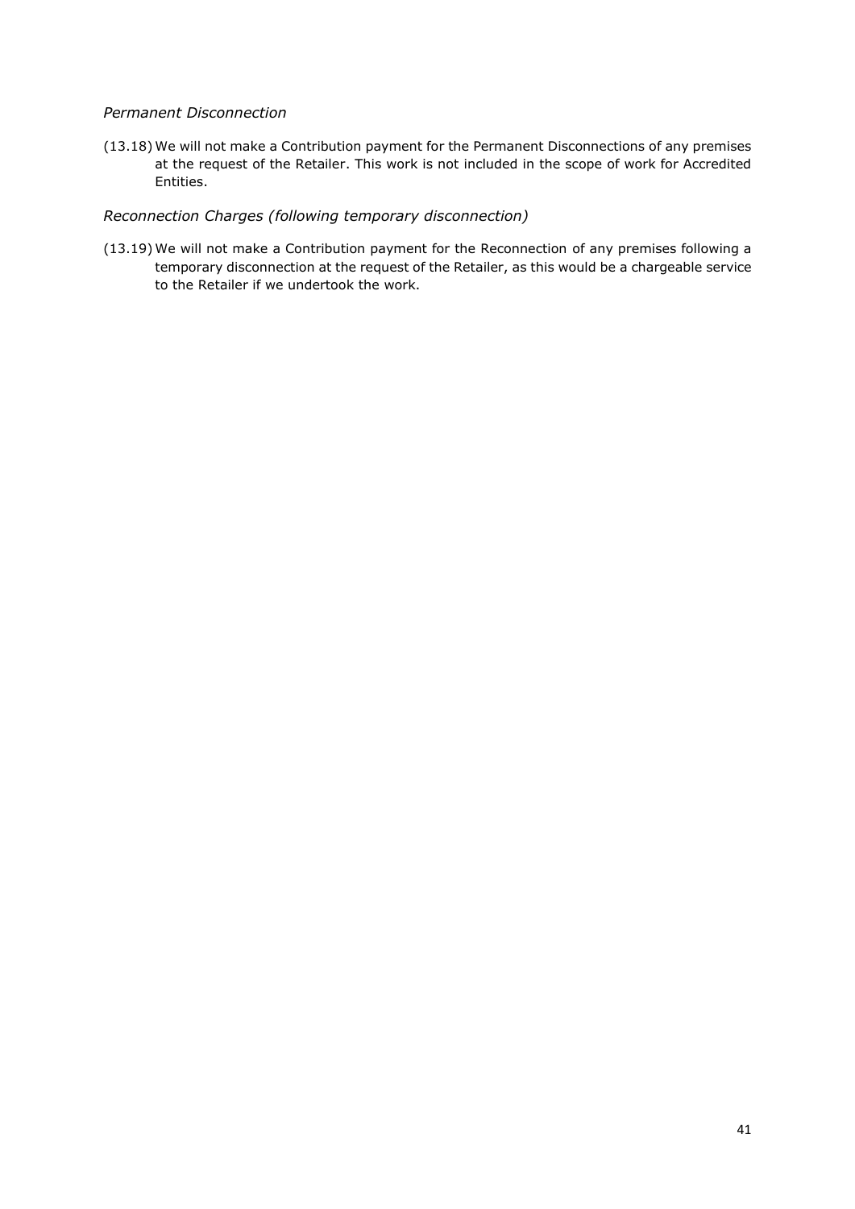*Permanent Disconnection*

(13.18) We will not make a Contribution payment for the Permanent Disconnections of any premises at the request of the Retailer. This work is not included in the scope of work for Accredited Entities.

*Reconnection Charges (following temporary disconnection)*

(13.19) We will not make a Contribution payment for the Reconnection of any premises following a temporary disconnection at the request of the Retailer, as this would be a chargeable service to the Retailer if we undertook the work.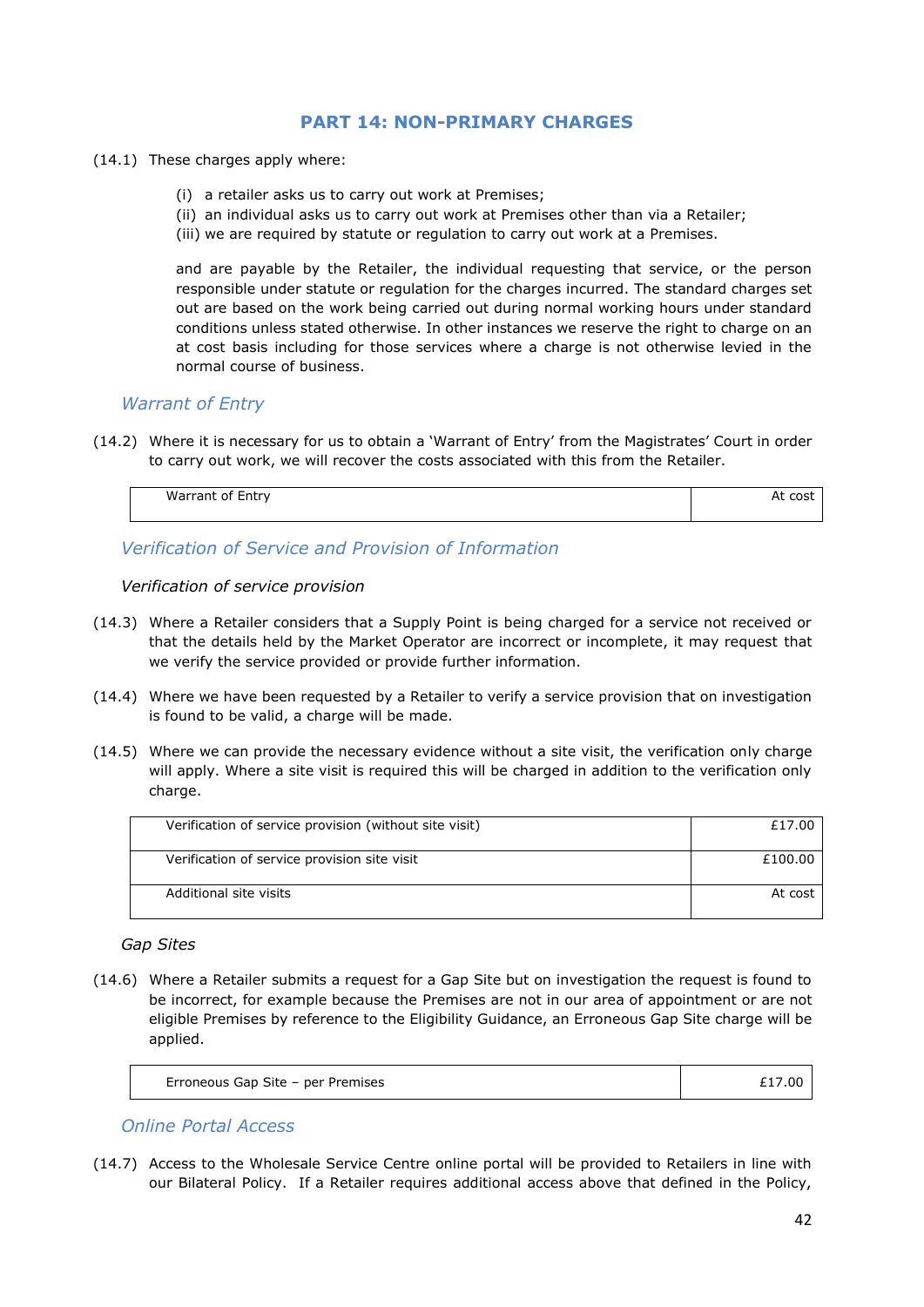## PART 14: NON-PRIMARY CHARGES

(14.1) These charges apply where:

(i) a retailer asks us to carry out work at Premises;
(ii) an individual asks us to carry out work at Premises other than via a Retailer;
(iii) we are required by statute or regulation to carry out work at a Premises.

and are payable by the Retailer, the individual requesting that service, or the person responsible under statute or regulation for the charges incurred. The standard charges set out are based on the work being carried out during normal working hours under standard conditions unless stated otherwise. In other instances we reserve the right to charge on an at cost basis including for those services where a charge is not otherwise levied in the normal course of business.

### *Warrant of Entry*

(14.2) Where it is necessary for us to obtain a 'Warrant of Entry' from the Magistrates' Court in order to carry out work, we will recover the costs associated with this from the Retailer.

| | |
|---|---|
| Warrant of Entry | At cost |

### *Verification of Service and Provision of Information*

*Verification of service provision*

(14.3) Where a Retailer considers that a Supply Point is being charged for a service not received or that the details held by the Market Operator are incorrect or incomplete, it may request that we verify the service provided or provide further information.

(14.4) Where we have been requested by a Retailer to verify a service provision that on investigation is found to be valid, a charge will be made.

(14.5) Where we can provide the necessary evidence without a site visit, the verification only charge will apply. Where a site visit is required this will be charged in addition to the verification only charge.

| | |
|---|---|
| Verification of service provision (without site visit) | £17.00 |
| Verification of service provision site visit | £100.00 |
| Additional site visits | At cost |

*Gap Sites*

(14.6) Where a Retailer submits a request for a Gap Site but on investigation the request is found to be incorrect, for example because the Premises are not in our area of appointment or are not eligible Premises by reference to the Eligibility Guidance, an Erroneous Gap Site charge will be applied.

| | |
|---|---|
| Erroneous Gap Site – per Premises | £17.00 |

### *Online Portal Access*

(14.7) Access to the Wholesale Service Centre online portal will be provided to Retailers in line with our Bilateral Policy. If a Retailer requires additional access above that defined in the Policy,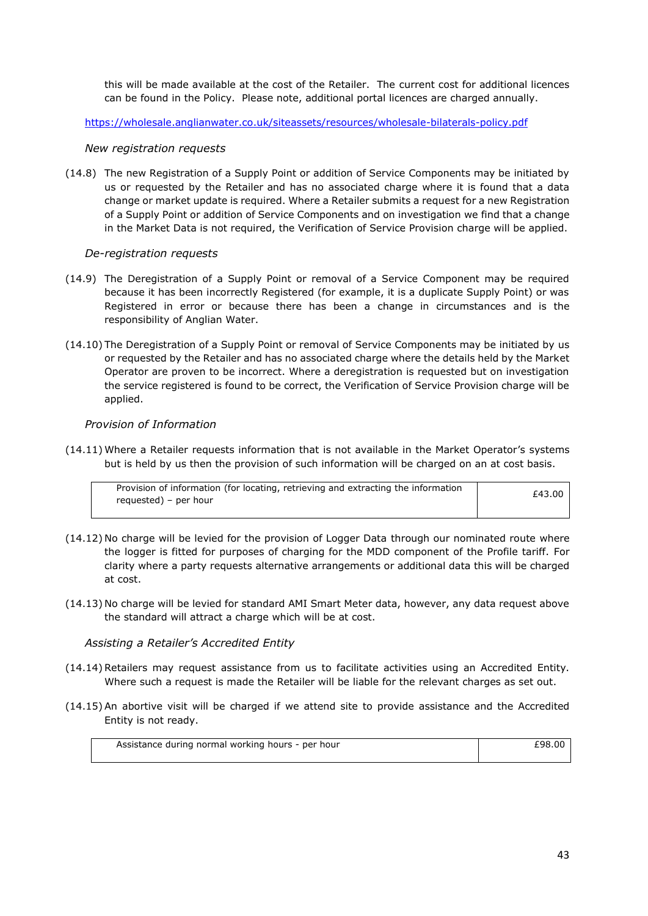this will be made available at the cost of the Retailer. The current cost for additional licences can be found in the Policy. Please note, additional portal licences are charged annually.

https://wholesale.anglianwater.co.uk/siteassets/resources/wholesale-bilaterals-policy.pdf

*New registration requests*

(14.8) The new Registration of a Supply Point or addition of Service Components may be initiated by us or requested by the Retailer and has no associated charge where it is found that a data change or market update is required. Where a Retailer submits a request for a new Registration of a Supply Point or addition of Service Components and on investigation we find that a change in the Market Data is not required, the Verification of Service Provision charge will be applied.

*De-registration requests*

(14.9) The Deregistration of a Supply Point or removal of a Service Component may be required because it has been incorrectly Registered (for example, it is a duplicate Supply Point) or was Registered in error or because there has been a change in circumstances and is the responsibility of Anglian Water.

(14.10) The Deregistration of a Supply Point or removal of Service Components may be initiated by us or requested by the Retailer and has no associated charge where the details held by the Market Operator are proven to be incorrect. Where a deregistration is requested but on investigation the service registered is found to be correct, the Verification of Service Provision charge will be applied.

*Provision of Information*

(14.11) Where a Retailer requests information that is not available in the Market Operator's systems but is held by us then the provision of such information will be charged on an at cost basis.

| | |
|---|---|
| Provision of information (for locating, retrieving and extracting the information requested) – per hour | £43.00 |

(14.12) No charge will be levied for the provision of Logger Data through our nominated route where the logger is fitted for purposes of charging for the MDD component of the Profile tariff. For clarity where a party requests alternative arrangements or additional data this will be charged at cost.

(14.13) No charge will be levied for standard AMI Smart Meter data, however, any data request above the standard will attract a charge which will be at cost.

*Assisting a Retailer's Accredited Entity*

(14.14) Retailers may request assistance from us to facilitate activities using an Accredited Entity. Where such a request is made the Retailer will be liable for the relevant charges as set out.

(14.15) An abortive visit will be charged if we attend site to provide assistance and the Accredited Entity is not ready.

| | |
|---|---|
| Assistance during normal working hours - per hour | £98.00 |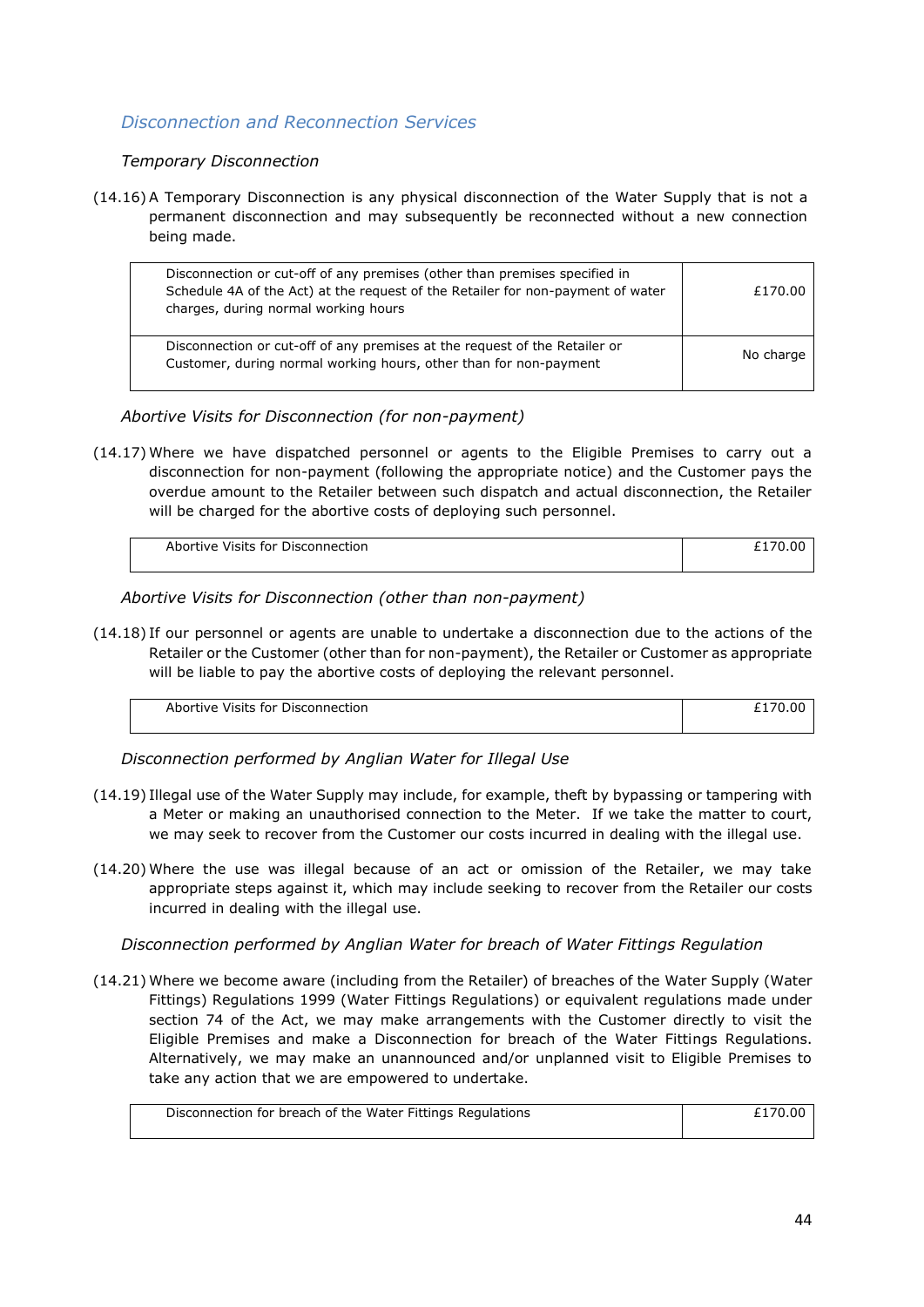### *Disconnection and Reconnection Services*

*Temporary Disconnection*

(14.16) A Temporary Disconnection is any physical disconnection of the Water Supply that is not a permanent disconnection and may subsequently be reconnected without a new connection being made.

| | |
|---|---|
| Disconnection or cut-off of any premises (other than premises specified in Schedule 4A of the Act) at the request of the Retailer for non-payment of water charges, during normal working hours | £170.00 |
| Disconnection or cut-off of any premises at the request of the Retailer or Customer, during normal working hours, other than for non-payment | No charge |

*Abortive Visits for Disconnection (for non-payment)*

(14.17) Where we have dispatched personnel or agents to the Eligible Premises to carry out a disconnection for non-payment (following the appropriate notice) and the Customer pays the overdue amount to the Retailer between such dispatch and actual disconnection, the Retailer will be charged for the abortive costs of deploying such personnel.

| | |
|---|---|
| Abortive Visits for Disconnection | £170.00 |

*Abortive Visits for Disconnection (other than non-payment)*

(14.18) If our personnel or agents are unable to undertake a disconnection due to the actions of the Retailer or the Customer (other than for non-payment), the Retailer or Customer as appropriate will be liable to pay the abortive costs of deploying the relevant personnel.

| | |
|---|---|
| Abortive Visits for Disconnection | £170.00 |

*Disconnection performed by Anglian Water for Illegal Use*

(14.19) Illegal use of the Water Supply may include, for example, theft by bypassing or tampering with a Meter or making an unauthorised connection to the Meter. If we take the matter to court, we may seek to recover from the Customer our costs incurred in dealing with the illegal use.

(14.20) Where the use was illegal because of an act or omission of the Retailer, we may take appropriate steps against it, which may include seeking to recover from the Retailer our costs incurred in dealing with the illegal use.

*Disconnection performed by Anglian Water for breach of Water Fittings Regulation*

(14.21) Where we become aware (including from the Retailer) of breaches of the Water Supply (Water Fittings) Regulations 1999 (Water Fittings Regulations) or equivalent regulations made under section 74 of the Act, we may make arrangements with the Customer directly to visit the Eligible Premises and make a Disconnection for breach of the Water Fittings Regulations. Alternatively, we may make an unannounced and/or unplanned visit to Eligible Premises to take any action that we are empowered to undertake.

| | |
|---|---|
| Disconnection for breach of the Water Fittings Regulations | £170.00 |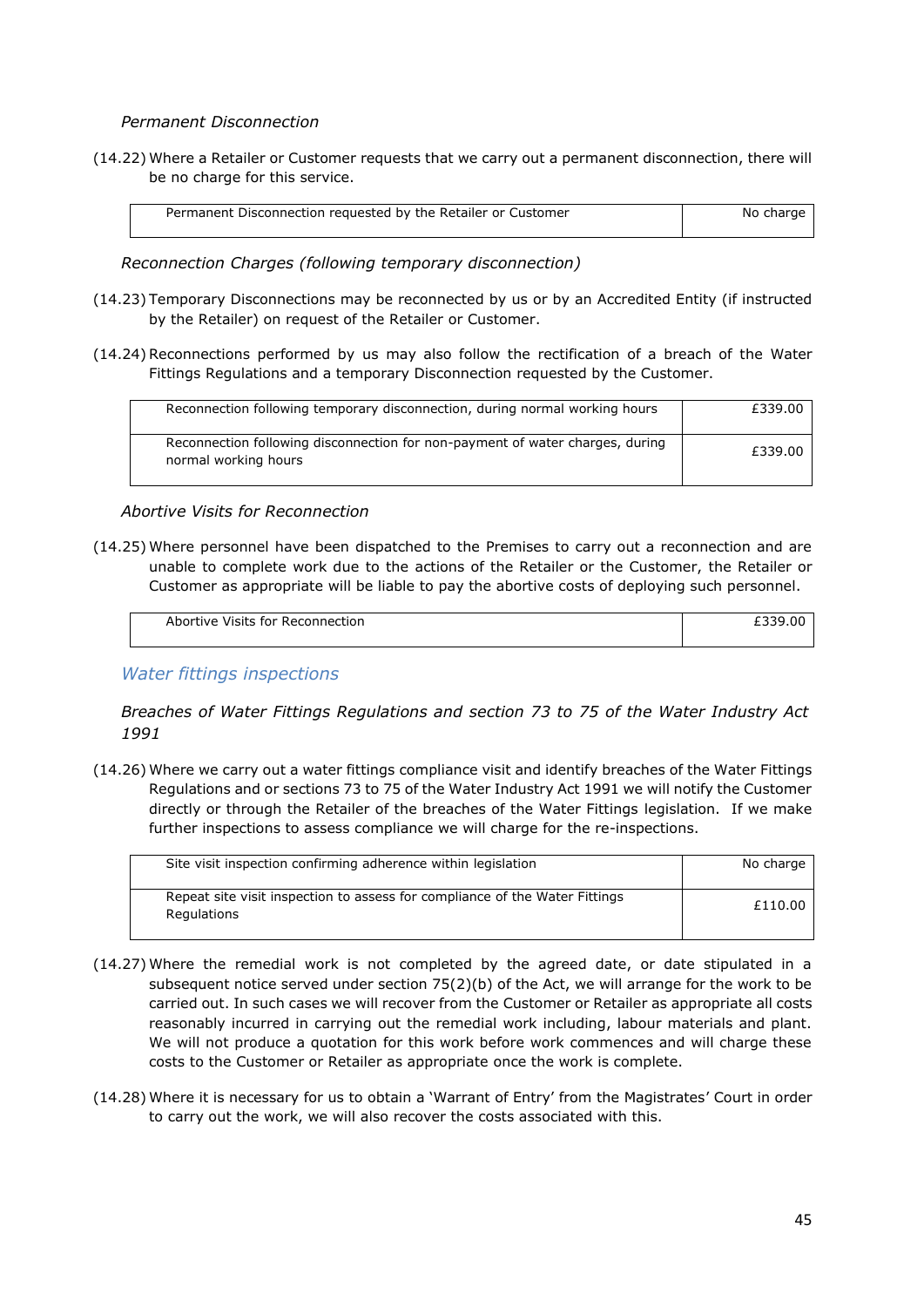*Permanent Disconnection*

(14.22) Where a Retailer or Customer requests that we carry out a permanent disconnection, there will be no charge for this service.

| | |
|---|---|
| Permanent Disconnection requested by the Retailer or Customer | No charge |

*Reconnection Charges (following temporary disconnection)*

(14.23) Temporary Disconnections may be reconnected by us or by an Accredited Entity (if instructed by the Retailer) on request of the Retailer or Customer.

(14.24) Reconnections performed by us may also follow the rectification of a breach of the Water Fittings Regulations and a temporary Disconnection requested by the Customer.

| | |
|---|---|
| Reconnection following temporary disconnection, during normal working hours | £339.00 |
| Reconnection following disconnection for non-payment of water charges, during normal working hours | £339.00 |

*Abortive Visits for Reconnection*

(14.25) Where personnel have been dispatched to the Premises to carry out a reconnection and are unable to complete work due to the actions of the Retailer or the Customer, the Retailer or Customer as appropriate will be liable to pay the abortive costs of deploying such personnel.

| | |
|---|---|
| Abortive Visits for Reconnection | £339.00 |

## *Water fittings inspections*

*Breaches of Water Fittings Regulations and section 73 to 75 of the Water Industry Act 1991*

(14.26) Where we carry out a water fittings compliance visit and identify breaches of the Water Fittings Regulations and or sections 73 to 75 of the Water Industry Act 1991 we will notify the Customer directly or through the Retailer of the breaches of the Water Fittings legislation. If we make further inspections to assess compliance we will charge for the re-inspections.

| | |
|---|---|
| Site visit inspection confirming adherence within legislation | No charge |
| Repeat site visit inspection to assess for compliance of the Water Fittings Regulations | £110.00 |

(14.27) Where the remedial work is not completed by the agreed date, or date stipulated in a subsequent notice served under section 75(2)(b) of the Act, we will arrange for the work to be carried out. In such cases we will recover from the Customer or Retailer as appropriate all costs reasonably incurred in carrying out the remedial work including, labour materials and plant. We will not produce a quotation for this work before work commences and will charge these costs to the Customer or Retailer as appropriate once the work is complete.

(14.28) Where it is necessary for us to obtain a 'Warrant of Entry' from the Magistrates' Court in order to carry out the work, we will also recover the costs associated with this.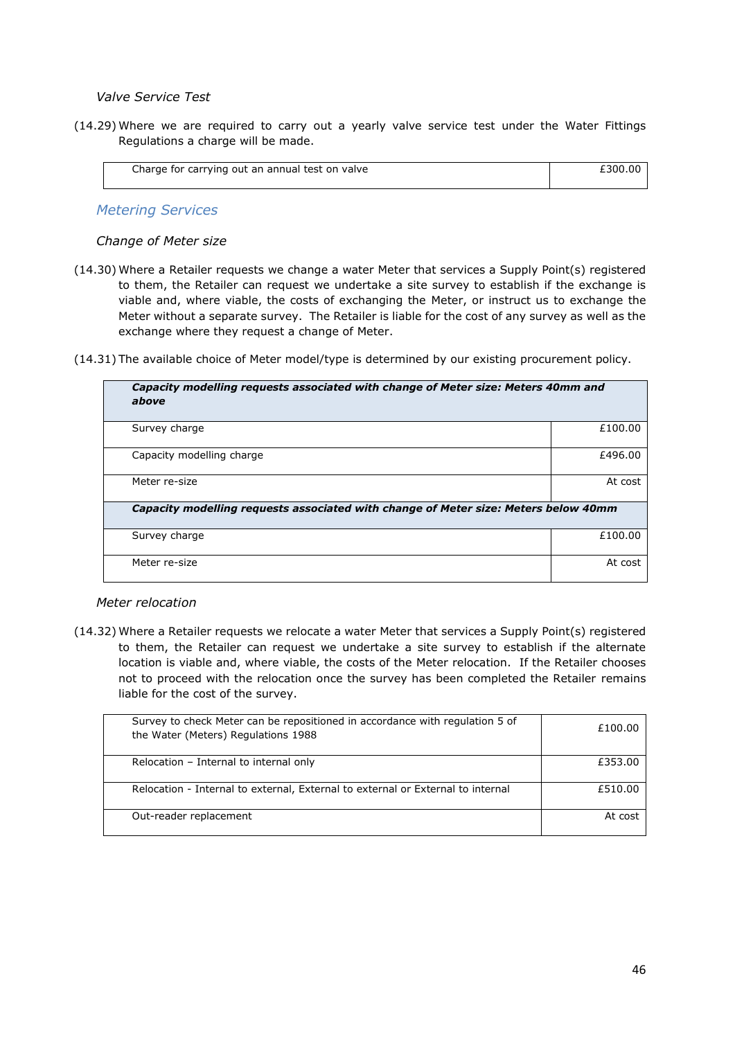*Valve Service Test*

(14.29) Where we are required to carry out a yearly valve service test under the Water Fittings Regulations a charge will be made.

| Charge for carrying out an annual test on valve | £300.00 |
|---|---|

## *Metering Services*

*Change of Meter size*

(14.30) Where a Retailer requests we change a water Meter that services a Supply Point(s) registered to them, the Retailer can request we undertake a site survey to establish if the exchange is viable and, where viable, the costs of exchanging the Meter, or instruct us to exchange the Meter without a separate survey. The Retailer is liable for the cost of any survey as well as the exchange where they request a change of Meter.

(14.31) The available choice of Meter model/type is determined by our existing procurement policy.

| ***Capacity modelling requests associated with change of Meter size: Meters 40mm and above*** | |
|---|---|
| Survey charge | £100.00 |
| Capacity modelling charge | £496.00 |
| Meter re-size | At cost |
| ***Capacity modelling requests associated with change of Meter size: Meters below 40mm*** | |
| Survey charge | £100.00 |
| Meter re-size | At cost |

*Meter relocation*

(14.32) Where a Retailer requests we relocate a water Meter that services a Supply Point(s) registered to them, the Retailer can request we undertake a site survey to establish if the alternate location is viable and, where viable, the costs of the Meter relocation. If the Retailer chooses not to proceed with the relocation once the survey has been completed the Retailer remains liable for the cost of the survey.

| Survey to check Meter can be repositioned in accordance with regulation 5 of the Water (Meters) Regulations 1988 | £100.00 |
|---|---|
| Relocation – Internal to internal only | £353.00 |
| Relocation - Internal to external, External to external or External to internal | £510.00 |
| Out-reader replacement | At cost |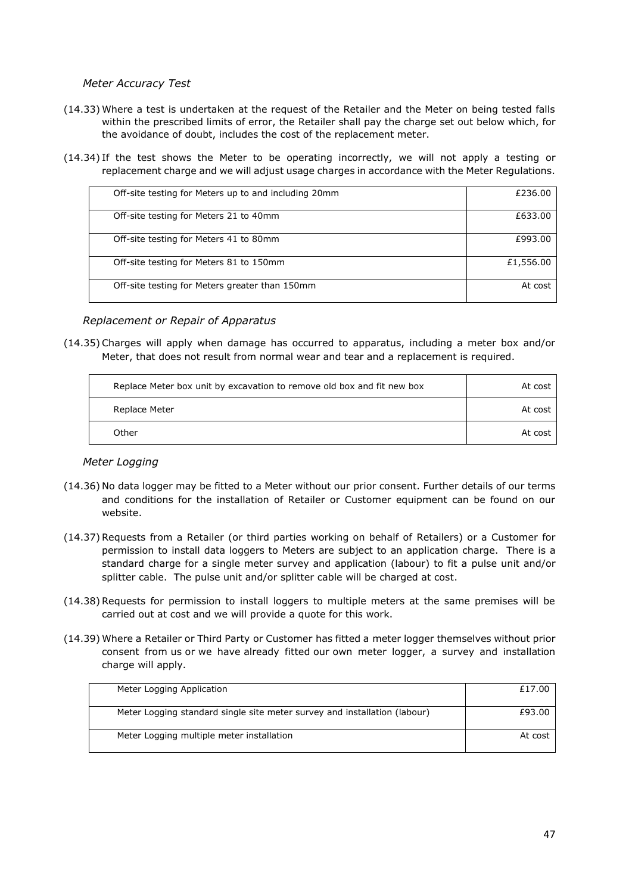### *Meter Accuracy Test*

(14.33) Where a test is undertaken at the request of the Retailer and the Meter on being tested falls within the prescribed limits of error, the Retailer shall pay the charge set out below which, for the avoidance of doubt, includes the cost of the replacement meter.

(14.34) If the test shows the Meter to be operating incorrectly, we will not apply a testing or replacement charge and we will adjust usage charges in accordance with the Meter Regulations.

| | |
|---|---:|
| Off-site testing for Meters up to and including 20mm | £236.00 |
| Off-site testing for Meters 21 to 40mm | £633.00 |
| Off-site testing for Meters 41 to 80mm | £993.00 |
| Off-site testing for Meters 81 to 150mm | £1,556.00 |
| Off-site testing for Meters greater than 150mm | At cost |

### *Replacement or Repair of Apparatus*

(14.35) Charges will apply when damage has occurred to apparatus, including a meter box and/or Meter, that does not result from normal wear and tear and a replacement is required.

| | |
|---|---:|
| Replace Meter box unit by excavation to remove old box and fit new box | At cost |
| Replace Meter | At cost |
| Other | At cost |

### *Meter Logging*

(14.36) No data logger may be fitted to a Meter without our prior consent. Further details of our terms and conditions for the installation of Retailer or Customer equipment can be found on our website.

(14.37) Requests from a Retailer (or third parties working on behalf of Retailers) or a Customer for permission to install data loggers to Meters are subject to an application charge. There is a standard charge for a single meter survey and application (labour) to fit a pulse unit and/or splitter cable. The pulse unit and/or splitter cable will be charged at cost.

(14.38) Requests for permission to install loggers to multiple meters at the same premises will be carried out at cost and we will provide a quote for this work.

(14.39) Where a Retailer or Third Party or Customer has fitted a meter logger themselves without prior consent from us or we have already fitted our own meter logger, a survey and installation charge will apply.

| | |
|---|---:|
| Meter Logging Application | £17.00 |
| Meter Logging standard single site meter survey and installation (labour) | £93.00 |
| Meter Logging multiple meter installation | At cost |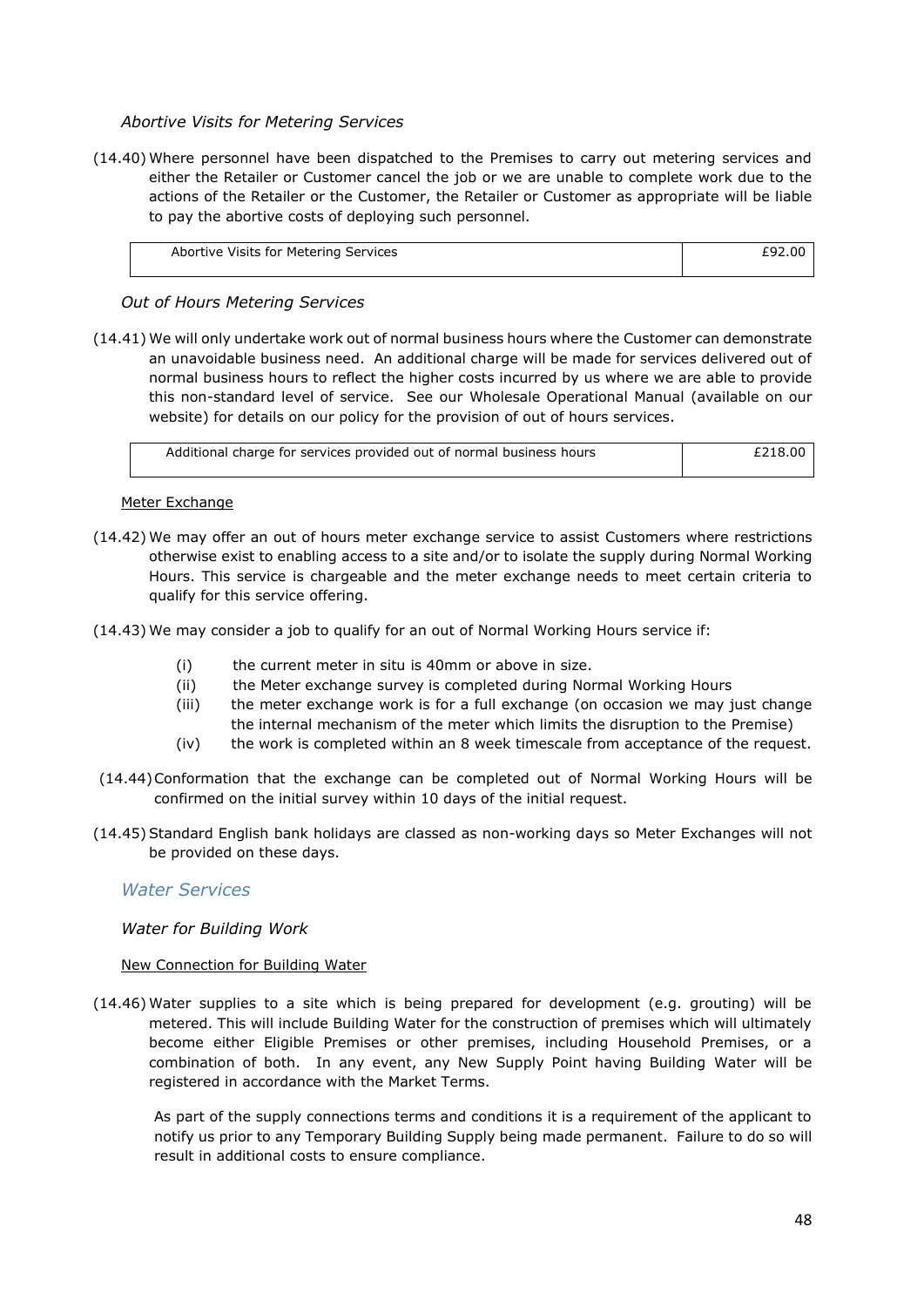*Abortive Visits for Metering Services*

(14.40) Where personnel have been dispatched to the Premises to carry out metering services and either the Retailer or Customer cancel the job or we are unable to complete work due to the actions of the Retailer or the Customer, the Retailer or Customer as appropriate will be liable to pay the abortive costs of deploying such personnel.

| Abortive Visits for Metering Services | £92.00 |
|---|---|

*Out of Hours Metering Services*

(14.41) We will only undertake work out of normal business hours where the Customer can demonstrate an unavoidable business need. An additional charge will be made for services delivered out of normal business hours to reflect the higher costs incurred by us where we are able to provide this non-standard level of service. See our Wholesale Operational Manual (available on our website) for details on our policy for the provision of out of hours services.

| Additional charge for services provided out of normal business hours | £218.00 |
|---|---|

Meter Exchange

(14.42) We may offer an out of hours meter exchange service to assist Customers where restrictions otherwise exist to enabling access to a site and/or to isolate the supply during Normal Working Hours. This service is chargeable and the meter exchange needs to meet certain criteria to qualify for this service offering.

(14.43) We may consider a job to qualify for an out of Normal Working Hours service if:

- (i) the current meter in situ is 40mm or above in size.
- (ii) the Meter exchange survey is completed during Normal Working Hours
- (iii) the meter exchange work is for a full exchange (on occasion we may just change the internal mechanism of the meter which limits the disruption to the Premise)
- (iv) the work is completed within an 8 week timescale from acceptance of the request.

(14.44) Conformation that the exchange can be completed out of Normal Working Hours will be confirmed on the initial survey within 10 days of the initial request.

(14.45) Standard English bank holidays are classed as non-working days so Meter Exchanges will not be provided on these days.

## *Water Services*

*Water for Building Work*

New Connection for Building Water

(14.46) Water supplies to a site which is being prepared for development (e.g. grouting) will be metered. This will include Building Water for the construction of premises which will ultimately become either Eligible Premises or other premises, including Household Premises, or a combination of both. In any event, any New Supply Point having Building Water will be registered in accordance with the Market Terms.

As part of the supply connections terms and conditions it is a requirement of the applicant to notify us prior to any Temporary Building Supply being made permanent. Failure to do so will result in additional costs to ensure compliance.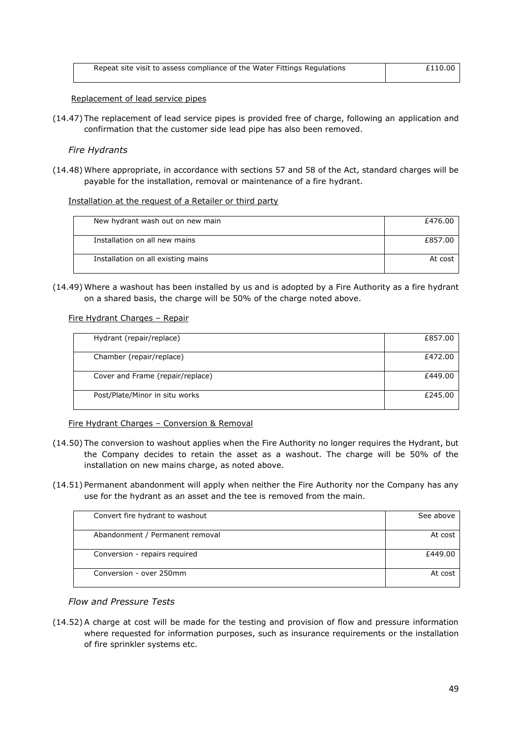| Repeat site visit to assess compliance of the Water Fittings Regulations | £110.00 |
|---|---|

Replacement of lead service pipes

(14.47) The replacement of lead service pipes is provided free of charge, following an application and confirmation that the customer side lead pipe has also been removed.

*Fire Hydrants*

(14.48) Where appropriate, in accordance with sections 57 and 58 of the Act, standard charges will be payable for the installation, removal or maintenance of a fire hydrant.

Installation at the request of a Retailer or third party

| New hydrant wash out on new main | £476.00 |
|---|---|
| Installation on all new mains | £857.00 |
| Installation on all existing mains | At cost |

(14.49) Where a washout has been installed by us and is adopted by a Fire Authority as a fire hydrant on a shared basis, the charge will be 50% of the charge noted above.

Fire Hydrant Charges – Repair

| Hydrant (repair/replace) | £857.00 |
|---|---|
| Chamber (repair/replace) | £472.00 |
| Cover and Frame (repair/replace) | £449.00 |
| Post/Plate/Minor in situ works | £245.00 |

Fire Hydrant Charges – Conversion & Removal

(14.50) The conversion to washout applies when the Fire Authority no longer requires the Hydrant, but the Company decides to retain the asset as a washout. The charge will be 50% of the installation on new mains charge, as noted above.

(14.51) Permanent abandonment will apply when neither the Fire Authority nor the Company has any use for the hydrant as an asset and the tee is removed from the main.

| Convert fire hydrant to washout | See above |
|---|---|
| Abandonment / Permanent removal | At cost |
| Conversion - repairs required | £449.00 |
| Conversion - over 250mm | At cost |

*Flow and Pressure Tests*

(14.52) A charge at cost will be made for the testing and provision of flow and pressure information where requested for information purposes, such as insurance requirements or the installation of fire sprinkler systems etc.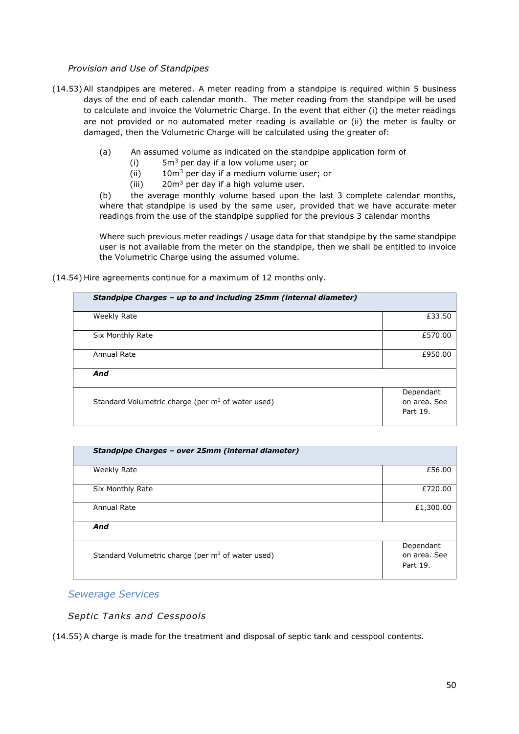*Provision and Use of Standpipes*

(14.53) All standpipes are metered. A meter reading from a standpipe is required within 5 business days of the end of each calendar month. The meter reading from the standpipe will be used to calculate and invoice the Volumetric Charge. In the event that either (i) the meter readings are not provided or no automated meter reading is available or (ii) the meter is faulty or damaged, then the Volumetric Charge will be calculated using the greater of:

(a) An assumed volume as indicated on the standpipe application form of
- (i) 5$m^3$ per day if a low volume user; or
- (ii) 10$m^3$ per day if a medium volume user; or
- (iii) 20$m^3$ per day if a high volume user.

(b) the average monthly volume based upon the last 3 complete calendar months, where that standpipe is used by the same user, provided that we have accurate meter readings from the use of the standpipe supplied for the previous 3 calendar months

Where such previous meter readings / usage data for that standpipe by the same standpipe user is not available from the meter on the standpipe, then we shall be entitled to invoice the Volumetric Charge using the assumed volume.

(14.54) Hire agreements continue for a maximum of 12 months only.

| ***Standpipe Charges – up to and including 25mm (internal diameter)*** | |
|---|---|
| Weekly Rate | £33.50 |
| Six Monthly Rate | £570.00 |
| Annual Rate | £950.00 |
| ***And*** | |
| Standard Volumetric charge (per $m^3$ of water used) | Dependant on area. See Part 19. |

| ***Standpipe Charges – over 25mm (internal diameter)*** | |
|---|---|
| Weekly Rate | £56.00 |
| Six Monthly Rate | £720.00 |
| Annual Rate | £1,300.00 |
| ***And*** | |
| Standard Volumetric charge (per $m^3$ of water used) | Dependant on area. See Part 19. |

## Sewerage Services

*Septic Tanks and Cesspools*

(14.55) A charge is made for the treatment and disposal of septic tank and cesspool contents.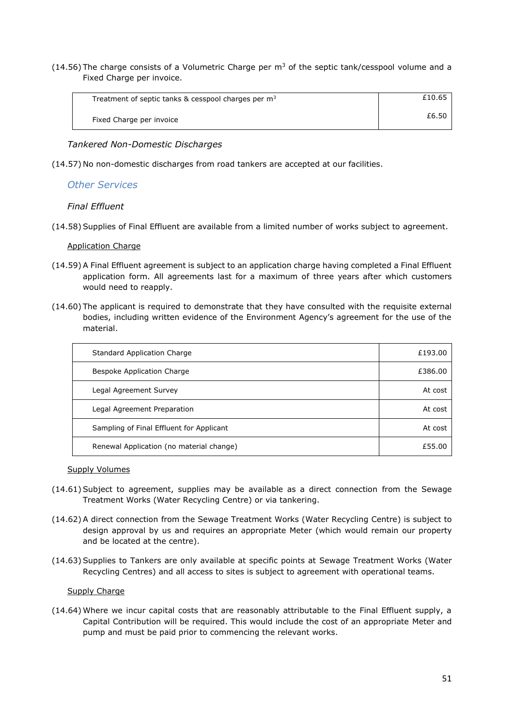(14.56) The charge consists of a Volumetric Charge per m$^3$ of the septic tank/cesspool volume and a Fixed Charge per invoice.

| | |
|---|---|
| Treatment of septic tanks & cesspool charges per m$^3$ | £10.65 |
| Fixed Charge per invoice | £6.50 |

*Tankered Non-Domestic Discharges*

(14.57) No non-domestic discharges from road tankers are accepted at our facilities.

## *Other Services*

*Final Effluent*

(14.58) Supplies of Final Effluent are available from a limited number of works subject to agreement.

Application Charge

(14.59) A Final Effluent agreement is subject to an application charge having completed a Final Effluent application form. All agreements last for a maximum of three years after which customers would need to reapply.

(14.60) The applicant is required to demonstrate that they have consulted with the requisite external bodies, including written evidence of the Environment Agency's agreement for the use of the material.

| | |
|---|---|
| Standard Application Charge | £193.00 |
| Bespoke Application Charge | £386.00 |
| Legal Agreement Survey | At cost |
| Legal Agreement Preparation | At cost |
| Sampling of Final Effluent for Applicant | At cost |
| Renewal Application (no material change) | £55.00 |

Supply Volumes

(14.61) Subject to agreement, supplies may be available as a direct connection from the Sewage Treatment Works (Water Recycling Centre) or via tankering.

(14.62) A direct connection from the Sewage Treatment Works (Water Recycling Centre) is subject to design approval by us and requires an appropriate Meter (which would remain our property and be located at the centre).

(14.63) Supplies to Tankers are only available at specific points at Sewage Treatment Works (Water Recycling Centres) and all access to sites is subject to agreement with operational teams.

Supply Charge

(14.64) Where we incur capital costs that are reasonably attributable to the Final Effluent supply, a Capital Contribution will be required. This would include the cost of an appropriate Meter and pump and must be paid prior to commencing the relevant works.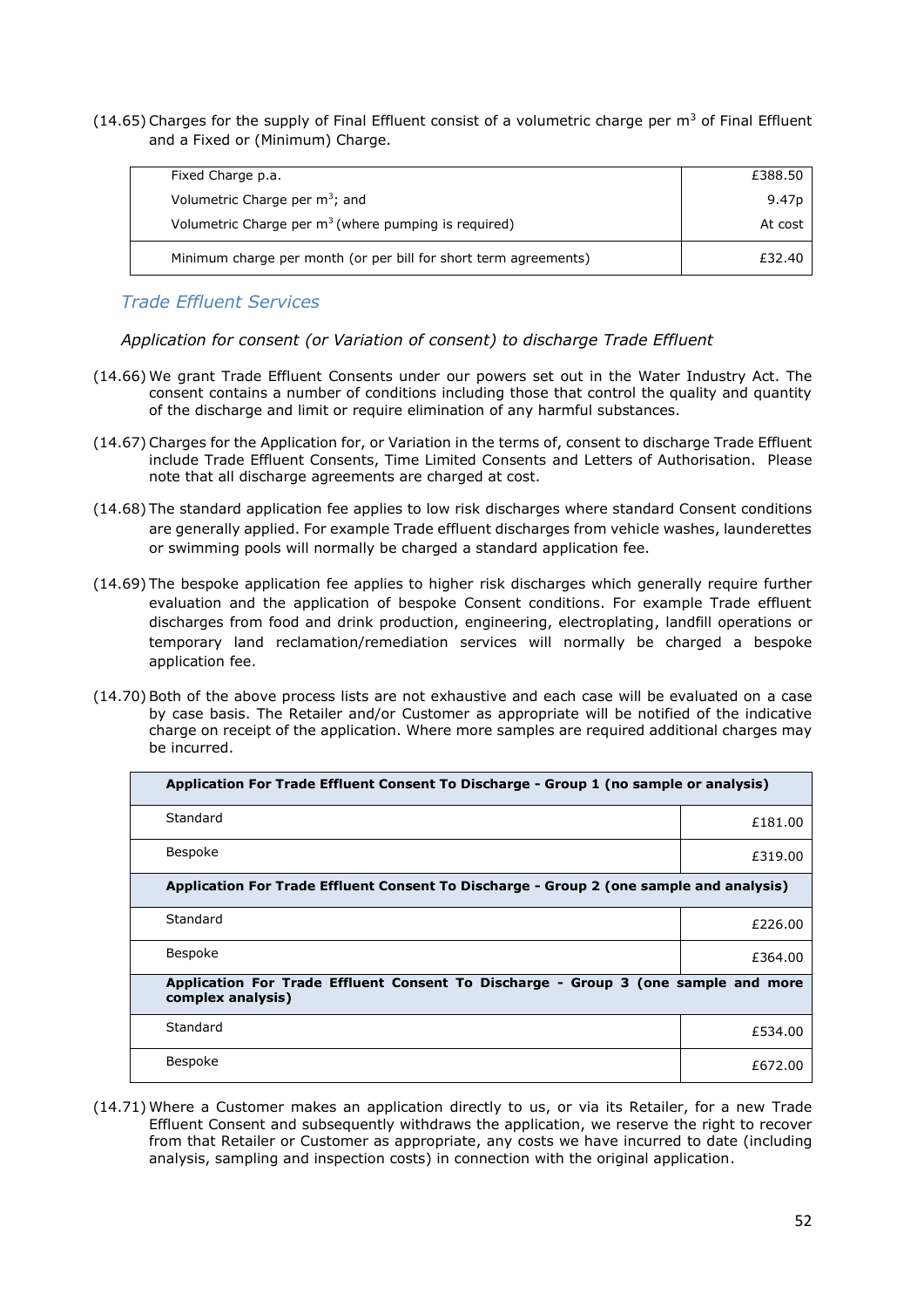(14.65) Charges for the supply of Final Effluent consist of a volumetric charge per m$^3$ of Final Effluent and a Fixed or (Minimum) Charge.

| | |
|---|---|
| Fixed Charge p.a. | £388.50 |
| Volumetric Charge per m$^3$; and | 9.47p |
| Volumetric Charge per m$^3$ (where pumping is required) | At cost |
| Minimum charge per month (or per bill for short term agreements) | £32.40 |

## *Trade Effluent Services*

*Application for consent (or Variation of consent) to discharge Trade Effluent*

(14.66) We grant Trade Effluent Consents under our powers set out in the Water Industry Act. The consent contains a number of conditions including those that control the quality and quantity of the discharge and limit or require elimination of any harmful substances.

(14.67) Charges for the Application for, or Variation in the terms of, consent to discharge Trade Effluent include Trade Effluent Consents, Time Limited Consents and Letters of Authorisation. Please note that all discharge agreements are charged at cost.

(14.68) The standard application fee applies to low risk discharges where standard Consent conditions are generally applied. For example Trade effluent discharges from vehicle washes, launderettes or swimming pools will normally be charged a standard application fee.

(14.69) The bespoke application fee applies to higher risk discharges which generally require further evaluation and the application of bespoke Consent conditions. For example Trade effluent discharges from food and drink production, engineering, electroplating, landfill operations or temporary land reclamation/remediation services will normally be charged a bespoke application fee.

(14.70) Both of the above process lists are not exhaustive and each case will be evaluated on a case by case basis. The Retailer and/or Customer as appropriate will be notified of the indicative charge on receipt of the application. Where more samples are required additional charges may be incurred.

| **Application For Trade Effluent Consent To Discharge - Group 1 (no sample or analysis)** | |
|---|---|
| Standard | £181.00 |
| Bespoke | £319.00 |
| **Application For Trade Effluent Consent To Discharge - Group 2 (one sample and analysis)** | |
| Standard | £226.00 |
| Bespoke | £364.00 |
| **Application For Trade Effluent Consent To Discharge - Group 3 (one sample and more complex analysis)** | |
| Standard | £534.00 |
| Bespoke | £672.00 |

(14.71) Where a Customer makes an application directly to us, or via its Retailer, for a new Trade Effluent Consent and subsequently withdraws the application, we reserve the right to recover from that Retailer or Customer as appropriate, any costs we have incurred to date (including analysis, sampling and inspection costs) in connection with the original application.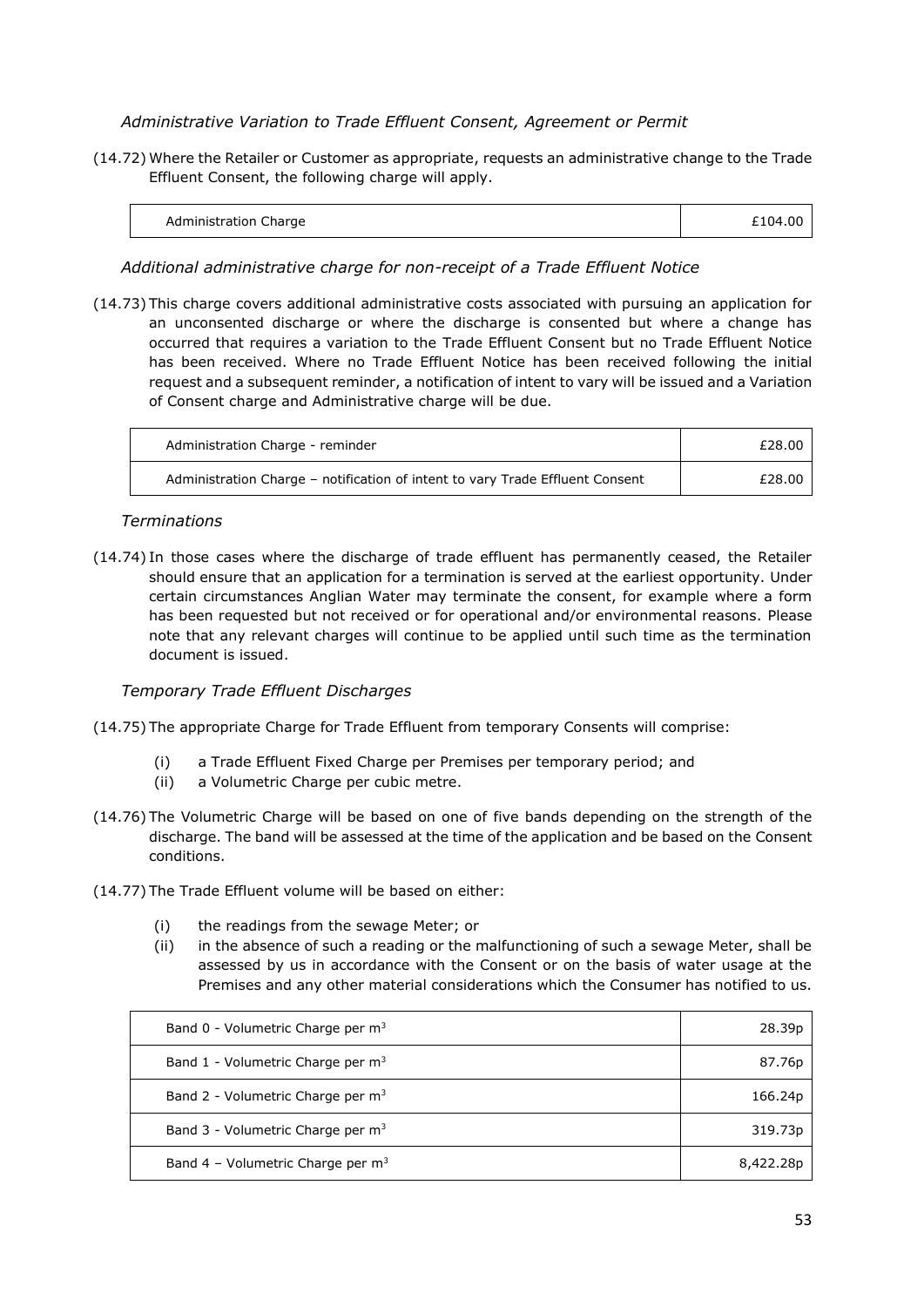*Administrative Variation to Trade Effluent Consent, Agreement or Permit*

(14.72) Where the Retailer or Customer as appropriate, requests an administrative change to the Trade Effluent Consent, the following charge will apply.

| Administration Charge | £104.00 |
|---|---|

*Additional administrative charge for non-receipt of a Trade Effluent Notice*

(14.73) This charge covers additional administrative costs associated with pursuing an application for an unconsented discharge or where the discharge is consented but where a change has occurred that requires a variation to the Trade Effluent Consent but no Trade Effluent Notice has been received. Where no Trade Effluent Notice has been received following the initial request and a subsequent reminder, a notification of intent to vary will be issued and a Variation of Consent charge and Administrative charge will be due.

| Administration Charge - reminder | £28.00 |
|---|---|
| Administration Charge – notification of intent to vary Trade Effluent Consent | £28.00 |

*Terminations*

(14.74) In those cases where the discharge of trade effluent has permanently ceased, the Retailer should ensure that an application for a termination is served at the earliest opportunity. Under certain circumstances Anglian Water may terminate the consent, for example where a form has been requested but not received or for operational and/or environmental reasons. Please note that any relevant charges will continue to be applied until such time as the termination document is issued.

*Temporary Trade Effluent Discharges*

(14.75) The appropriate Charge for Trade Effluent from temporary Consents will comprise:

- (i) a Trade Effluent Fixed Charge per Premises per temporary period; and
- (ii) a Volumetric Charge per cubic metre.

(14.76) The Volumetric Charge will be based on one of five bands depending on the strength of the discharge. The band will be assessed at the time of the application and be based on the Consent conditions.

(14.77) The Trade Effluent volume will be based on either:

- (i) the readings from the sewage Meter; or
- (ii) in the absence of such a reading or the malfunctioning of such a sewage Meter, shall be assessed by us in accordance with the Consent or on the basis of water usage at the Premises and any other material considerations which the Consumer has notified to us.

| Band 0 - Volumetric Charge per $m^3$ | 28.39p |
|---|---|
| Band 1 - Volumetric Charge per $m^3$ | 87.76p |
| Band 2 - Volumetric Charge per $m^3$ | 166.24p |
| Band 3 - Volumetric Charge per $m^3$ | 319.73p |
| Band 4 – Volumetric Charge per $m^3$ | 8,422.28p |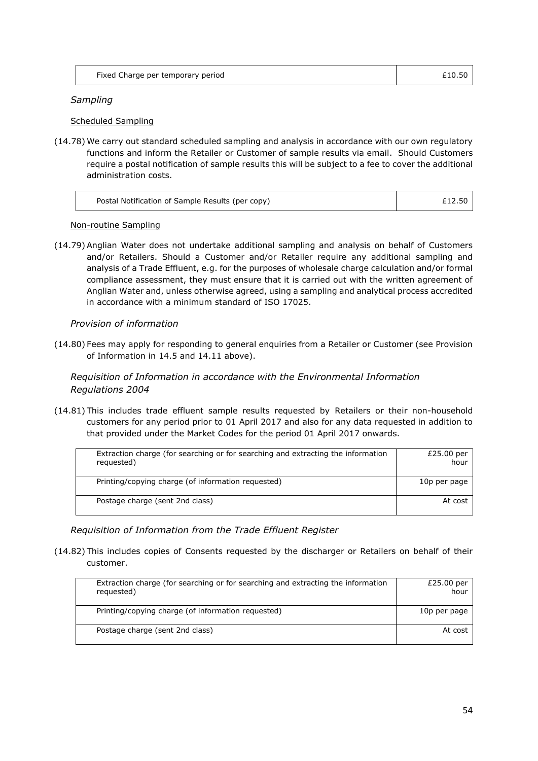| Fixed Charge per temporary period | £10.50 |
|---|---|

*Sampling*

Scheduled Sampling

(14.78) We carry out standard scheduled sampling and analysis in accordance with our own regulatory functions and inform the Retailer or Customer of sample results via email. Should Customers require a postal notification of sample results this will be subject to a fee to cover the additional administration costs.

| Postal Notification of Sample Results (per copy) | £12.50 |
|---|---|

Non-routine Sampling

(14.79) Anglian Water does not undertake additional sampling and analysis on behalf of Customers and/or Retailers. Should a Customer and/or Retailer require any additional sampling and analysis of a Trade Effluent, e.g. for the purposes of wholesale charge calculation and/or formal compliance assessment, they must ensure that it is carried out with the written agreement of Anglian Water and, unless otherwise agreed, using a sampling and analytical process accredited in accordance with a minimum standard of ISO 17025.

*Provision of information*

(14.80) Fees may apply for responding to general enquiries from a Retailer or Customer (see Provision of Information in 14.5 and 14.11 above).

*Requisition of Information in accordance with the Environmental Information Regulations 2004*

(14.81) This includes trade effluent sample results requested by Retailers or their non-household customers for any period prior to 01 April 2017 and also for any data requested in addition to that provided under the Market Codes for the period 01 April 2017 onwards.

| Extraction charge (for searching or for searching and extracting the information requested) | £25.00 per hour |
|---|---|
| Printing/copying charge (of information requested) | 10p per page |
| Postage charge (sent 2nd class) | At cost |

*Requisition of Information from the Trade Effluent Register*

(14.82) This includes copies of Consents requested by the discharger or Retailers on behalf of their customer.

| Extraction charge (for searching or for searching and extracting the information requested) | £25.00 per hour |
|---|---|
| Printing/copying charge (of information requested) | 10p per page |
| Postage charge (sent 2nd class) | At cost |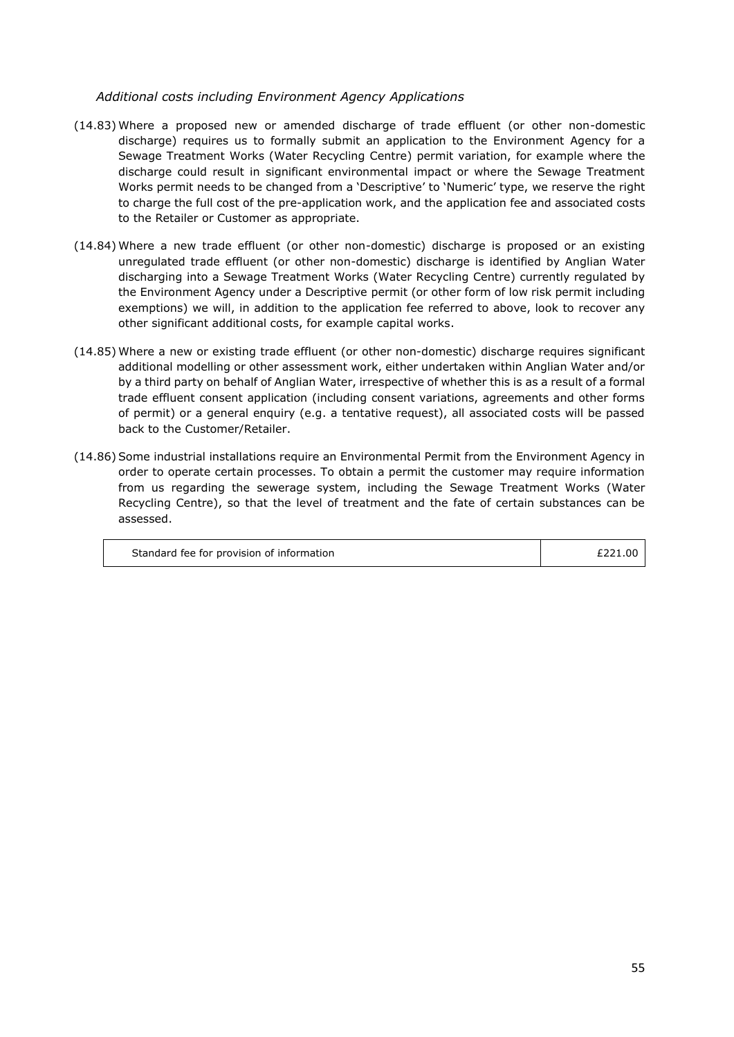*Additional costs including Environment Agency Applications*

(14.83) Where a proposed new or amended discharge of trade effluent (or other non-domestic discharge) requires us to formally submit an application to the Environment Agency for a Sewage Treatment Works (Water Recycling Centre) permit variation, for example where the discharge could result in significant environmental impact or where the Sewage Treatment Works permit needs to be changed from a 'Descriptive' to 'Numeric' type, we reserve the right to charge the full cost of the pre-application work, and the application fee and associated costs to the Retailer or Customer as appropriate.

(14.84) Where a new trade effluent (or other non-domestic) discharge is proposed or an existing unregulated trade effluent (or other non-domestic) discharge is identified by Anglian Water discharging into a Sewage Treatment Works (Water Recycling Centre) currently regulated by the Environment Agency under a Descriptive permit (or other form of low risk permit including exemptions) we will, in addition to the application fee referred to above, look to recover any other significant additional costs, for example capital works.

(14.85) Where a new or existing trade effluent (or other non-domestic) discharge requires significant additional modelling or other assessment work, either undertaken within Anglian Water and/or by a third party on behalf of Anglian Water, irrespective of whether this is as a result of a formal trade effluent consent application (including consent variations, agreements and other forms of permit) or a general enquiry (e.g. a tentative request), all associated costs will be passed back to the Customer/Retailer.

(14.86) Some industrial installations require an Environmental Permit from the Environment Agency in order to operate certain processes. To obtain a permit the customer may require information from us regarding the sewerage system, including the Sewage Treatment Works (Water Recycling Centre), so that the level of treatment and the fate of certain substances can be assessed.

| | |
|---|---|
| Standard fee for provision of information | £221.00 |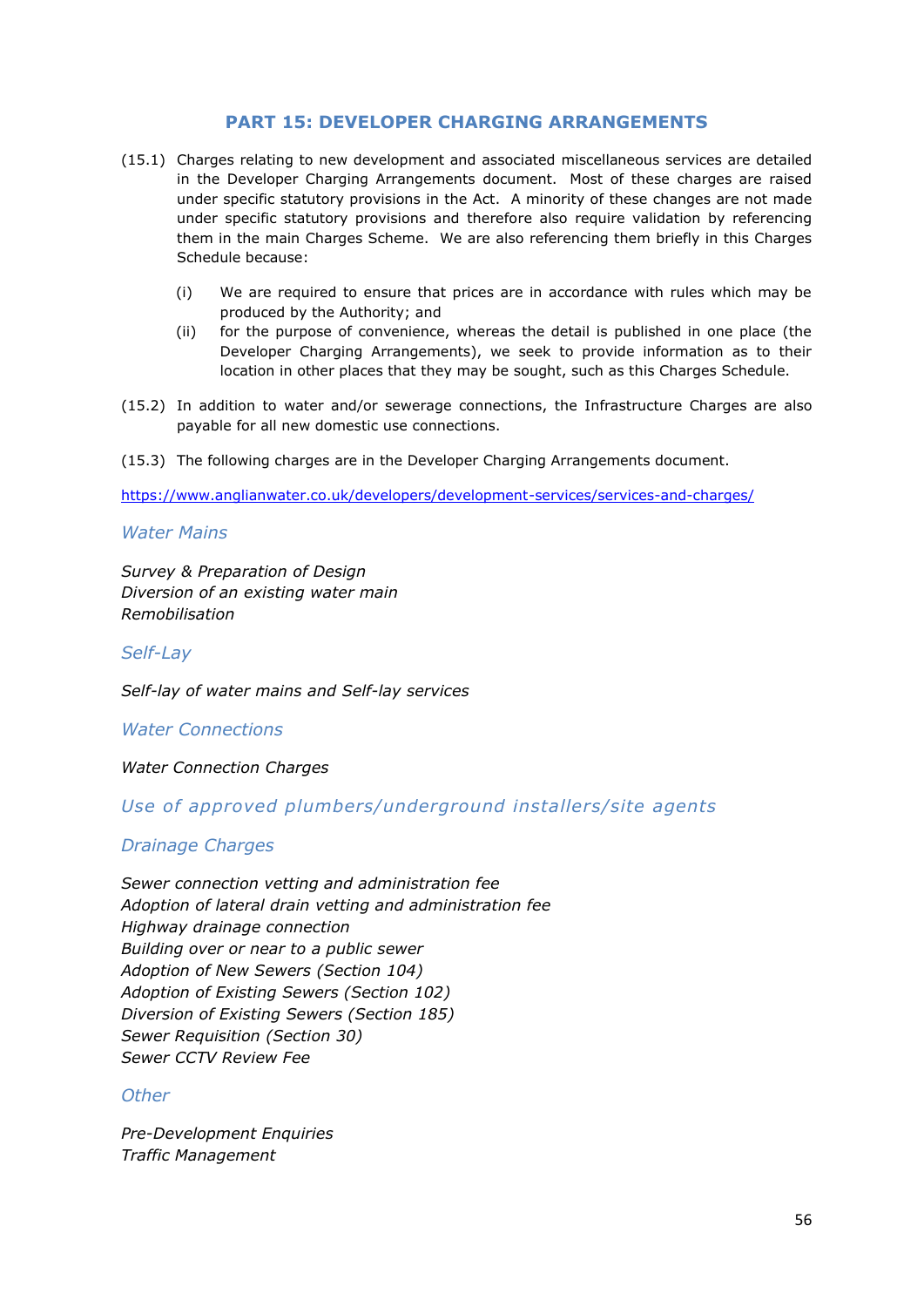## PART 15: DEVELOPER CHARGING ARRANGEMENTS

(15.1) Charges relating to new development and associated miscellaneous services are detailed in the Developer Charging Arrangements document. Most of these charges are raised under specific statutory provisions in the Act. A minority of these changes are not made under specific statutory provisions and therefore also require validation by referencing them in the main Charges Scheme. We are also referencing them briefly in this Charges Schedule because:

- (i) We are required to ensure that prices are in accordance with rules which may be produced by the Authority; and
- (ii) for the purpose of convenience, whereas the detail is published in one place (the Developer Charging Arrangements), we seek to provide information as to their location in other places that they may be sought, such as this Charges Schedule.

(15.2) In addition to water and/or sewerage connections, the Infrastructure Charges are also payable for all new domestic use connections.

(15.3) The following charges are in the Developer Charging Arrangements document.

https://www.anglianwater.co.uk/developers/development-services/services-and-charges/

### *Water Mains*

*Survey & Preparation of Design*
*Diversion of an existing water main*
*Remobilisation*

### *Self-Lay*

*Self-lay of water mains and Self-lay services*

### *Water Connections*

*Water Connection Charges*

### *Use of approved plumbers/underground installers/site agents*

### *Drainage Charges*

*Sewer connection vetting and administration fee*
*Adoption of lateral drain vetting and administration fee*
*Highway drainage connection*
*Building over or near to a public sewer*
*Adoption of New Sewers (Section 104)*
*Adoption of Existing Sewers (Section 102)*
*Diversion of Existing Sewers (Section 185)*
*Sewer Requisition (Section 30)*
*Sewer CCTV Review Fee*

### *Other*

*Pre-Development Enquiries*
*Traffic Management*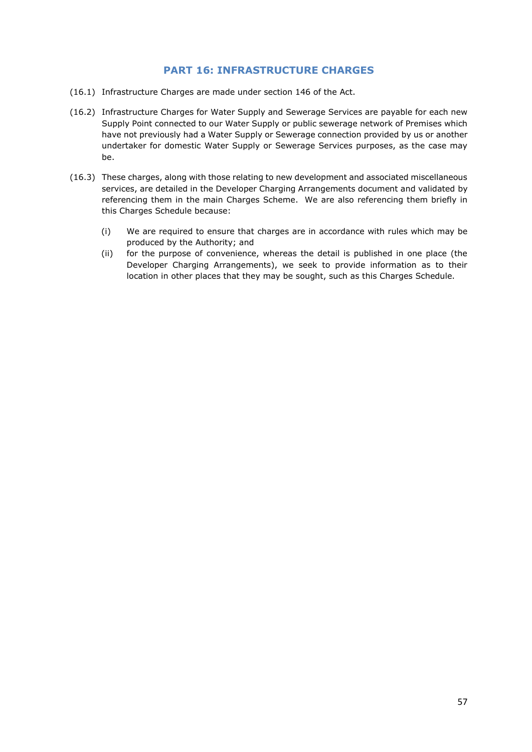## PART 16: INFRASTRUCTURE CHARGES

(16.1) Infrastructure Charges are made under section 146 of the Act.

(16.2) Infrastructure Charges for Water Supply and Sewerage Services are payable for each new Supply Point connected to our Water Supply or public sewerage network of Premises which have not previously had a Water Supply or Sewerage connection provided by us or another undertaker for domestic Water Supply or Sewerage Services purposes, as the case may be.

(16.3) These charges, along with those relating to new development and associated miscellaneous services, are detailed in the Developer Charging Arrangements document and validated by referencing them in the main Charges Scheme. We are also referencing them briefly in this Charges Schedule because:

(i) We are required to ensure that charges are in accordance with rules which may be produced by the Authority; and

(ii) for the purpose of convenience, whereas the detail is published in one place (the Developer Charging Arrangements), we seek to provide information as to their location in other places that they may be sought, such as this Charges Schedule.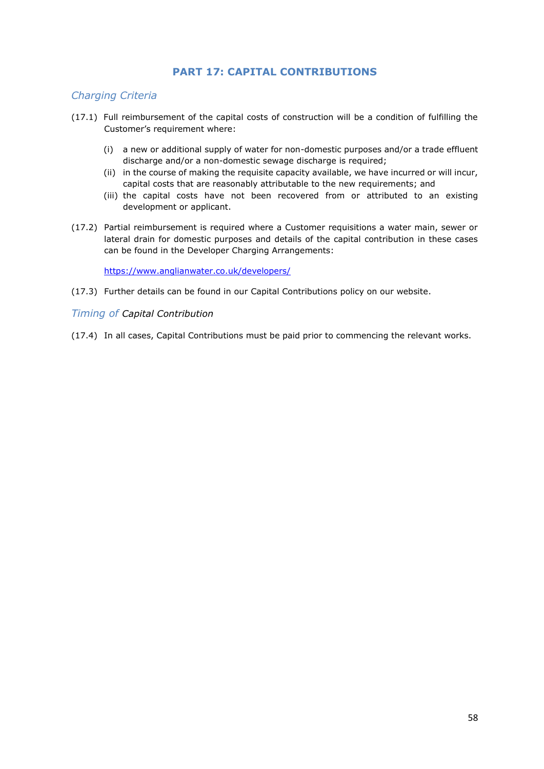# PART 17: CAPITAL CONTRIBUTIONS

## *Charging Criteria*

(17.1) Full reimbursement of the capital costs of construction will be a condition of fulfilling the Customer's requirement where:

- (i) a new or additional supply of water for non-domestic purposes and/or a trade effluent discharge and/or a non-domestic sewage discharge is required;
- (ii) in the course of making the requisite capacity available, we have incurred or will incur, capital costs that are reasonably attributable to the new requirements; and
- (iii) the capital costs have not been recovered from or attributed to an existing development or applicant.

(17.2) Partial reimbursement is required where a Customer requisitions a water main, sewer or lateral drain for domestic purposes and details of the capital contribution in these cases can be found in the Developer Charging Arrangements:

[https://www.anglianwater.co.uk/developers/](https://www.anglianwater.co.uk/developers/)

(17.3) Further details can be found in our Capital Contributions policy on our website.

## *Timing of Capital Contribution*

(17.4) In all cases, Capital Contributions must be paid prior to commencing the relevant works.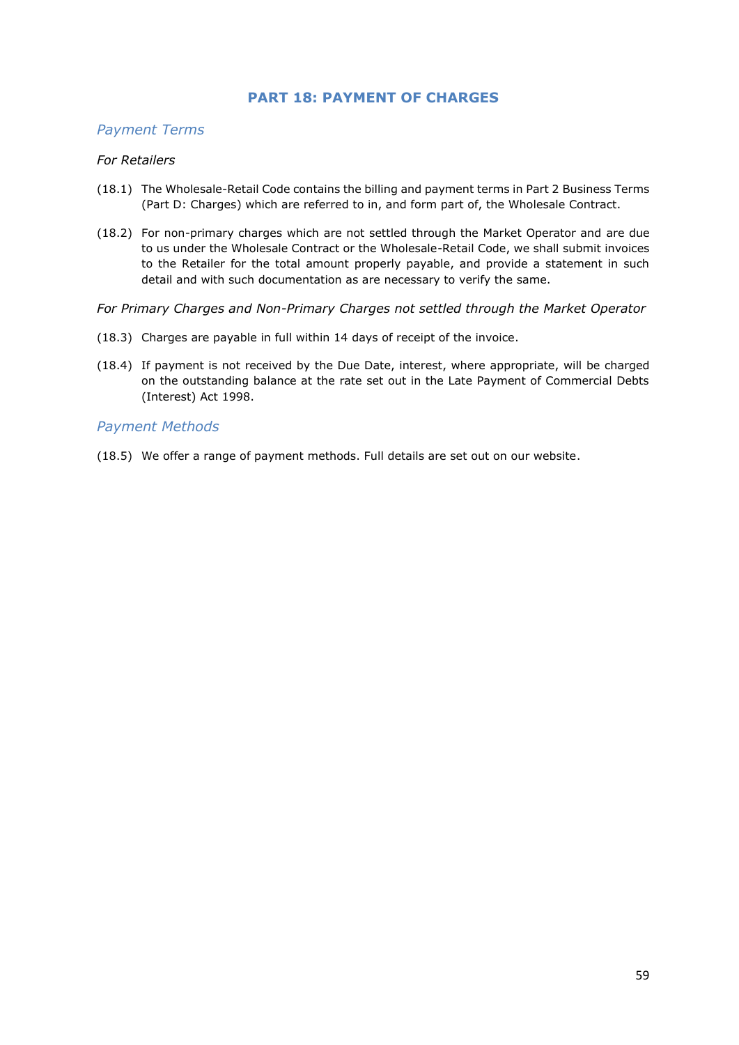## PART 18: PAYMENT OF CHARGES

### *Payment Terms*

*For Retailers*

(18.1) The Wholesale-Retail Code contains the billing and payment terms in Part 2 Business Terms (Part D: Charges) which are referred to in, and form part of, the Wholesale Contract.

(18.2) For non-primary charges which are not settled through the Market Operator and are due to us under the Wholesale Contract or the Wholesale-Retail Code, we shall submit invoices to the Retailer for the total amount properly payable, and provide a statement in such detail and with such documentation as are necessary to verify the same.

*For Primary Charges and Non-Primary Charges not settled through the Market Operator*

(18.3) Charges are payable in full within 14 days of receipt of the invoice.

(18.4) If payment is not received by the Due Date, interest, where appropriate, will be charged on the outstanding balance at the rate set out in the Late Payment of Commercial Debts (Interest) Act 1998.

### *Payment Methods*

(18.5) We offer a range of payment methods. Full details are set out on our website.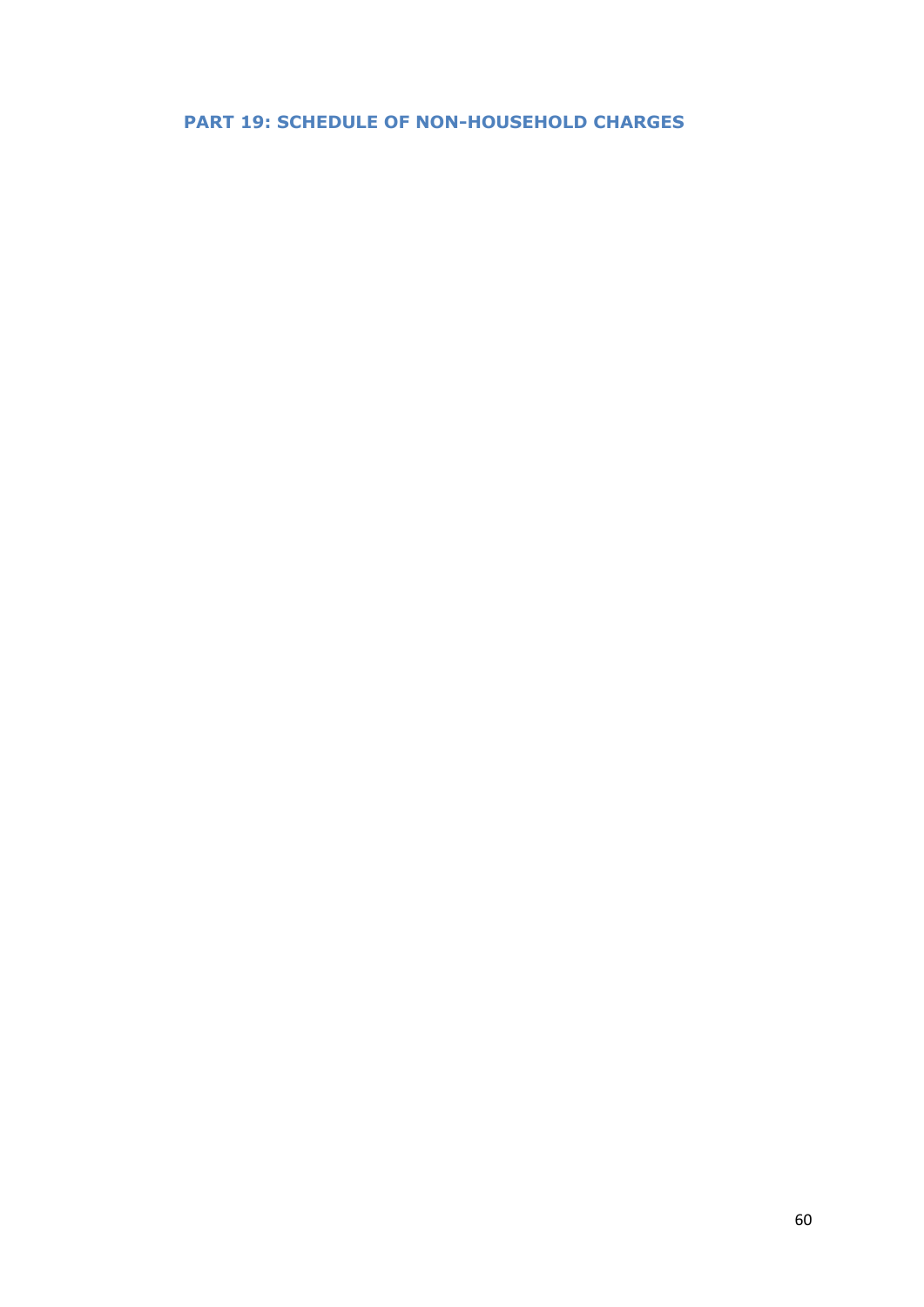## PART 19: SCHEDULE OF NON-HOUSEHOLD CHARGES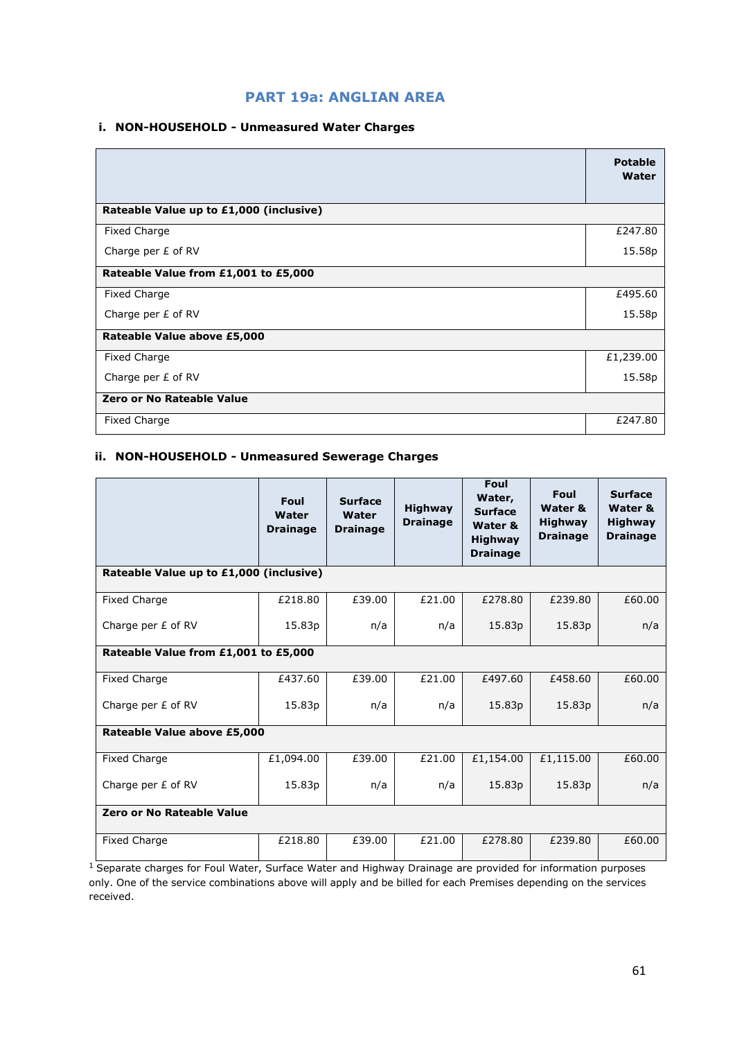## PART 19a: ANGLIAN AREA

### i. NON-HOUSEHOLD - Unmeasured Water Charges

| | Potable Water |
|---|---|
| **Rateable Value up to £1,000 (inclusive)** | |
| Fixed Charge | £247.80 |
| Charge per £ of RV | 15.58p |
| **Rateable Value from £1,001 to £5,000** | |
| Fixed Charge | £495.60 |
| Charge per £ of RV | 15.58p |
| **Rateable Value above £5,000** | |
| Fixed Charge | £1,239.00 |
| Charge per £ of RV | 15.58p |
| **Zero or No Rateable Value** | |
| Fixed Charge | £247.80 |

### ii. NON-HOUSEHOLD - Unmeasured Sewerage Charges

| | Foul Water Drainage | Surface Water Drainage | Highway Drainage | Foul Water, Surface Water & Highway Drainage | Foul Water & Highway Drainage | Surface Water & Highway Drainage |
|---|---|---|---|---|---|---|
| **Rateable Value up to £1,000 (inclusive)** | | | | | | |
| Fixed Charge | £218.80 | £39.00 | £21.00 | £278.80 | £239.80 | £60.00 |
| Charge per £ of RV | 15.83p | n/a | n/a | 15.83p | 15.83p | n/a |
| **Rateable Value from £1,001 to £5,000** | | | | | | |
| Fixed Charge | £437.60 | £39.00 | £21.00 | £497.60 | £458.60 | £60.00 |
| Charge per £ of RV | 15.83p | n/a | n/a | 15.83p | 15.83p | n/a |
| **Rateable Value above £5,000** | | | | | | |
| Fixed Charge | £1,094.00 | £39.00 | £21.00 | £1,154.00 | £1,115.00 | £60.00 |
| Charge per £ of RV | 15.83p | n/a | n/a | 15.83p | 15.83p | n/a |
| **Zero or No Rateable Value** | | | | | | |
| Fixed Charge | £218.80 | £39.00 | £21.00 | £278.80 | £239.80 | £60.00 |

[1] Separate charges for Foul Water, Surface Water and Highway Drainage are provided for information purposes only. One of the service combinations above will apply and be billed for each Premises depending on the services received.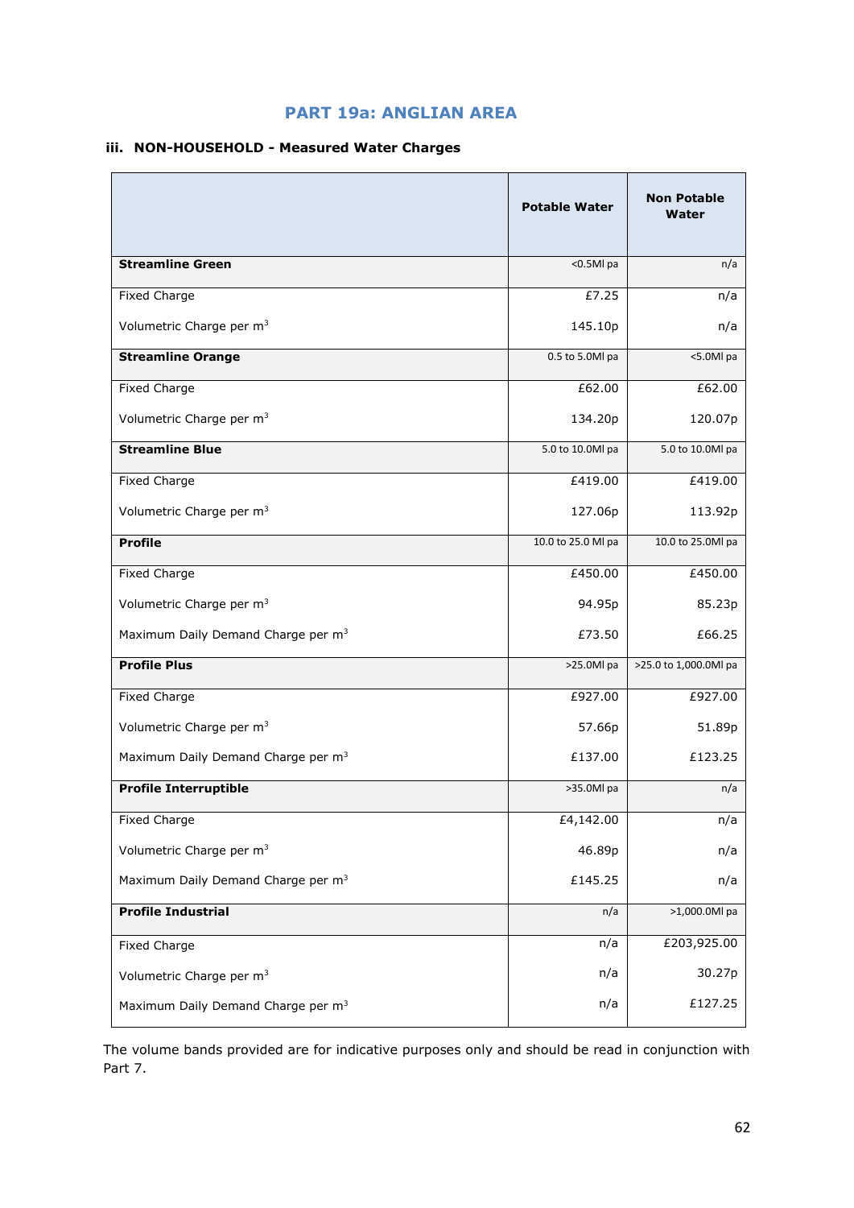## PART 19a: ANGLIAN AREA

### iii. NON-HOUSEHOLD - Measured Water Charges

| | Potable Water | Non Potable Water |
|---|---|---|
| **Streamline Green** | <0.5Ml pa | n/a |
| Fixed Charge | £7.25 | n/a |
| Volumetric Charge per $m^3$ | 145.10p | n/a |
| **Streamline Orange** | 0.5 to 5.0Ml pa | <5.0Ml pa |
| Fixed Charge | £62.00 | £62.00 |
| Volumetric Charge per $m^3$ | 134.20p | 120.07p |
| **Streamline Blue** | 5.0 to 10.0Ml pa | 5.0 to 10.0Ml pa |
| Fixed Charge | £419.00 | £419.00 |
| Volumetric Charge per $m^3$ | 127.06p | 113.92p |
| **Profile** | 10.0 to 25.0 Ml pa | 10.0 to 25.0Ml pa |
| Fixed Charge | £450.00 | £450.00 |
| Volumetric Charge per $m^3$ | 94.95p | 85.23p |
| Maximum Daily Demand Charge per $m^3$ | £73.50 | £66.25 |
| **Profile Plus** | >25.0Ml pa | >25.0 to 1,000.0Ml pa |
| Fixed Charge | £927.00 | £927.00 |
| Volumetric Charge per $m^3$ | 57.66p | 51.89p |
| Maximum Daily Demand Charge per $m^3$ | £137.00 | £123.25 |
| **Profile Interruptible** | >35.0Ml pa | n/a |
| Fixed Charge | £4,142.00 | n/a |
| Volumetric Charge per $m^3$ | 46.89p | n/a |
| Maximum Daily Demand Charge per $m^3$ | £145.25 | n/a |
| **Profile Industrial** | n/a | >1,000.0Ml pa |
| Fixed Charge | n/a | £203,925.00 |
| Volumetric Charge per $m^3$ | n/a | 30.27p |
| Maximum Daily Demand Charge per $m^3$ | n/a | £127.25 |

The volume bands provided are for indicative purposes only and should be read in conjunction with Part 7.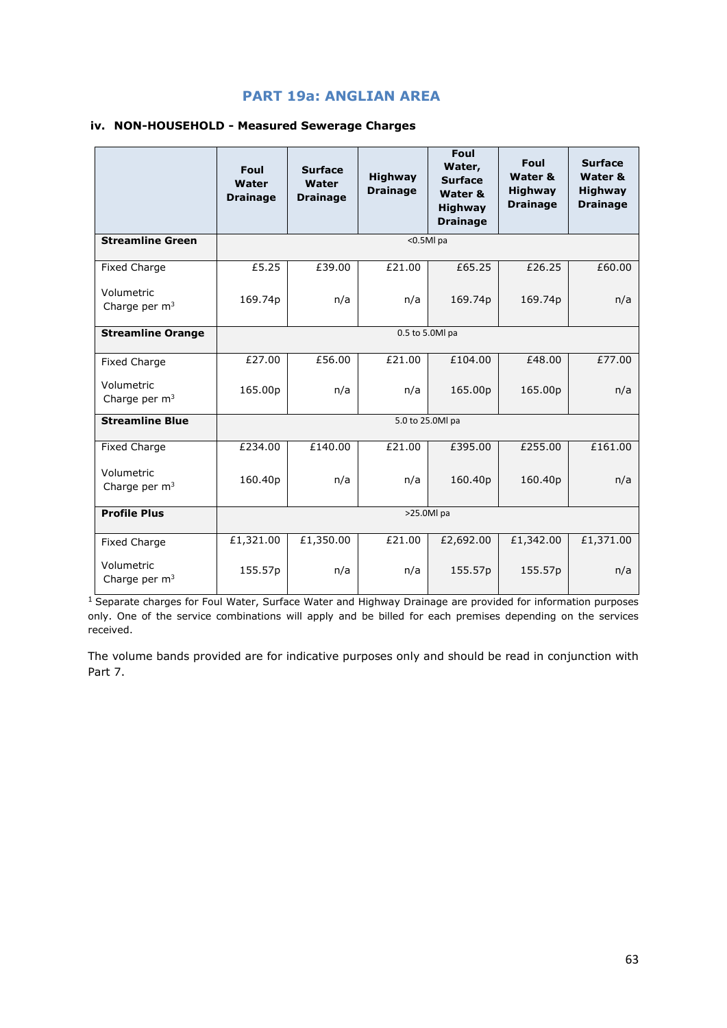## PART 19a: ANGLIAN AREA

### iv. NON-HOUSEHOLD - Measured Sewerage Charges

| | Foul Water Drainage | Surface Water Drainage | Highway Drainage | Foul Water, Surface Water & Highway Drainage | Foul Water & Highway Drainage | Surface Water & Highway Drainage |
|---|---|---|---|---|---|---|
| **Streamline Green** | <0.5Ml pa | | | | | |
| Fixed Charge | £5.25 | £39.00 | £21.00 | £65.25 | £26.25 | £60.00 |
| Volumetric Charge per $m^3$ | 169.74p | n/a | n/a | 169.74p | 169.74p | n/a |
| **Streamline Orange** | 0.5 to 5.0Ml pa | | | | | |
| Fixed Charge | £27.00 | £56.00 | £21.00 | £104.00 | £48.00 | £77.00 |
| Volumetric Charge per $m^3$ | 165.00p | n/a | n/a | 165.00p | 165.00p | n/a |
| **Streamline Blue** | 5.0 to 25.0Ml pa | | | | | |
| Fixed Charge | £234.00 | £140.00 | £21.00 | £395.00 | £255.00 | £161.00 |
| Volumetric Charge per $m^3$ | 160.40p | n/a | n/a | 160.40p | 160.40p | n/a |
| **Profile Plus** | >25.0Ml pa | | | | | |
| Fixed Charge | £1,321.00 | £1,350.00 | £21.00 | £2,692.00 | £1,342.00 | £1,371.00 |
| Volumetric Charge per $m^3$ | 155.57p | n/a | n/a | 155.57p | 155.57p | n/a |

[1] Separate charges for Foul Water, Surface Water and Highway Drainage are provided for information purposes only. One of the service combinations will apply and be billed for each premises depending on the services received.

The volume bands provided are for indicative purposes only and should be read in conjunction with Part 7.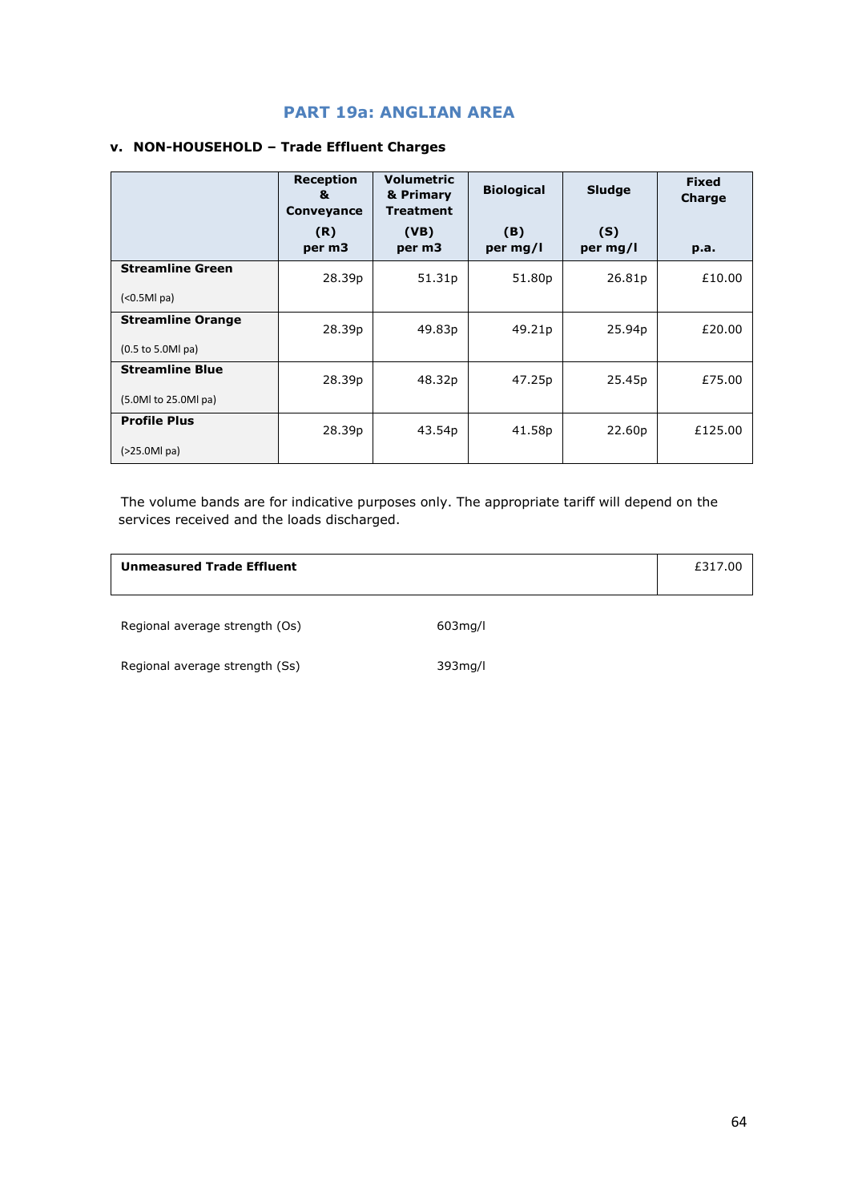# PART 19a: ANGLIAN AREA

## v. NON-HOUSEHOLD – Trade Effluent Charges

| | Reception & Conveyance (R) per m3 | Volumetric & Primary Treatment (VB) per m3 | Biological (B) per mg/l | Sludge (S) per mg/l | Fixed Charge p.a. |
|---|---|---|---|---|---|
| **Streamline Green** (<0.5Ml pa) | 28.39p | 51.31p | 51.80p | 26.81p | £10.00 |
| **Streamline Orange** (0.5 to 5.0Ml pa) | 28.39p | 49.83p | 49.21p | 25.94p | £20.00 |
| **Streamline Blue** (5.0Ml to 25.0Ml pa) | 28.39p | 48.32p | 47.25p | 25.45p | £75.00 |
| **Profile Plus** (>25.0Ml pa) | 28.39p | 43.54p | 41.58p | 22.60p | £125.00 |

The volume bands are for indicative purposes only. The appropriate tariff will depend on the services received and the loads discharged.

| **Unmeasured Trade Effluent** | £317.00 |
|---|---|

Regional average strength (Os) 603mg/l

Regional average strength (Ss) 393mg/l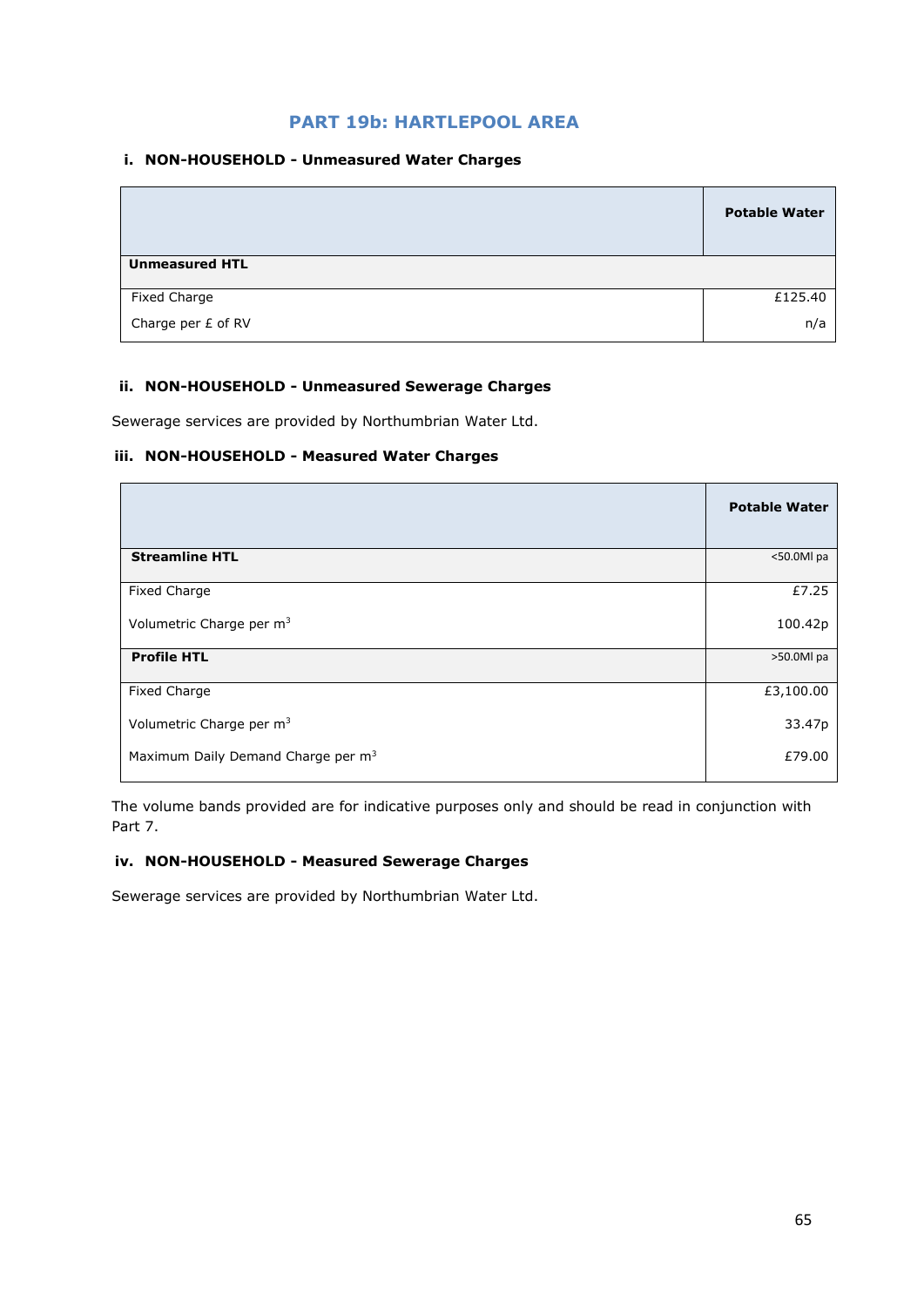## PART 19b: HARTLEPOOL AREA

### i. NON-HOUSEHOLD - Unmeasured Water Charges

| | Potable Water |
|---|---|
| **Unmeasured HTL** | |
| Fixed Charge | £125.40 |
| Charge per £ of RV | n/a |

### ii. NON-HOUSEHOLD - Unmeasured Sewerage Charges

Sewerage services are provided by Northumbrian Water Ltd.

### iii. NON-HOUSEHOLD - Measured Water Charges

| | Potable Water |
|---|---|
| **Streamline HTL** | <50.0Ml pa |
| Fixed Charge | £7.25 |
| Volumetric Charge per $m^3$ | 100.42p |
| **Profile HTL** | >50.0Ml pa |
| Fixed Charge | £3,100.00 |
| Volumetric Charge per $m^3$ | 33.47p |
| Maximum Daily Demand Charge per $m^3$ | £79.00 |

The volume bands provided are for indicative purposes only and should be read in conjunction with Part 7.

### iv. NON-HOUSEHOLD - Measured Sewerage Charges

Sewerage services are provided by Northumbrian Water Ltd.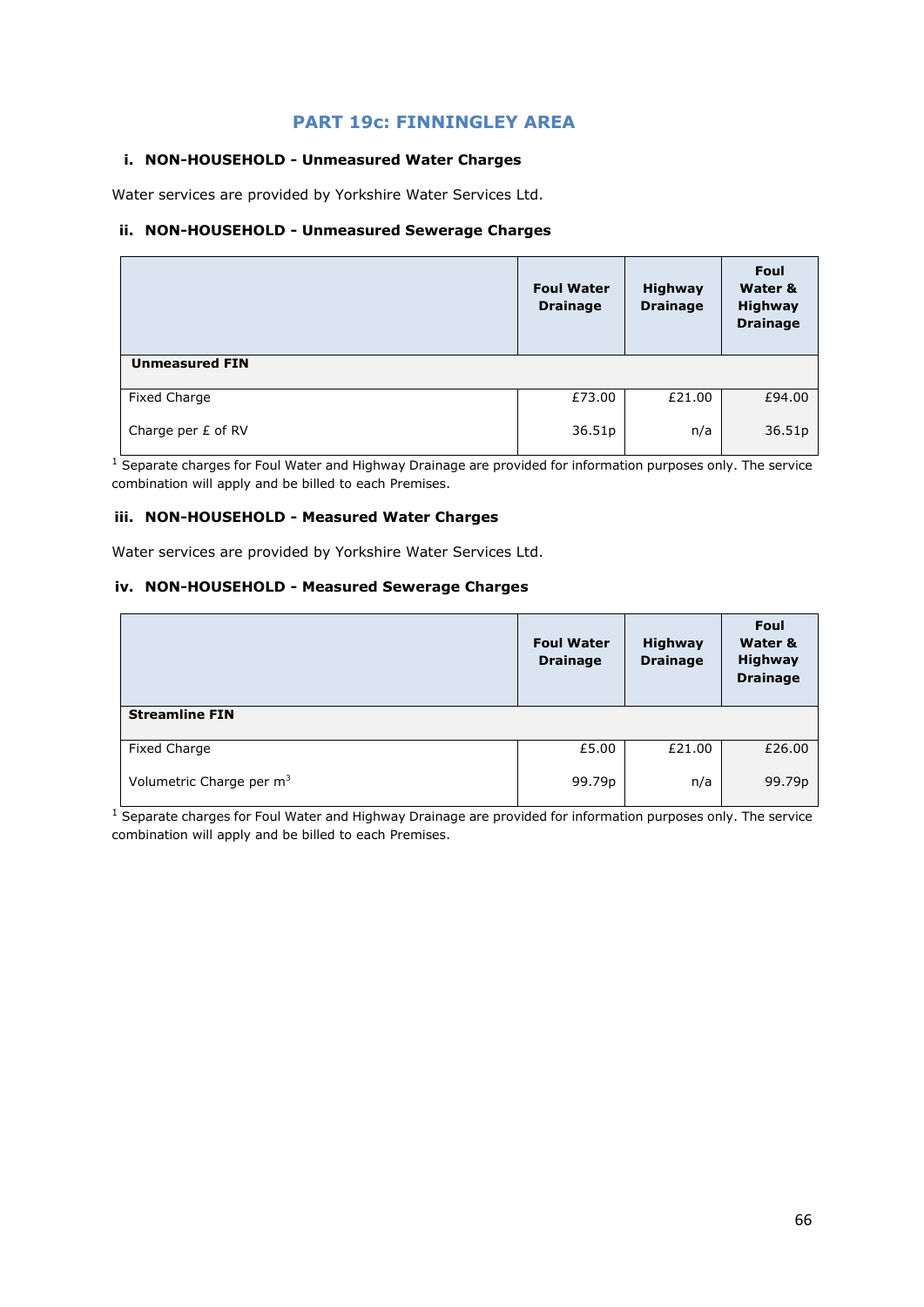## PART 19c: FINNINGLEY AREA

### i. NON-HOUSEHOLD - Unmeasured Water Charges

Water services are provided by Yorkshire Water Services Ltd.

### ii. NON-HOUSEHOLD - Unmeasured Sewerage Charges

| | Foul Water Drainage | Highway Drainage | Foul Water & Highway Drainage |
|---|---|---|---|
| **Unmeasured FIN** | | | |
| Fixed Charge | £73.00 | £21.00 | £94.00 |
| Charge per £ of RV | 36.51p | n/a | 36.51p |

[1] Separate charges for Foul Water and Highway Drainage are provided for information purposes only. The service combination will apply and be billed to each Premises.

### iii. NON-HOUSEHOLD - Measured Water Charges

Water services are provided by Yorkshire Water Services Ltd.

### iv. NON-HOUSEHOLD - Measured Sewerage Charges

| | Foul Water Drainage | Highway Drainage | Foul Water & Highway Drainage |
|---|---|---|---|
| **Streamline FIN** | | | |
| Fixed Charge | £5.00 | £21.00 | £26.00 |
| Volumetric Charge per $m^3$ | 99.79p | n/a | 99.79p |

[1] Separate charges for Foul Water and Highway Drainage are provided for information purposes only. The service combination will apply and be billed to each Premises.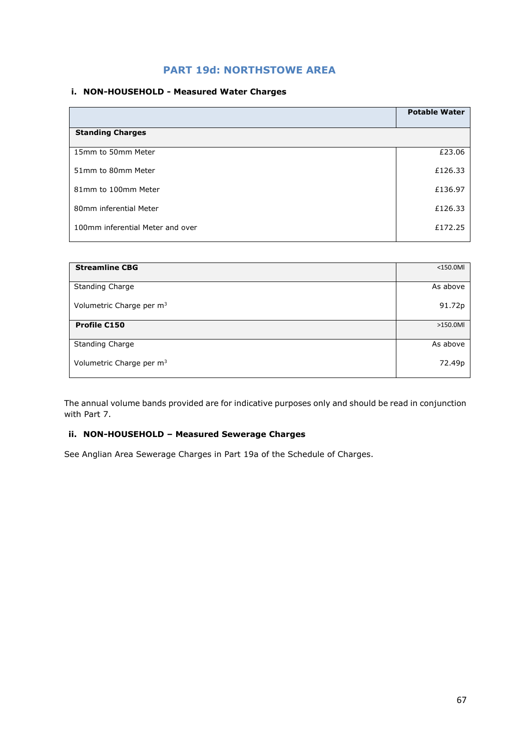## PART 19d: NORTHSTOWE AREA

### i. NON-HOUSEHOLD - Measured Water Charges

| | Potable Water |
|---|---|
| **Standing Charges** | |
| 15mm to 50mm Meter | £23.06 |
| 51mm to 80mm Meter | £126.33 |
| 81mm to 100mm Meter | £136.97 |
| 80mm inferential Meter | £126.33 |
| 100mm inferential Meter and over | £172.25 |

| **Streamline CBG** | <150.0Ml |
|---|---|
| Standing Charge | As above |
| Volumetric Charge per $m^3$ | 91.72p |
| **Profile C150** | >150.0Ml |
| Standing Charge | As above |
| Volumetric Charge per $m^3$ | 72.49p |

The annual volume bands provided are for indicative purposes only and should be read in conjunction with Part 7.

### ii. NON-HOUSEHOLD – Measured Sewerage Charges

See Anglian Area Sewerage Charges in Part 19a of the Schedule of Charges.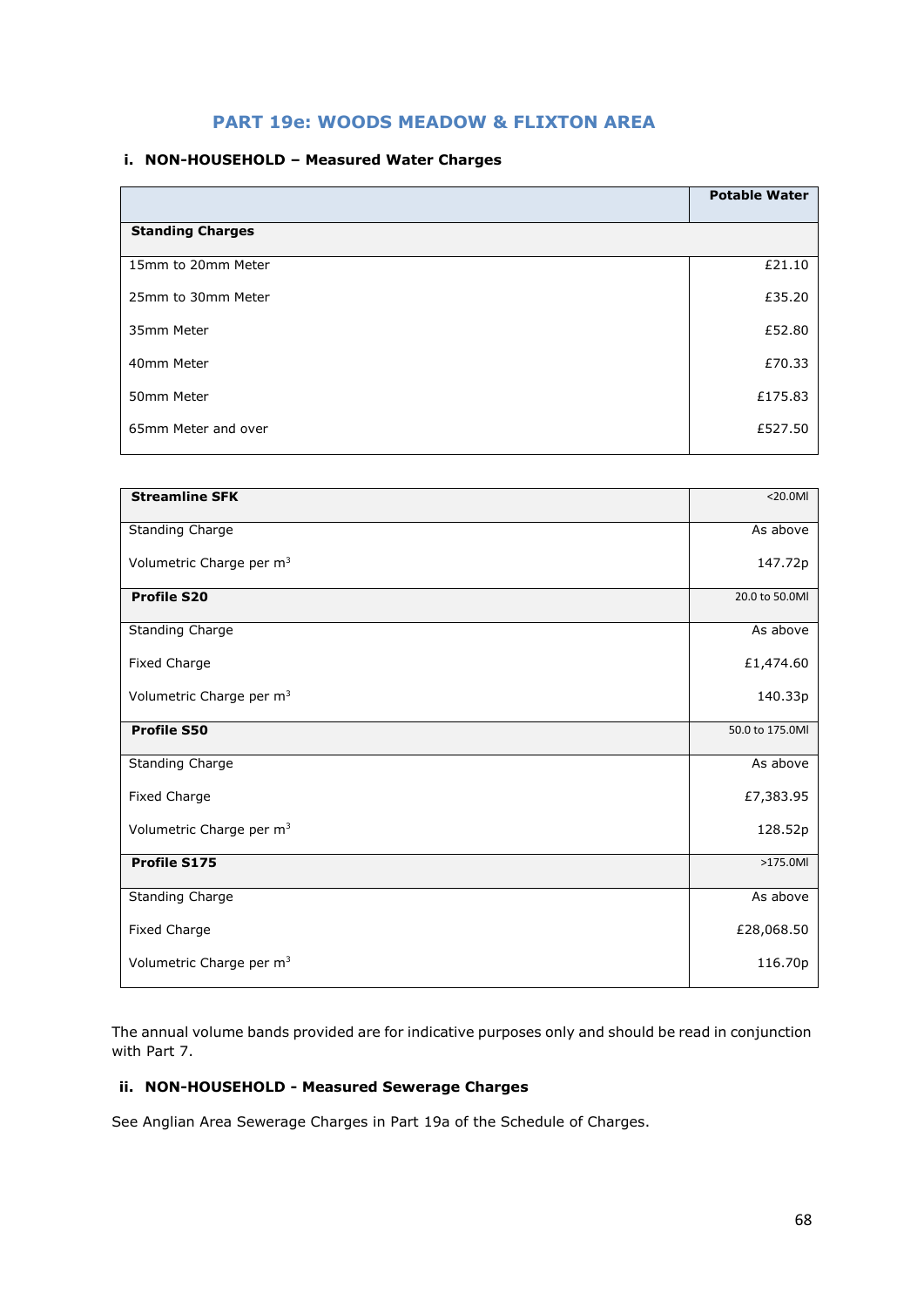# PART 19e: WOODS MEADOW & FLIXTON AREA

### i. NON-HOUSEHOLD – Measured Water Charges

| | Potable Water |
|---|---|
| **Standing Charges** | |
| 15mm to 20mm Meter | £21.10 |
| 25mm to 30mm Meter | £35.20 |
| 35mm Meter | £52.80 |
| 40mm Meter | £70.33 |
| 50mm Meter | £175.83 |
| 65mm Meter and over | £527.50 |

| **Streamline SFK** | <20.0Ml |
|---|---|
| Standing Charge | As above |
| Volumetric Charge per $m^3$ | 147.72p |
| **Profile S20** | 20.0 to 50.0Ml |
| Standing Charge | As above |
| Fixed Charge | £1,474.60 |
| Volumetric Charge per $m^3$ | 140.33p |
| **Profile S50** | 50.0 to 175.0Ml |
| Standing Charge | As above |
| Fixed Charge | £7,383.95 |
| Volumetric Charge per $m^3$ | 128.52p |
| **Profile S175** | >175.0Ml |
| Standing Charge | As above |
| Fixed Charge | £28,068.50 |
| Volumetric Charge per $m^3$ | 116.70p |

The annual volume bands provided are for indicative purposes only and should be read in conjunction with Part 7.

### ii. NON-HOUSEHOLD - Measured Sewerage Charges

See Anglian Area Sewerage Charges in Part 19a of the Schedule of Charges.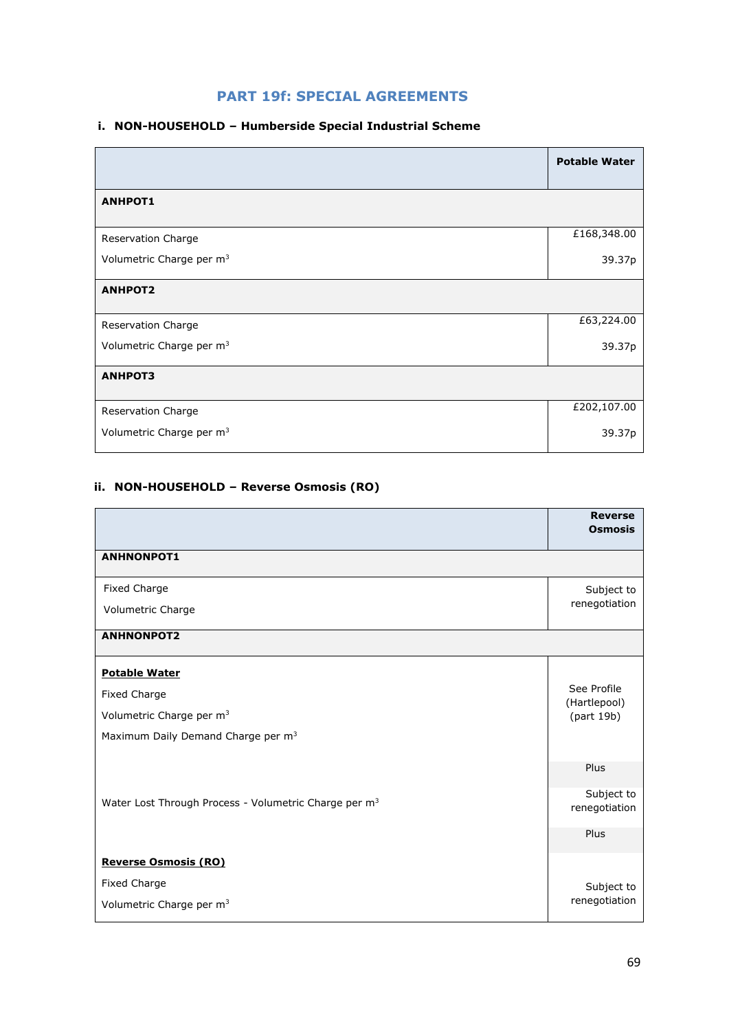## PART 19f: SPECIAL AGREEMENTS

### i. NON-HOUSEHOLD – Humberside Special Industrial Scheme

| | Potable Water |
|---|---|
| **ANHPOT1** | |
| Reservation Charge | £168,348.00 |
| Volumetric Charge per $m^3$ | 39.37p |
| **ANHPOT2** | |
| Reservation Charge | £63,224.00 |
| Volumetric Charge per $m^3$ | 39.37p |
| **ANHPOT3** | |
| Reservation Charge | £202,107.00 |
| Volumetric Charge per $m^3$ | 39.37p |

### ii. NON-HOUSEHOLD – Reverse Osmosis (RO)

| | Reverse Osmosis |
|---|---|
| **ANHNONPOT1** | |
| Fixed Charge<br>Volumetric Charge | Subject to renegotiation |
| **ANHNONPOT2** | |
| **Potable Water**<br>Fixed Charge<br>Volumetric Charge per $m^3$<br>Maximum Daily Demand Charge per $m^3$ | See Profile (Hartlepool) (part 19b) |
| | Plus |
| Water Lost Through Process - Volumetric Charge per $m^3$ | Subject to renegotiation |
| | Plus |
| **Reverse Osmosis (RO)**<br>Fixed Charge<br>Volumetric Charge per $m^3$ | Subject to renegotiation |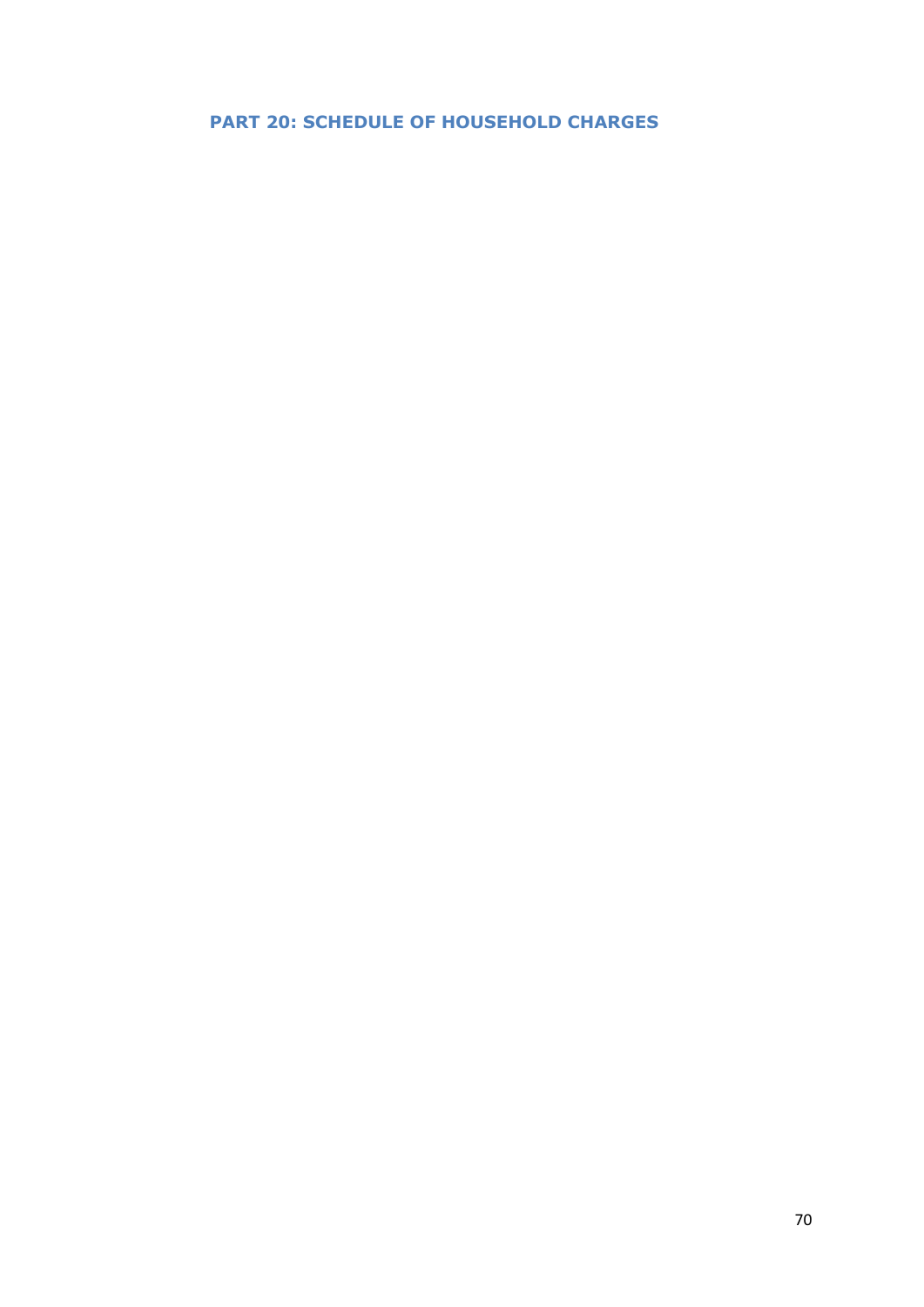## PART 20: SCHEDULE OF HOUSEHOLD CHARGES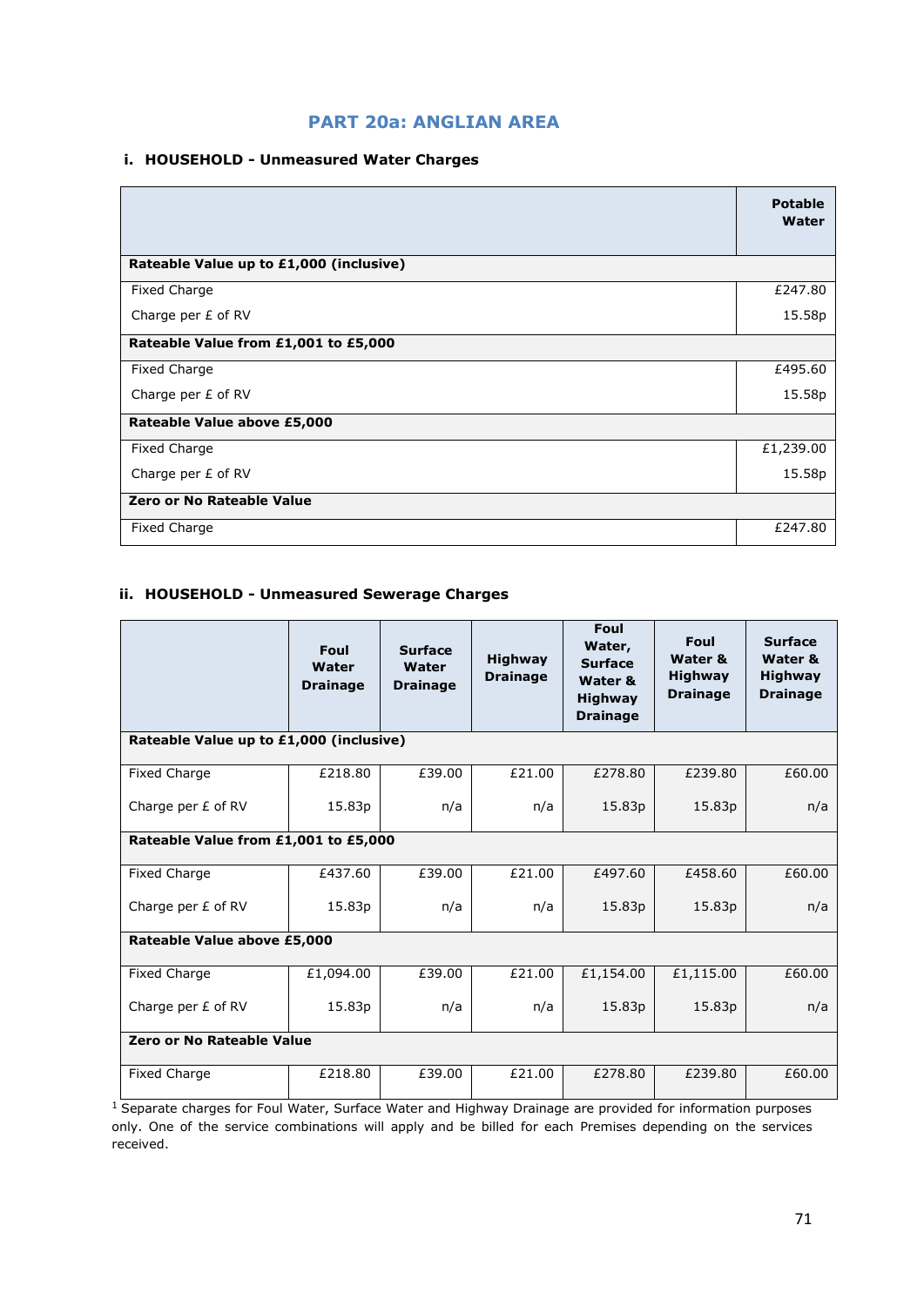## PART 20a: ANGLIAN AREA

### i. HOUSEHOLD - Unmeasured Water Charges

| | Potable Water |
|---|---|
| **Rateable Value up to £1,000 (inclusive)** | |
| Fixed Charge | £247.80 |
| Charge per £ of RV | 15.58p |
| **Rateable Value from £1,001 to £5,000** | |
| Fixed Charge | £495.60 |
| Charge per £ of RV | 15.58p |
| **Rateable Value above £5,000** | |
| Fixed Charge | £1,239.00 |
| Charge per £ of RV | 15.58p |
| **Zero or No Rateable Value** | |
| Fixed Charge | £247.80 |

### ii. HOUSEHOLD - Unmeasured Sewerage Charges

| | Foul Water Drainage | Surface Water Drainage | Highway Drainage | Foul Water, Surface Water & Highway Drainage | Foul Water & Highway Drainage | Surface Water & Highway Drainage |
|---|---|---|---|---|---|---|
| **Rateable Value up to £1,000 (inclusive)** | | | | | | |
| Fixed Charge | £218.80 | £39.00 | £21.00 | £278.80 | £239.80 | £60.00 |
| Charge per £ of RV | 15.83p | n/a | n/a | 15.83p | 15.83p | n/a |
| **Rateable Value from £1,001 to £5,000** | | | | | | |
| Fixed Charge | £437.60 | £39.00 | £21.00 | £497.60 | £458.60 | £60.00 |
| Charge per £ of RV | 15.83p | n/a | n/a | 15.83p | 15.83p | n/a |
| **Rateable Value above £5,000** | | | | | | |
| Fixed Charge | £1,094.00 | £39.00 | £21.00 | £1,154.00 | £1,115.00 | £60.00 |
| Charge per £ of RV | 15.83p | n/a | n/a | 15.83p | 15.83p | n/a |
| **Zero or No Rateable Value** | | | | | | |
| Fixed Charge | £218.80 | £39.00 | £21.00 | £278.80 | £239.80 | £60.00 |

[1] Separate charges for Foul Water, Surface Water and Highway Drainage are provided for information purposes only. One of the service combinations will apply and be billed for each Premises depending on the services received.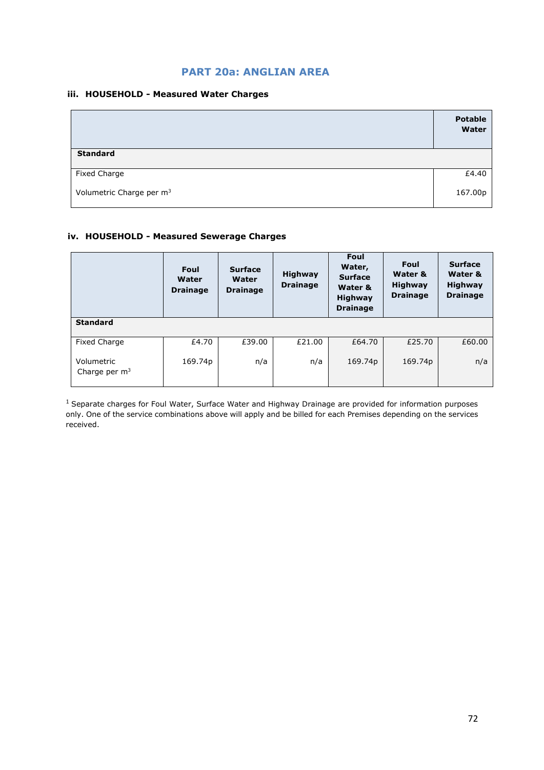## PART 20a: ANGLIAN AREA

### iii. HOUSEHOLD - Measured Water Charges

| | Potable Water |
|---|---|
| **Standard** | |
| Fixed Charge | £4.40 |
| Volumetric Charge per $m^3$ | 167.00p |

### iv. HOUSEHOLD - Measured Sewerage Charges

| | Foul Water Drainage | Surface Water Drainage | Highway Drainage | Foul Water, Surface Water & Highway Drainage | Foul Water & Highway Drainage | Surface Water & Highway Drainage |
|---|---|---|---|---|---|---|
| **Standard** | | | | | | |
| Fixed Charge | £4.70 | £39.00 | £21.00 | £64.70 | £25.70 | £60.00 |
| Volumetric Charge per $m^3$ | 169.74p | n/a | n/a | 169.74p | 169.74p | n/a |

[1] Separate charges for Foul Water, Surface Water and Highway Drainage are provided for information purposes only. One of the service combinations above will apply and be billed for each Premises depending on the services received.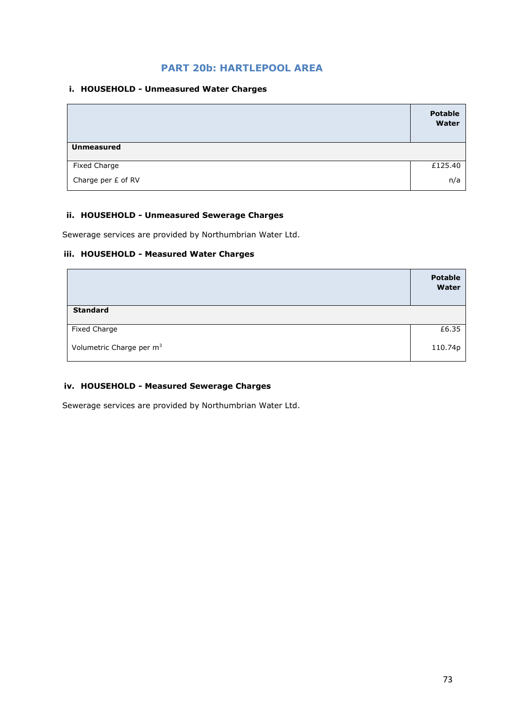## PART 20b: HARTLEPOOL AREA

### i. HOUSEHOLD - Unmeasured Water Charges

| | Potable Water |
|---|---|
| **Unmeasured** | |
| Fixed Charge | £125.40 |
| Charge per £ of RV | n/a |

### ii. HOUSEHOLD - Unmeasured Sewerage Charges

Sewerage services are provided by Northumbrian Water Ltd.

### iii. HOUSEHOLD - Measured Water Charges

| | Potable Water |
|---|---|
| **Standard** | |
| Fixed Charge | £6.35 |
| Volumetric Charge per $m^3$ | 110.74p |

### iv. HOUSEHOLD - Measured Sewerage Charges

Sewerage services are provided by Northumbrian Water Ltd.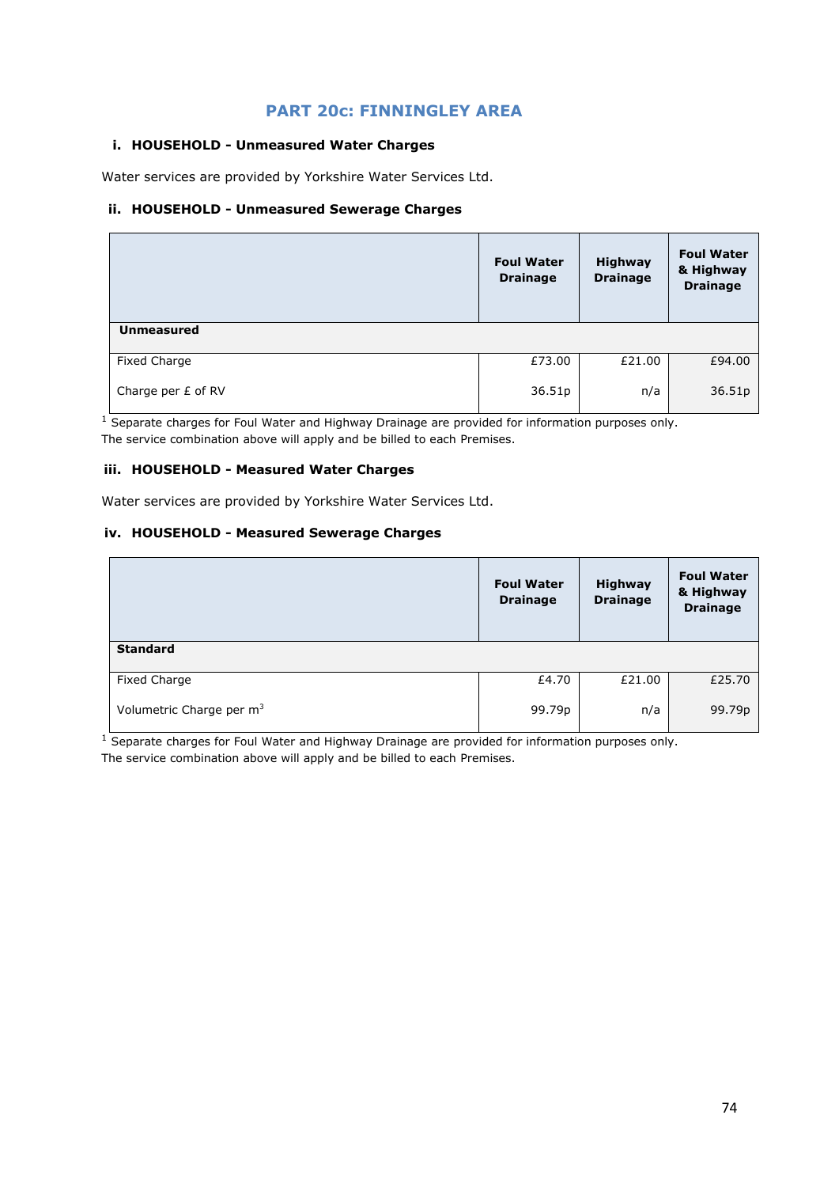## PART 20c: FINNINGLEY AREA

### i. HOUSEHOLD - Unmeasured Water Charges

Water services are provided by Yorkshire Water Services Ltd.

### ii. HOUSEHOLD - Unmeasured Sewerage Charges

| | Foul Water Drainage | Highway Drainage | Foul Water & Highway Drainage |
|---|---|---|---|
| **Unmeasured** | | | |
| Fixed Charge | £73.00 | £21.00 | £94.00 |
| Charge per £ of RV | 36.51p | n/a | 36.51p |

[1] Separate charges for Foul Water and Highway Drainage are provided for information purposes only. The service combination above will apply and be billed to each Premises.

### iii. HOUSEHOLD - Measured Water Charges

Water services are provided by Yorkshire Water Services Ltd.

### iv. HOUSEHOLD - Measured Sewerage Charges

| | Foul Water Drainage | Highway Drainage | Foul Water & Highway Drainage |
|---|---|---|---|
| **Standard** | | | |
| Fixed Charge | £4.70 | £21.00 | £25.70 |
| Volumetric Charge per $m^3$ | 99.79p | n/a | 99.79p |

[1] Separate charges for Foul Water and Highway Drainage are provided for information purposes only. The service combination above will apply and be billed to each Premises.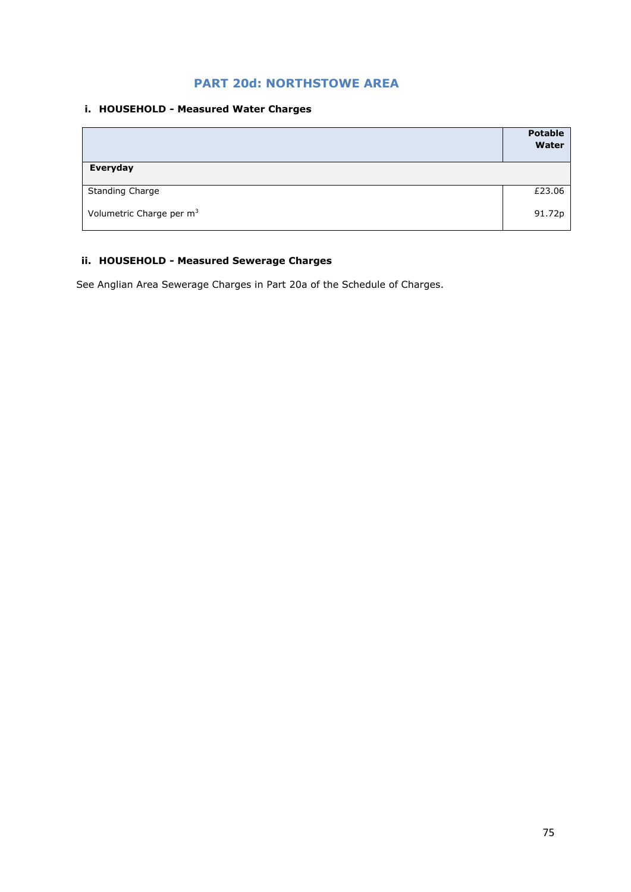# PART 20d: NORTHSTOWE AREA

## i. HOUSEHOLD - Measured Water Charges

| | Potable Water |
|---|---|
| **Everyday** | |
| Standing Charge | £23.06 |
| Volumetric Charge per $m^3$ | 91.72p |

## ii. HOUSEHOLD - Measured Sewerage Charges

See Anglian Area Sewerage Charges in Part 20a of the Schedule of Charges.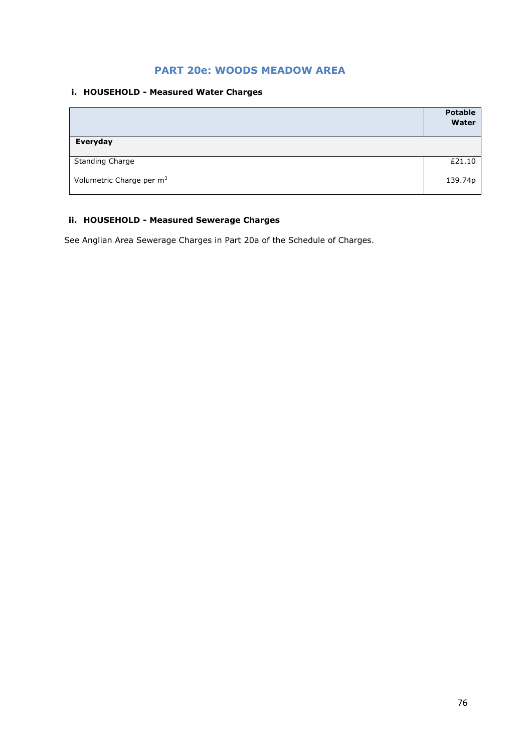## PART 20e: WOODS MEADOW AREA

### i. HOUSEHOLD - Measured Water Charges

| | Potable Water |
|---|---|
| **Everyday** | |
| Standing Charge | £21.10 |
| Volumetric Charge per $m^3$ | 139.74p |

### ii. HOUSEHOLD - Measured Sewerage Charges

See Anglian Area Sewerage Charges in Part 20a of the Schedule of Charges.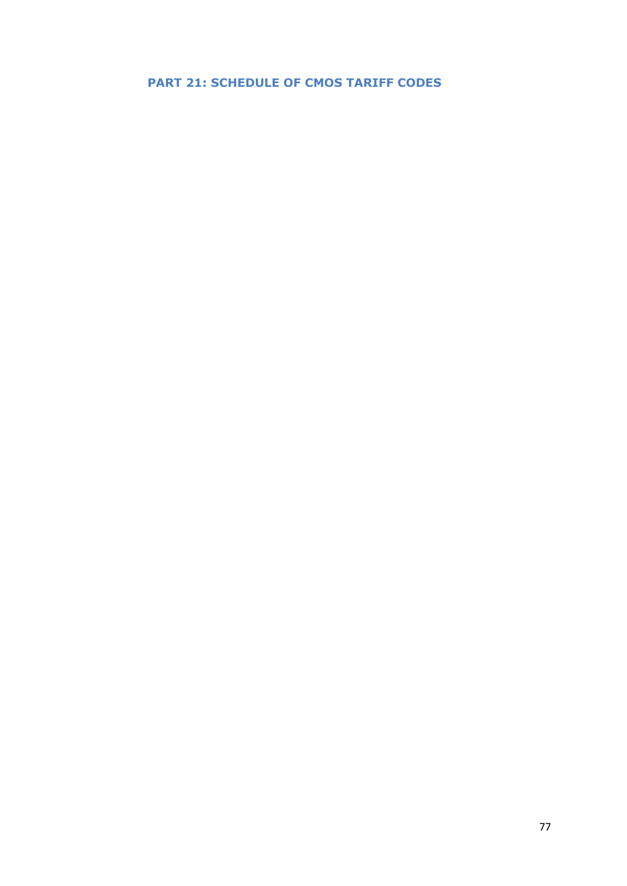## PART 21: SCHEDULE OF CMOS TARIFF CODES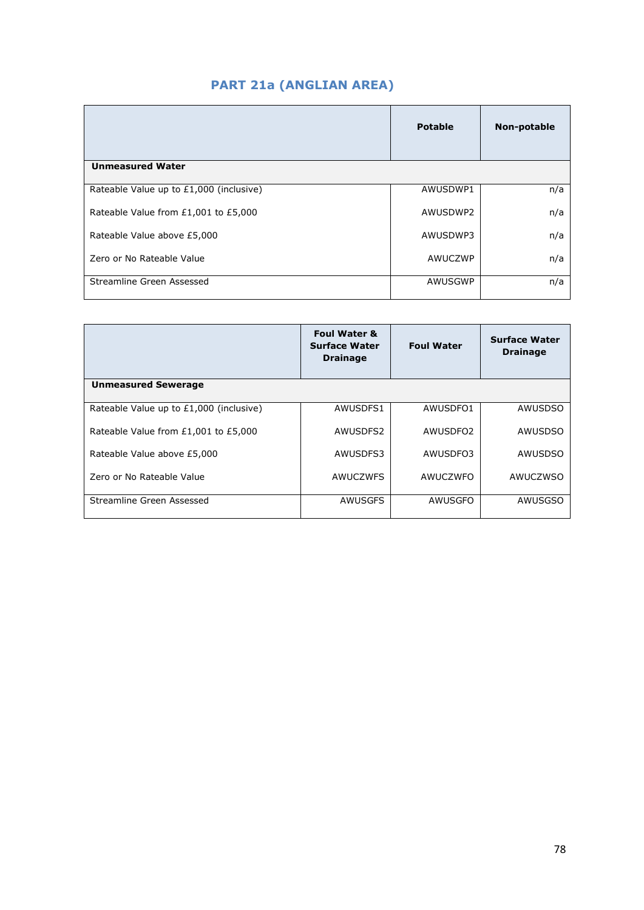## PART 21a (ANGLIAN AREA)

| | Potable | Non-potable |
|---|---|---|
| **Unmeasured Water** | | |
| Rateable Value up to £1,000 (inclusive) | AWUSDWP1 | n/a |
| Rateable Value from £1,001 to £5,000 | AWUSDWP2 | n/a |
| Rateable Value above £5,000 | AWUSDWP3 | n/a |
| Zero or No Rateable Value | AWUCZWP | n/a |
| Streamline Green Assessed | AWUSGWP | n/a |

| | Foul Water & Surface Water Drainage | Foul Water | Surface Water Drainage |
|---|---|---|---|
| **Unmeasured Sewerage** | | | |
| Rateable Value up to £1,000 (inclusive) | AWUSDFS1 | AWUSDFO1 | AWUSDSO |
| Rateable Value from £1,001 to £5,000 | AWUSDFS2 | AWUSDFO2 | AWUSDSO |
| Rateable Value above £5,000 | AWUSDFS3 | AWUSDFO3 | AWUSDSO |
| Zero or No Rateable Value | AWUCZWFS | AWUCZWFO | AWUCZWSO |
| Streamline Green Assessed | AWUSGFS | AWUSGFO | AWUSGSO |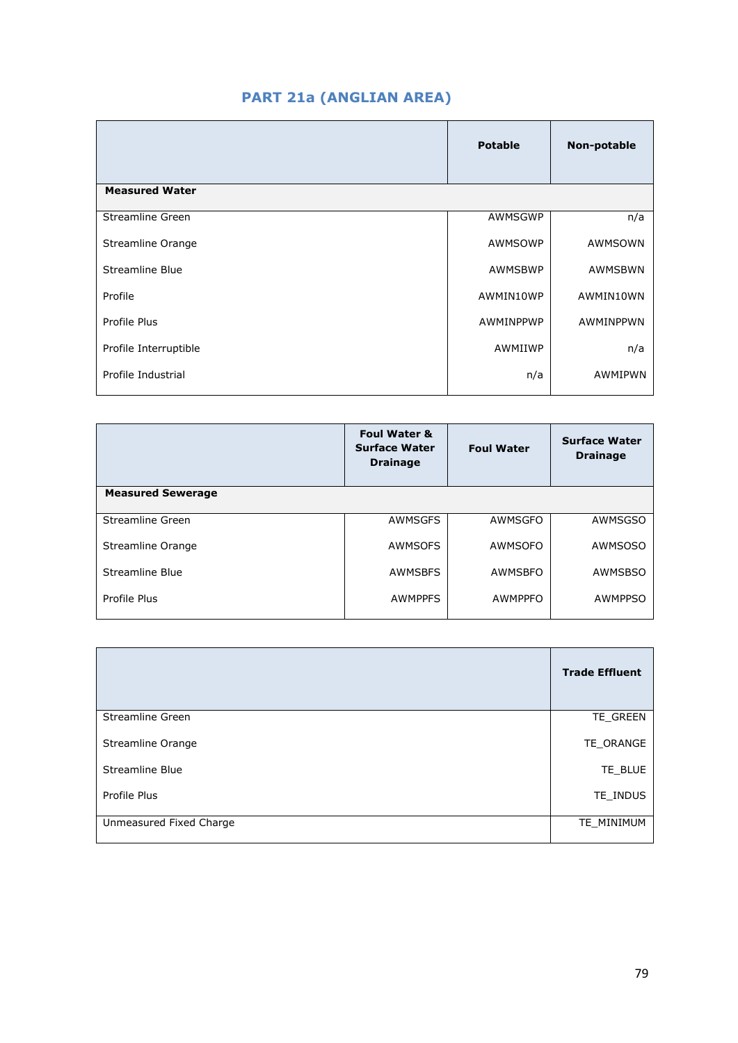## PART 21a (ANGLIAN AREA)

| | Potable | Non-potable |
|---|---|---|
| **Measured Water** | | |
| Streamline Green | AWMSGWP | n/a |
| Streamline Orange | AWMSOWP | AWMSOWN |
| Streamline Blue | AWMSBWP | AWMSBWN |
| Profile | AWMIN10WP | AWMIN10WN |
| Profile Plus | AWMINPPWP | AWMINPPWN |
| Profile Interruptible | AWMIIWP | n/a |
| Profile Industrial | n/a | AWMIPWN |

| | Foul Water & Surface Water Drainage | Foul Water | Surface Water Drainage |
|---|---|---|---|
| **Measured Sewerage** | | | |
| Streamline Green | AWMSGFS | AWMSGFO | AWMSGSO |
| Streamline Orange | AWMSOFS | AWMSOFO | AWMSOSO |
| Streamline Blue | AWMSBFS | AWMSBFO | AWMSBSO |
| Profile Plus | AWMPPFS | AWMPPFO | AWMPPSO |

| | Trade Effluent |
|---|---|
| Streamline Green | TE_GREEN |
| Streamline Orange | TE_ORANGE |
| Streamline Blue | TE_BLUE |
| Profile Plus | TE_INDUS |
| Unmeasured Fixed Charge | TE_MINIMUM |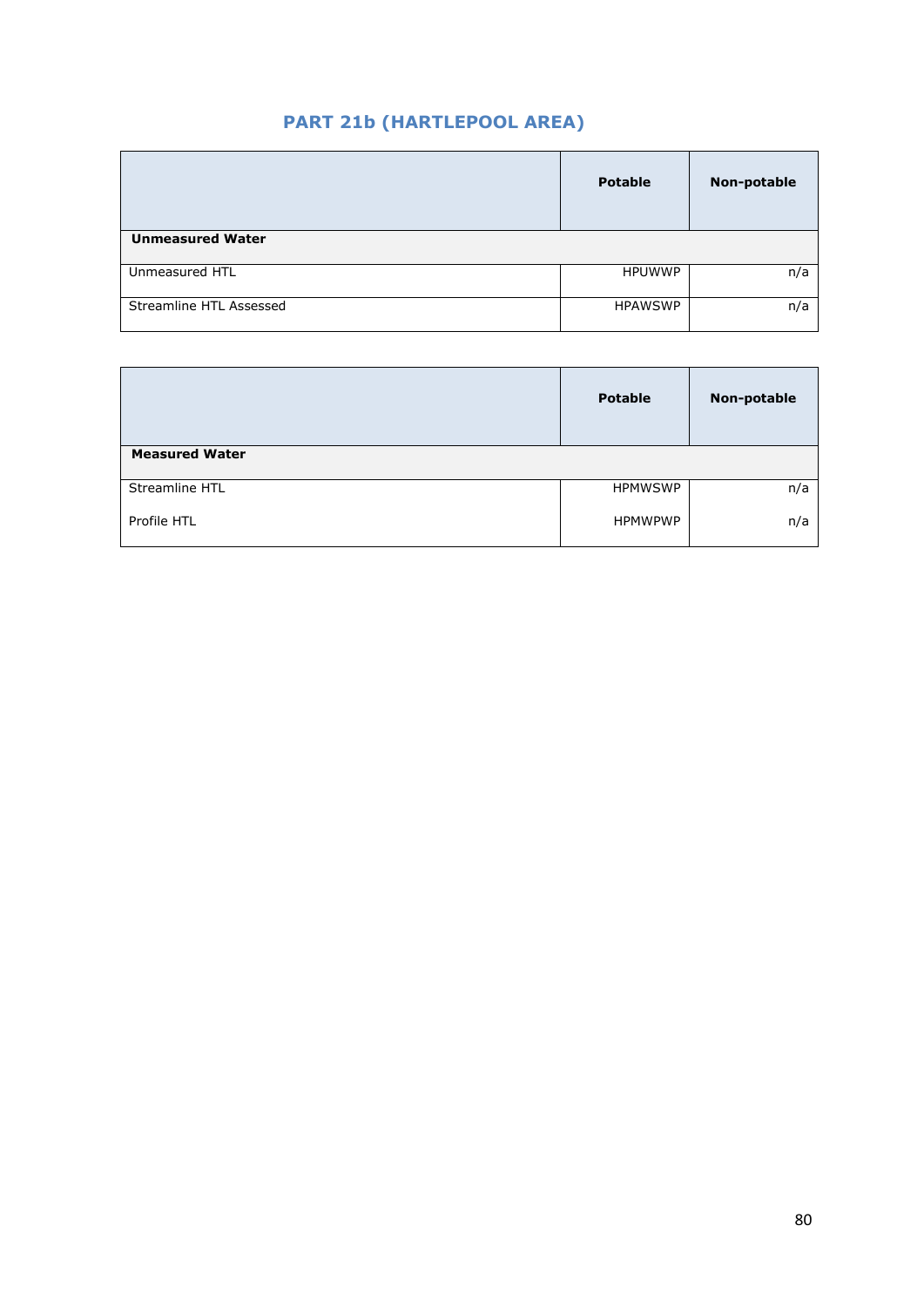## PART 21b (HARTLEPOOL AREA)

| | Potable | Non-potable |
|---|---|---|
| **Unmeasured Water** | | |
| Unmeasured HTL | HPUWWP | n/a |
| Streamline HTL Assessed | HPAWSWP | n/a |

| | Potable | Non-potable |
|---|---|---|
| **Measured Water** | | |
| Streamline HTL | HPMWSWP | n/a |
| Profile HTL | HPMWPWP | n/a |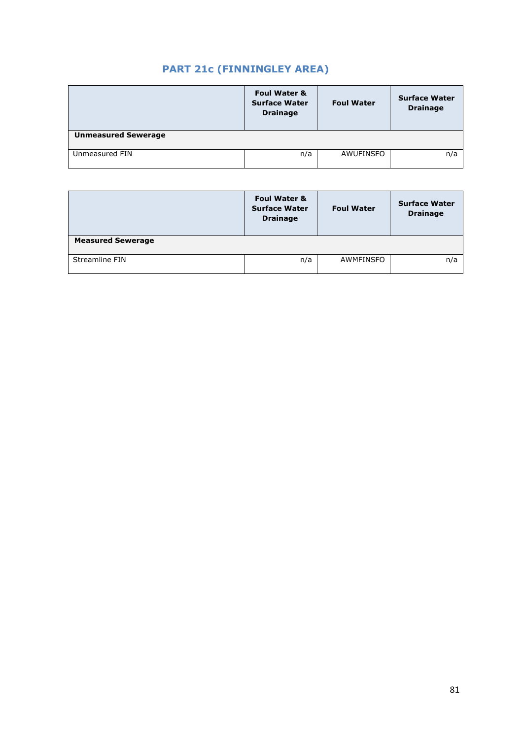## PART 21c (FINNINGLEY AREA)

| | Foul Water & Surface Water Drainage | Foul Water | Surface Water Drainage |
|---|---|---|---|
| **Unmeasured Sewerage** | | | |
| Unmeasured FIN | n/a | AWUFINSFO | n/a |

| | Foul Water & Surface Water Drainage | Foul Water | Surface Water Drainage |
|---|---|---|---|
| **Measured Sewerage** | | | |
| Streamline FIN | n/a | AWMFINSFO | n/a |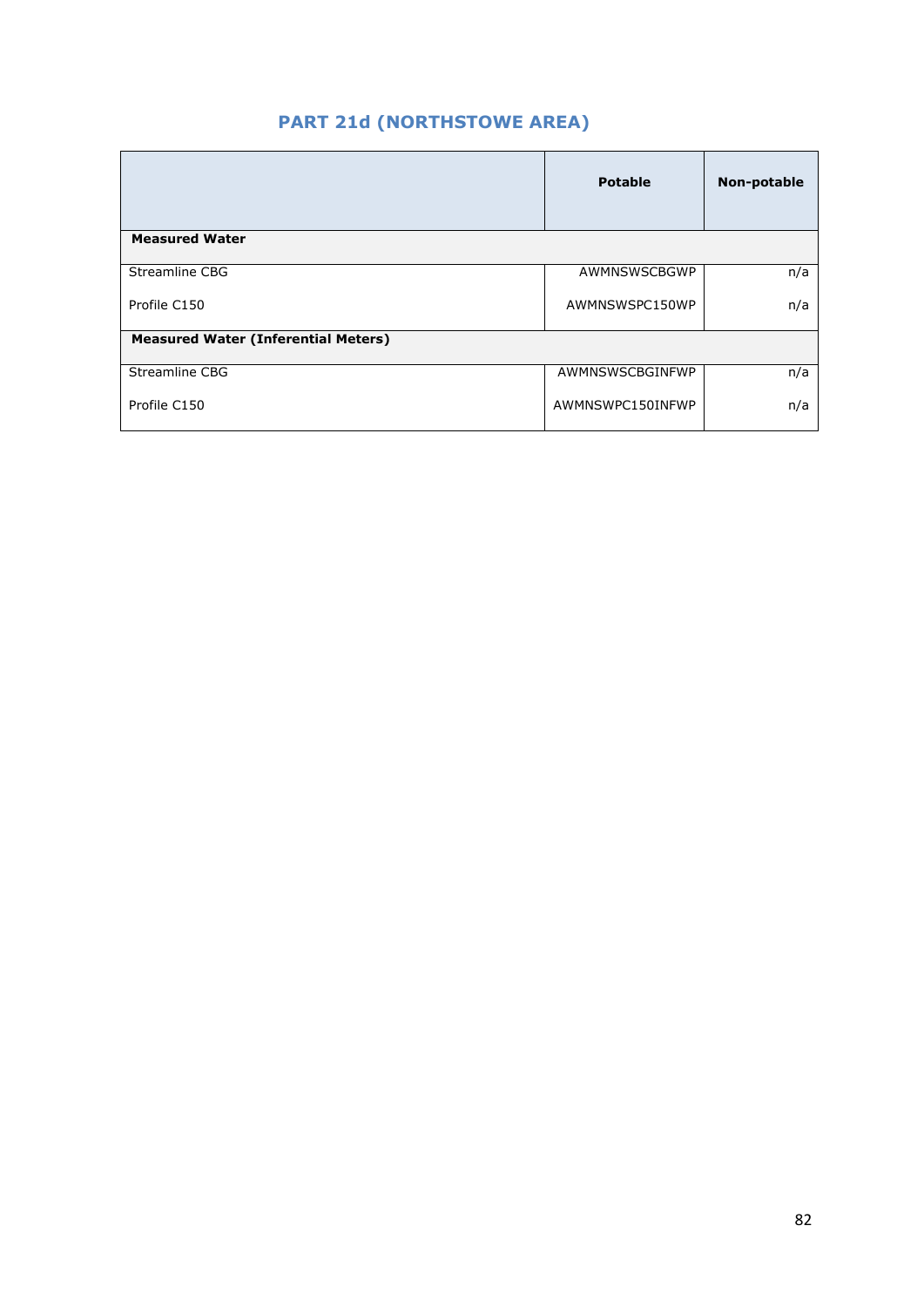## PART 21d (NORTHSTOWE AREA)

| | Potable | Non-potable |
|---|---|---|
| **Measured Water** | | |
| Streamline CBG | AWMNSWSCBGWP | n/a |
| Profile C150 | AWMNSWSPC150WP | n/a |
| **Measured Water (Inferential Meters)** | | |
| Streamline CBG | AWMNSWSCBGINFWP | n/a |
| Profile C150 | AWMNSWPC150INFWP | n/a |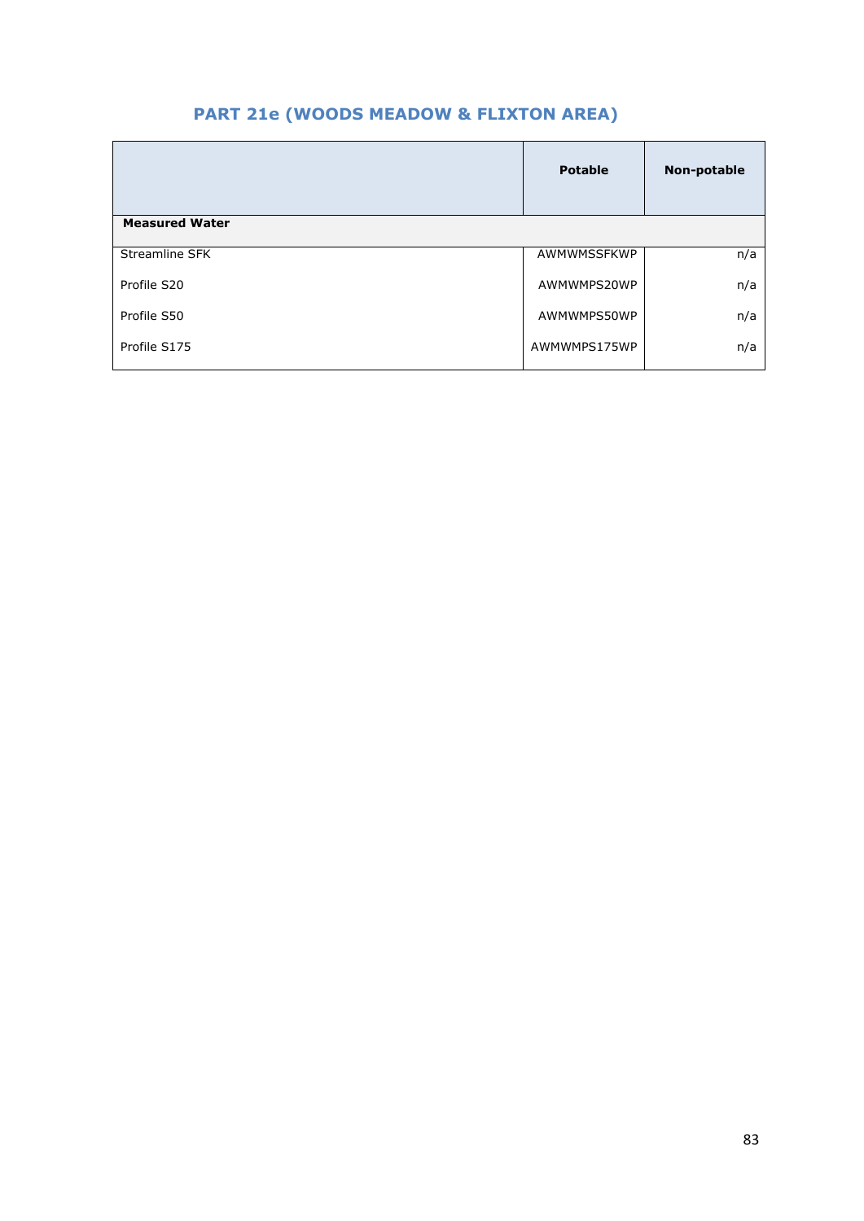## PART 21e (WOODS MEADOW & FLIXTON AREA)

| | Potable | Non-potable |
|---|---|---|
| **Measured Water** | | |
| Streamline SFK | AWMWMSSFKWP | n/a |
| Profile S20 | AWMWMPS20WP | n/a |
| Profile S50 | AWMWMPS50WP | n/a |
| Profile S175 | AWMWMPS175WP | n/a |